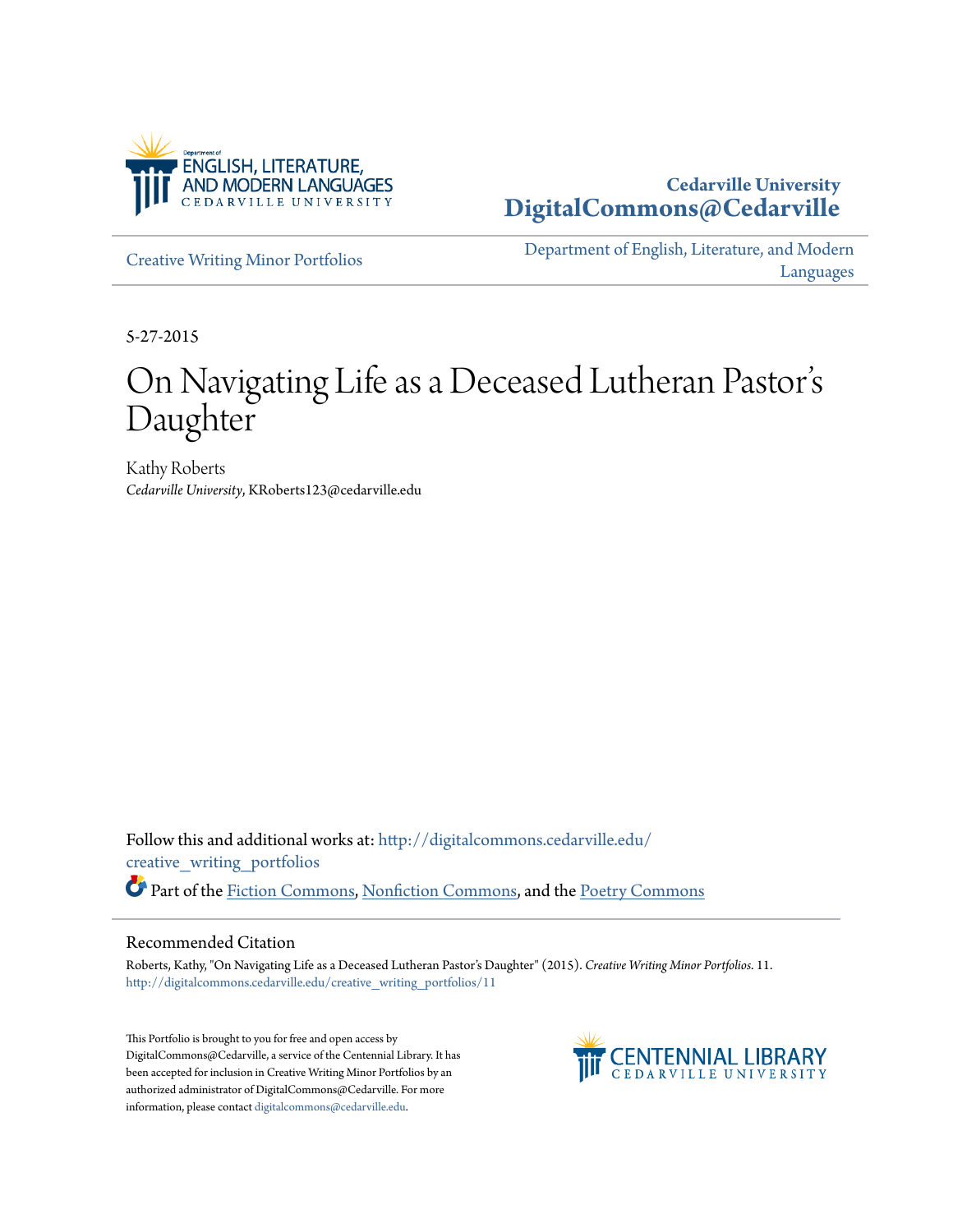Department of ENGLISH, LITERATURE, AND MODERN LANGUAGES
CEDARVILLE UNIVERSITY

**Cedarville University**
**DigitalCommons@Cedarville**

Creative Writing Minor Portfolios

Department of English, Literature, and Modern Languages

5-27-2015

# On Navigating Life as a Deceased Lutheran Pastor's Daughter

Kathy Roberts
*Cedarville University*, KRoberts123@cedarville.edu

Follow this and additional works at: http://digitalcommons.cedarville.edu/creative_writing_portfolios

Part of the Fiction Commons, Nonfiction Commons, and the Poetry Commons

## Recommended Citation

Roberts, Kathy, "On Navigating Life as a Deceased Lutheran Pastor's Daughter" (2015). *Creative Writing Minor Portfolios*. 11.
http://digitalcommons.cedarville.edu/creative_writing_portfolios/11

This Portfolio is brought to you for free and open access by DigitalCommons@Cedarville, a service of the Centennial Library. It has been accepted for inclusion in Creative Writing Minor Portfolios by an authorized administrator of DigitalCommons@Cedarville. For more information, please contact digitalcommons@cedarville.edu.

CENTENNIAL LIBRARY
CEDARVILLE UNIVERSITY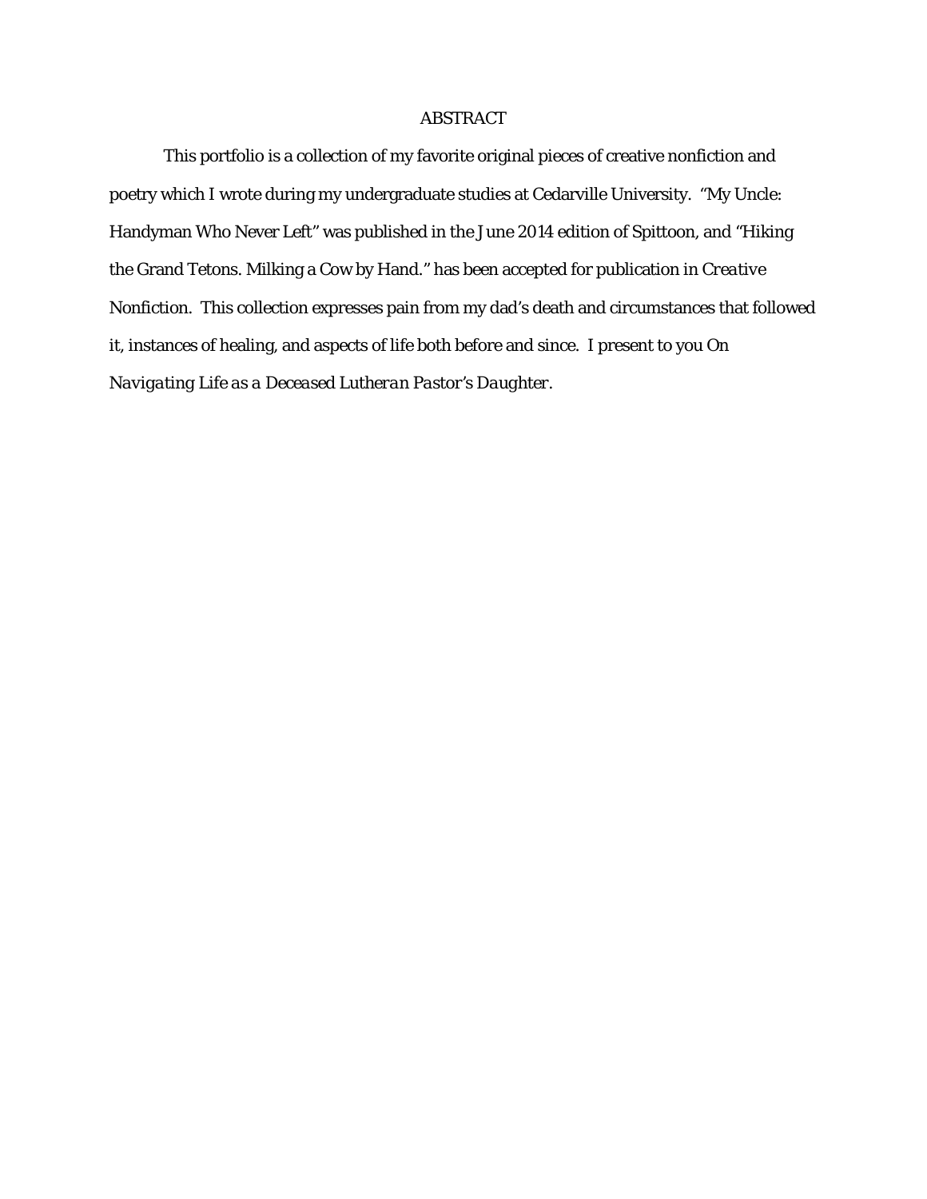# ABSTRACT

This portfolio is a collection of my favorite original pieces of creative nonfiction and poetry which I wrote during my undergraduate studies at Cedarville University. "My Uncle: Handyman Who Never Left" was published in the June 2014 edition of Spittoon, and "Hiking the Grand Tetons. Milking a Cow by Hand." has been accepted for publication in *Creative Nonfiction*. This collection expresses pain from my dad's death and circumstances that followed it, instances of healing, and aspects of life both before and since. I present to you *On Navigating Life as a Deceased Lutheran Pastor's Daughter*.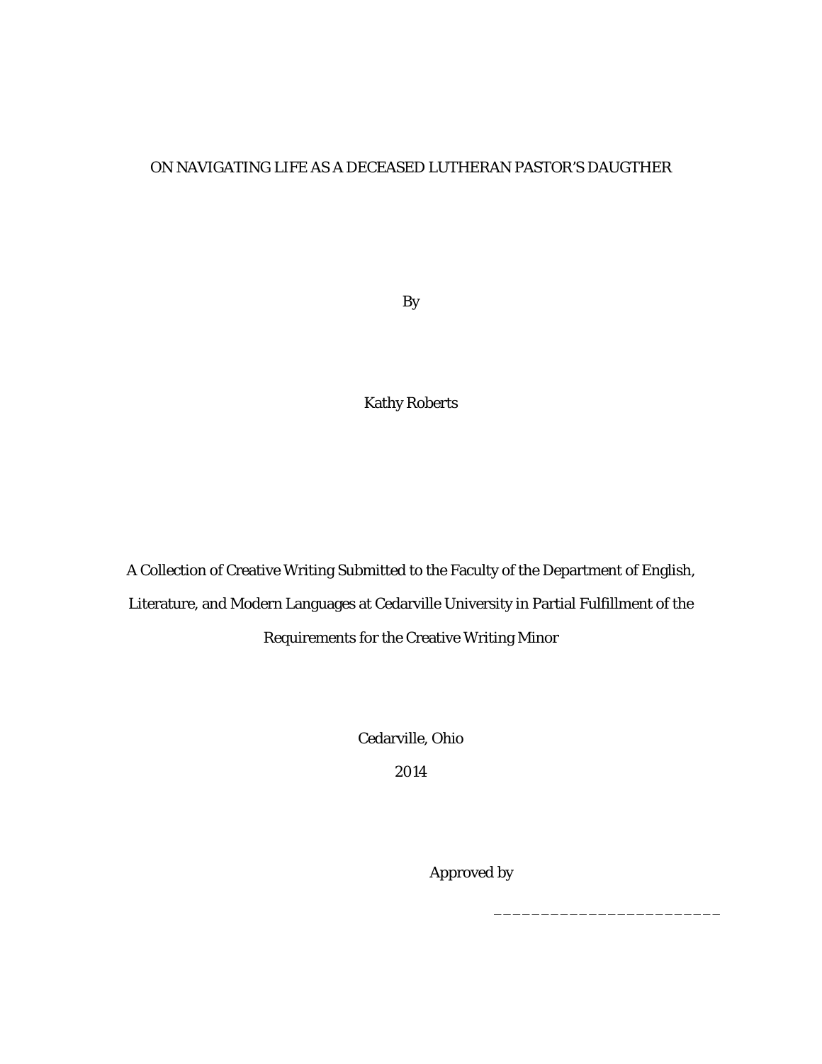# ON NAVIGATING LIFE AS A DECEASED LUTHERAN PASTOR'S DAUGTHER

By

Kathy Roberts

A Collection of Creative Writing Submitted to the Faculty of the Department of English, Literature, and Modern Languages at Cedarville University in Partial Fulfillment of the Requirements for the Creative Writing Minor

Cedarville, Ohio

2014

Approved by

________________________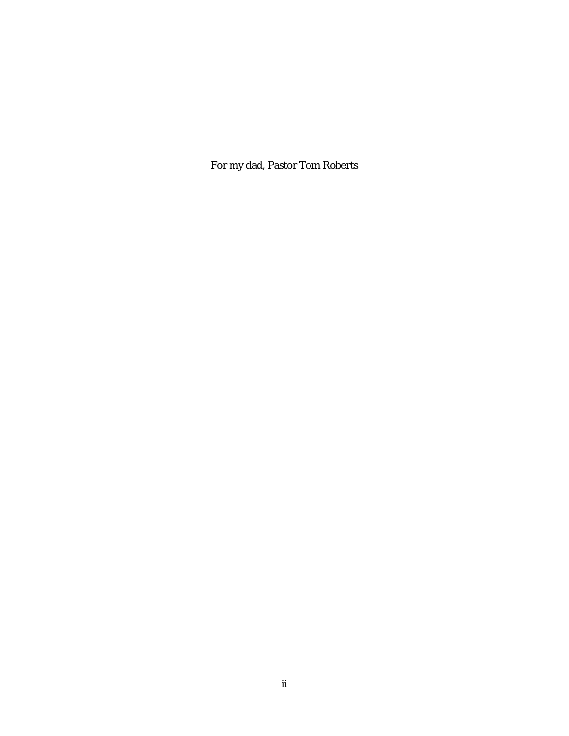For my dad, Pastor Tom Roberts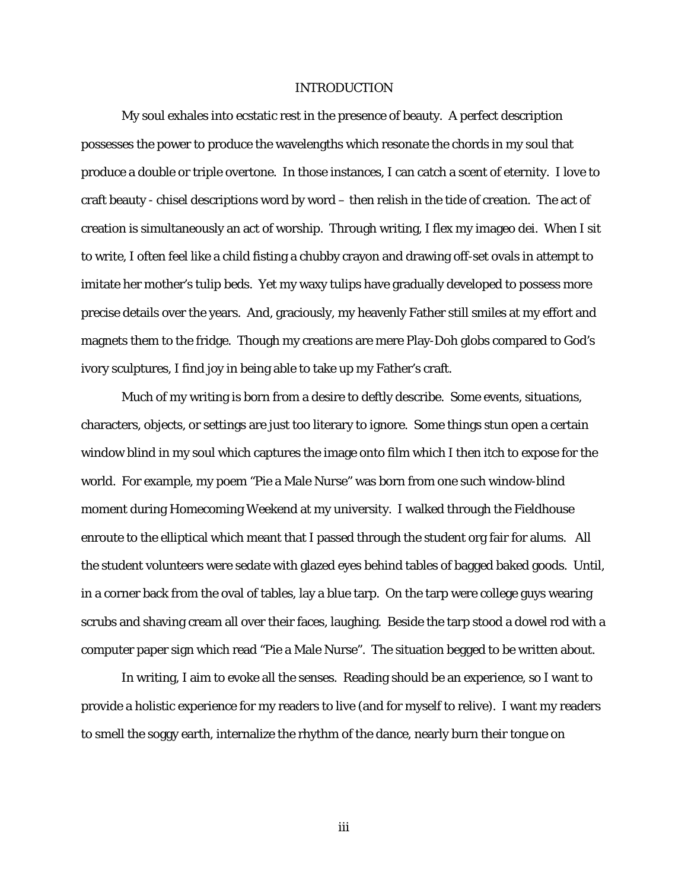# INTRODUCTION

My soul exhales into ecstatic rest in the presence of beauty. A perfect description possesses the power to produce the wavelengths which resonate the chords in my soul that produce a double or triple overtone. In those instances, I can catch a scent of eternity. I love to craft beauty - chisel descriptions word by word – then relish in the tide of creation. The act of creation is simultaneously an act of worship. Through writing, I flex my imageo dei. When I sit to write, I often feel like a child fisting a chubby crayon and drawing off-set ovals in attempt to imitate her mother's tulip beds. Yet my waxy tulips have gradually developed to possess more precise details over the years. And, graciously, my heavenly Father still smiles at my effort and magnets them to the fridge. Though my creations are mere Play-Doh globs compared to God's ivory sculptures, I find joy in being able to take up my Father's craft.

Much of my writing is born from a desire to deftly describe. Some events, situations, characters, objects, or settings are just too literary to ignore. Some things stun open a certain window blind in my soul which captures the image onto film which I then itch to expose for the world. For example, my poem "Pie a Male Nurse" was born from one such window-blind moment during Homecoming Weekend at my university. I walked through the Fieldhouse enroute to the elliptical which meant that I passed through the student org fair for alums. All the student volunteers were sedate with glazed eyes behind tables of bagged baked goods. Until, in a corner back from the oval of tables, lay a blue tarp. On the tarp were college guys wearing scrubs and shaving cream all over their faces, laughing. Beside the tarp stood a dowel rod with a computer paper sign which read "Pie a Male Nurse". The situation begged to be written about.

In writing, I aim to evoke all the senses. Reading should be an experience, so I want to provide a holistic experience for my readers to live (and for myself to relive). I want my readers to smell the soggy earth, internalize the rhythm of the dance, nearly burn their tongue on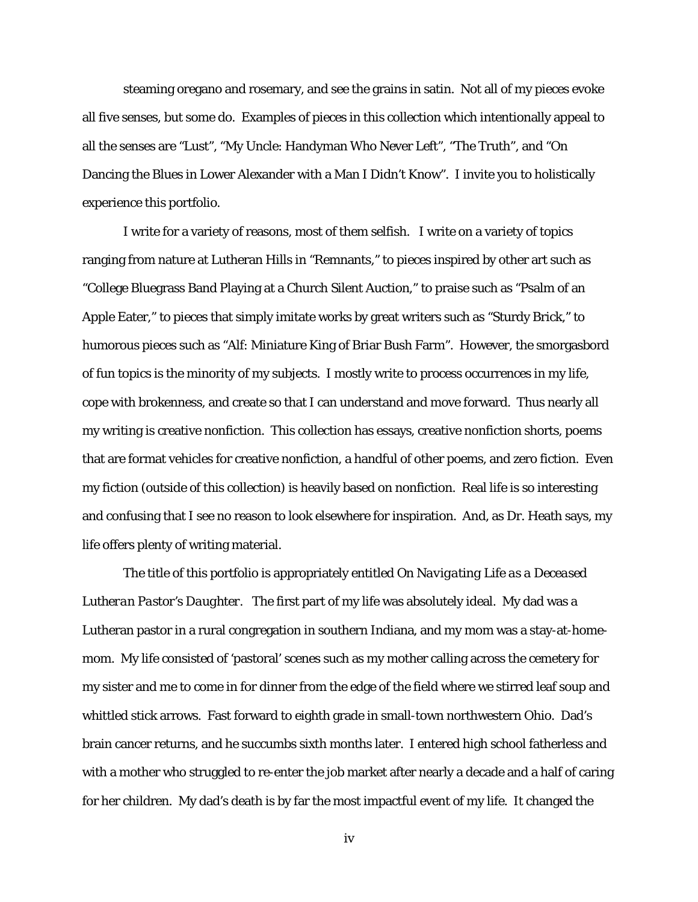steaming oregano and rosemary, and see the grains in satin. Not all of my pieces evoke all five senses, but some do. Examples of pieces in this collection which intentionally appeal to all the senses are “Lust”, “My Uncle: Handyman Who Never Left”, “The Truth”, and “On Dancing the Blues in Lower Alexander with a Man I Didn’t Know”. I invite you to holistically experience this portfolio.

I write for a variety of reasons, most of them selfish. I write on a variety of topics ranging from nature at Lutheran Hills in “Remnants,” to pieces inspired by other art such as “College Bluegrass Band Playing at a Church Silent Auction,” to praise such as “Psalm of an Apple Eater,” to pieces that simply imitate works by great writers such as “Sturdy Brick,” to humorous pieces such as “Alf: Miniature King of Briar Bush Farm”. However, the smorgasbord of fun topics is the minority of my subjects. I mostly write to process occurrences in my life, cope with brokenness, and create so that I can understand and move forward. Thus nearly all my writing is creative nonfiction. This collection has essays, creative nonfiction shorts, poems that are format vehicles for creative nonfiction, a handful of other poems, and zero fiction. Even my fiction (outside of this collection) is heavily based on nonfiction. Real life is so interesting and confusing that I see no reason to look elsewhere for inspiration. And, as Dr. Heath says, my life offers plenty of writing material.

The title of this portfolio is appropriately entitled *On Navigating Life as a Deceased Lutheran Pastor’s Daughter*. The first part of my life was absolutely ideal. My dad was a Lutheran pastor in a rural congregation in southern Indiana, and my mom was a stay-at-home-mom. My life consisted of ‘pastoral’ scenes such as my mother calling across the cemetery for my sister and me to come in for dinner from the edge of the field where we stirred leaf soup and whittled stick arrows. Fast forward to eighth grade in small-town northwestern Ohio. Dad’s brain cancer returns, and he succumbs sixth months later. I entered high school fatherless and with a mother who struggled to re-enter the job market after nearly a decade and a half of caring for her children. My dad’s death is by far the most impactful event of my life. It changed the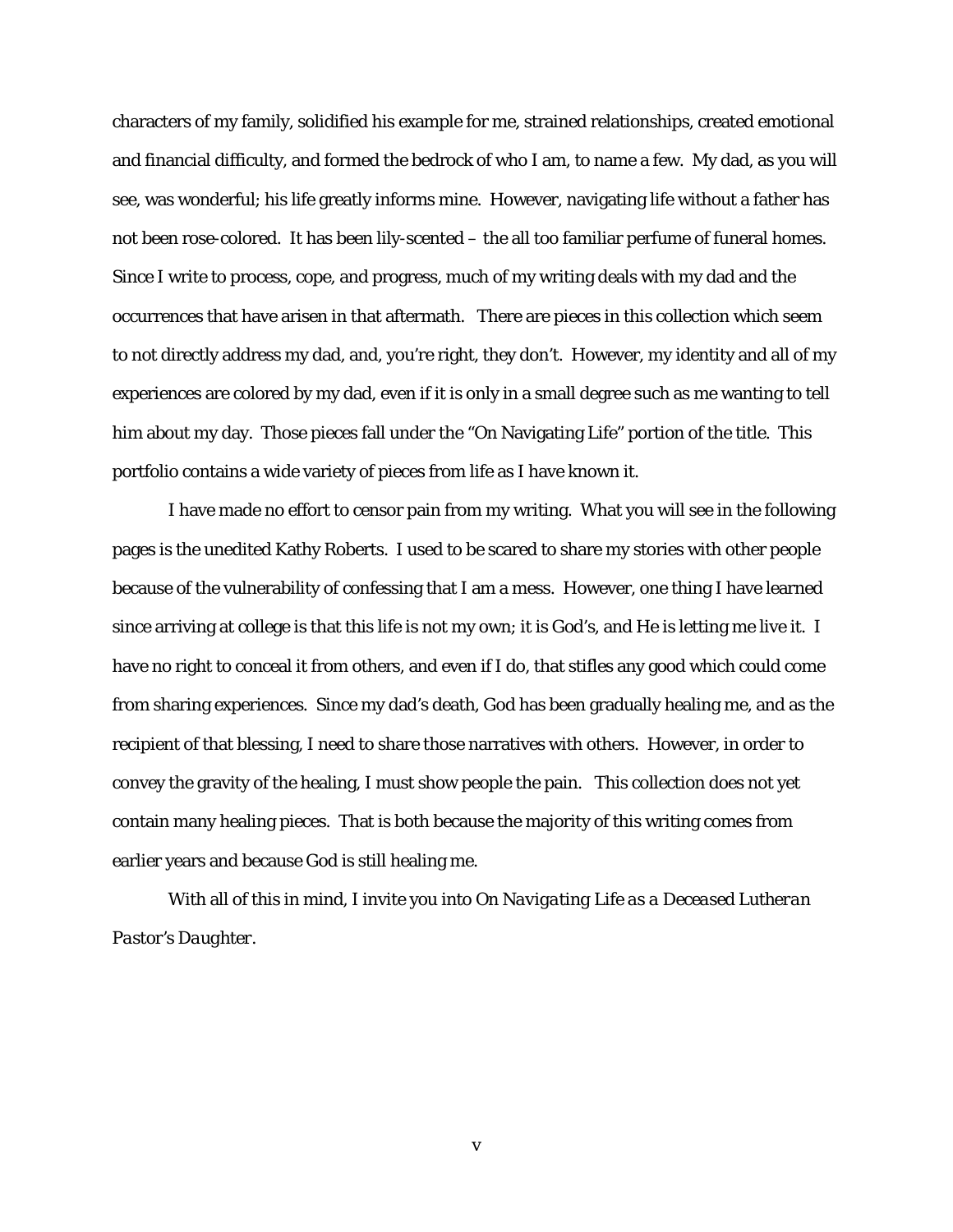characters of my family, solidified his example for me, strained relationships, created emotional and financial difficulty, and formed the bedrock of who I am, to name a few. My dad, as you will see, was wonderful; his life greatly informs mine. However, navigating life without a father has not been rose-colored. It has been lily-scented – the all too familiar perfume of funeral homes. Since I write to process, cope, and progress, much of my writing deals with my dad and the occurrences that have arisen in that aftermath. There are pieces in this collection which seem to not directly address my dad, and, you're right, they don't. However, my identity and all of my experiences are colored by my dad, even if it is only in a small degree such as me wanting to tell him about my day. Those pieces fall under the "On Navigating Life" portion of the title. This portfolio contains a wide variety of pieces from life as I have known it.

I have made no effort to censor pain from my writing. What you will see in the following pages is the unedited Kathy Roberts. I used to be scared to share my stories with other people because of the vulnerability of confessing that I am a mess. However, one thing I have learned since arriving at college is that this life is not my own; it is God's, and He is letting me live it. I have no right to conceal it from others, and even if I do, that stifles any good which could come from sharing experiences. Since my dad's death, God has been gradually healing me, and as the recipient of that blessing, I need to share those narratives with others. However, in order to convey the gravity of the healing, I must show people the pain. This collection does not yet contain many healing pieces. That is both because the majority of this writing comes from earlier years and because God is still healing me.

With all of this in mind, I invite you into *On Navigating Life as a Deceased Lutheran Pastor's Daughter*.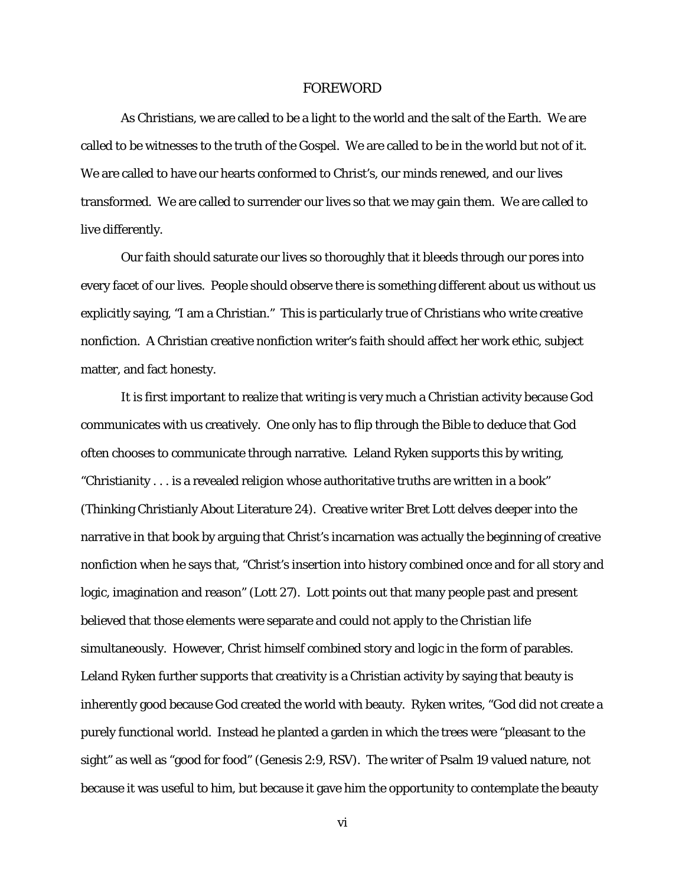# FOREWORD

As Christians, we are called to be a light to the world and the salt of the Earth. We are called to be witnesses to the truth of the Gospel. We are called to be in the world but not of it. We are called to have our hearts conformed to Christ's, our minds renewed, and our lives transformed. We are called to surrender our lives so that we may gain them. We are called to live differently.

Our faith should saturate our lives so thoroughly that it bleeds through our pores into every facet of our lives. People should observe there is something different about us without us explicitly saying, "I am a Christian." This is particularly true of Christians who write creative nonfiction. A Christian creative nonfiction writer's faith should affect her work ethic, subject matter, and fact honesty.

It is first important to realize that writing is very much a Christian activity because God communicates with us creatively. One only has to flip through the Bible to deduce that God often chooses to communicate through narrative. Leland Ryken supports this by writing, "Christianity . . . is a revealed religion whose authoritative truths are written in a book" (Thinking Christianly About Literature 24). Creative writer Bret Lott delves deeper into the narrative in that book by arguing that Christ's incarnation was actually the beginning of creative nonfiction when he says that, "Christ's insertion into history combined once and for all story and logic, imagination and reason" (Lott 27). Lott points out that many people past and present believed that those elements were separate and could not apply to the Christian life simultaneously. However, Christ himself combined story and logic in the form of parables. Leland Ryken further supports that creativity is a Christian activity by saying that beauty is inherently good because God created the world with beauty. Ryken writes, "God did not create a purely functional world. Instead he planted a garden in which the trees were "pleasant to the sight" as well as "good for food" (Genesis 2:9, RSV). The writer of Psalm 19 valued nature, not because it was useful to him, but because it gave him the opportunity to contemplate the beauty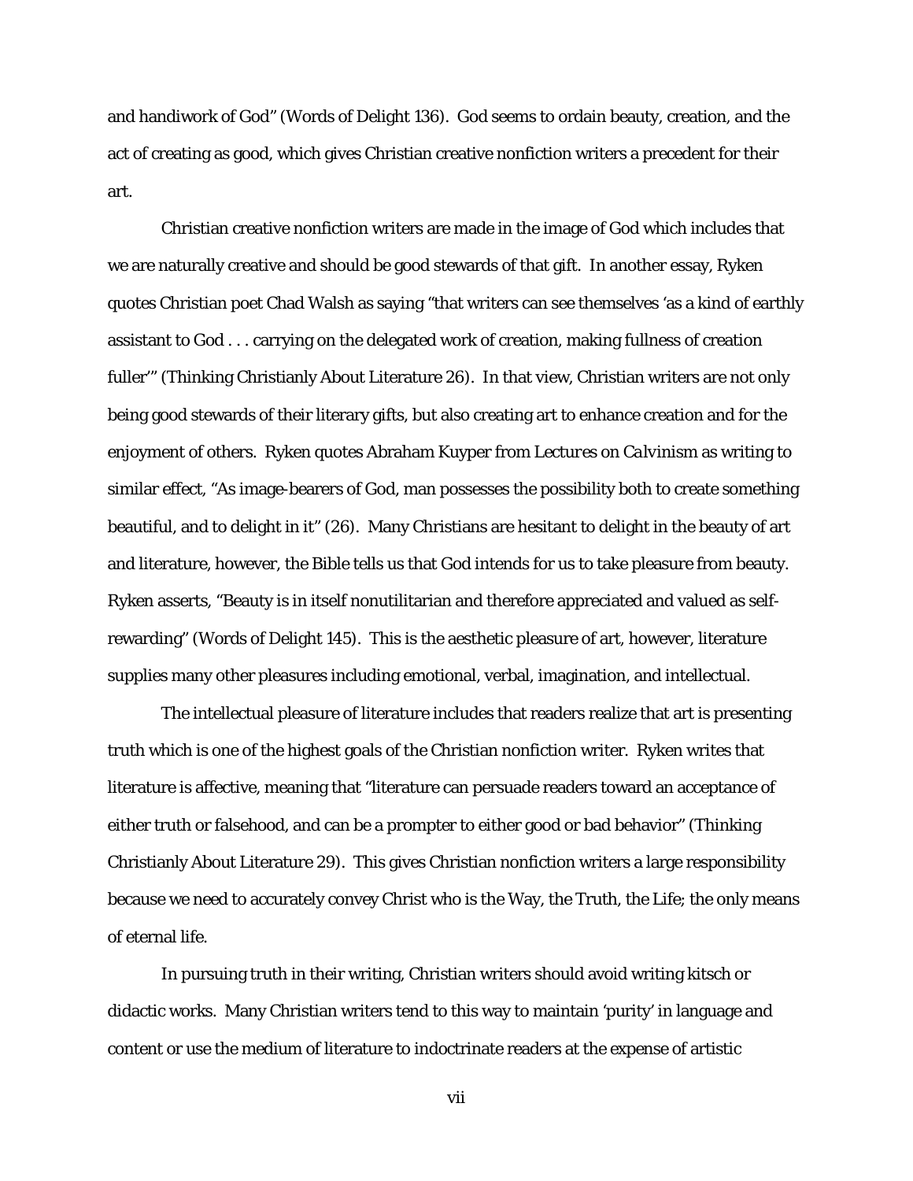and handiwork of God" (Words of Delight 136). God seems to ordain beauty, creation, and the act of creating as good, which gives Christian creative nonfiction writers a precedent for their art.

Christian creative nonfiction writers are made in the image of God which includes that we are naturally creative and should be good stewards of that gift. In another essay, Ryken quotes Christian poet Chad Walsh as saying "that writers can see themselves 'as a kind of earthly assistant to God . . . carrying on the delegated work of creation, making fullness of creation fuller'" (Thinking Christianly About Literature 26). In that view, Christian writers are not only being good stewards of their literary gifts, but also creating art to enhance creation and for the enjoyment of others. Ryken quotes Abraham Kuyper from *Lectures on Calvinism* as writing to similar effect, "As image-bearers of God, man possesses the possibility both to create something beautiful, and to delight in it" (26). Many Christians are hesitant to delight in the beauty of art and literature, however, the Bible tells us that God intends for us to take pleasure from beauty. Ryken asserts, "Beauty is in itself nonutilitarian and therefore appreciated and valued as self-rewarding" (Words of Delight 145). This is the aesthetic pleasure of art, however, literature supplies many other pleasures including emotional, verbal, imagination, and intellectual.

The intellectual pleasure of literature includes that readers realize that art is presenting truth which is one of the highest goals of the Christian nonfiction writer. Ryken writes that literature is affective, meaning that "literature can persuade readers toward an acceptance of either truth or falsehood, and can be a prompter to either good or bad behavior" (Thinking Christianly About Literature 29). This gives Christian nonfiction writers a large responsibility because we need to accurately convey Christ who is the Way, the Truth, the Life; the only means of eternal life.

In pursuing truth in their writing, Christian writers should avoid writing kitsch or didactic works. Many Christian writers tend to this way to maintain 'purity' in language and content or use the medium of literature to indoctrinate readers at the expense of artistic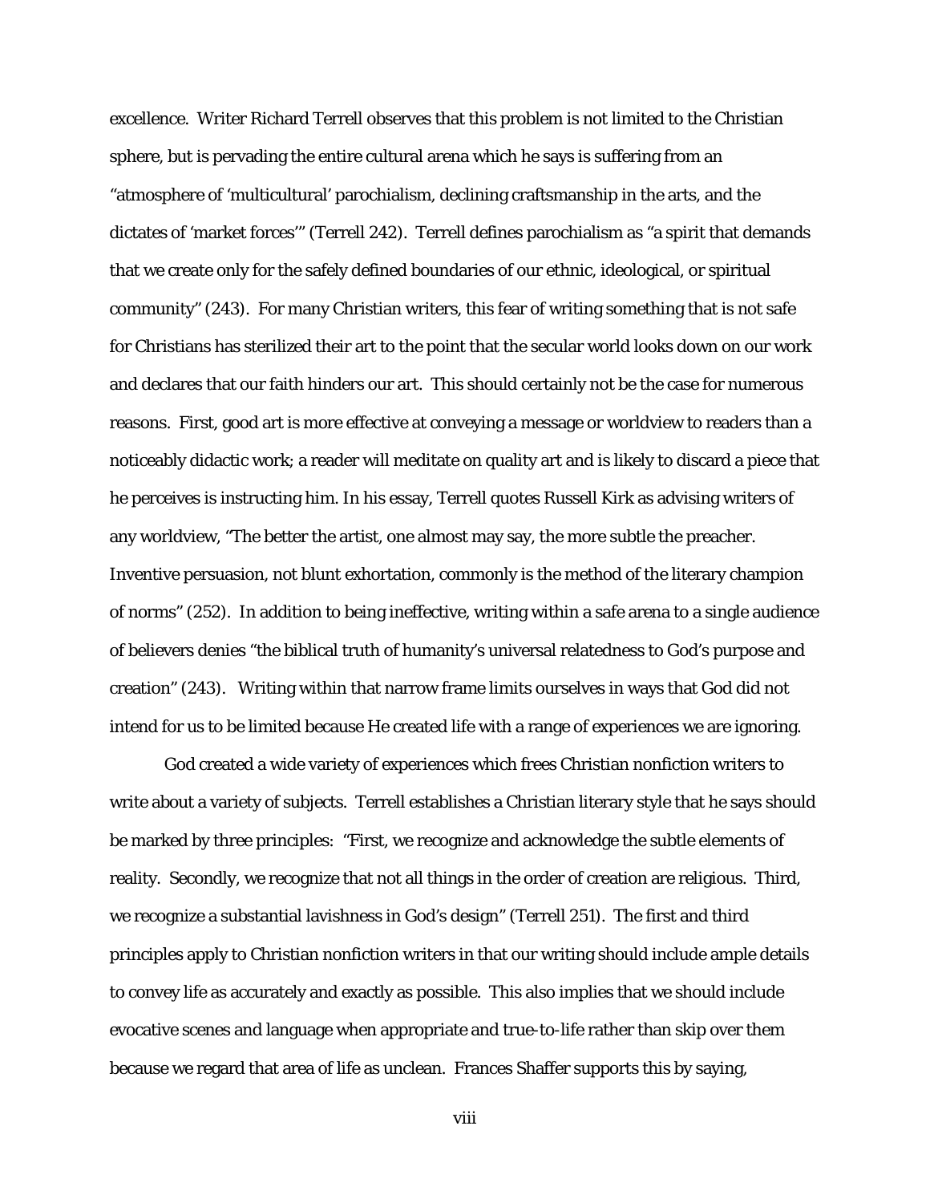excellence. Writer Richard Terrell observes that this problem is not limited to the Christian sphere, but is pervading the entire cultural arena which he says is suffering from an "atmosphere of 'multicultural' parochialism, declining craftsmanship in the arts, and the dictates of 'market forces'" (Terrell 242). Terrell defines parochialism as "a spirit that demands that we create only for the safely defined boundaries of our ethnic, ideological, or spiritual community" (243). For many Christian writers, this fear of writing something that is not safe for Christians has sterilized their art to the point that the secular world looks down on our work and declares that our faith hinders our art. This should certainly not be the case for numerous reasons. First, good art is more effective at conveying a message or worldview to readers than a noticeably didactic work; a reader will meditate on quality art and is likely to discard a piece that he perceives is instructing him. In his essay, Terrell quotes Russell Kirk as advising writers of any worldview, "The better the artist, one almost may say, the more subtle the preacher. Inventive persuasion, not blunt exhortation, commonly is the method of the literary champion of norms" (252). In addition to being ineffective, writing within a safe arena to a single audience of believers denies "the biblical truth of humanity's universal relatedness to God's purpose and creation" (243). Writing within that narrow frame limits ourselves in ways that God did not intend for us to be limited because He created life with a range of experiences we are ignoring.

God created a wide variety of experiences which frees Christian nonfiction writers to write about a variety of subjects. Terrell establishes a Christian literary style that he says should be marked by three principles: "First, we recognize and acknowledge the subtle elements of reality. Secondly, we recognize that not all things in the order of creation are religious. Third, we recognize a substantial lavishness in God's design" (Terrell 251). The first and third principles apply to Christian nonfiction writers in that our writing should include ample details to convey life as accurately and exactly as possible. This also implies that we should include evocative scenes and language when appropriate and true-to-life rather than skip over them because we regard that area of life as unclean. Frances Shaffer supports this by saying,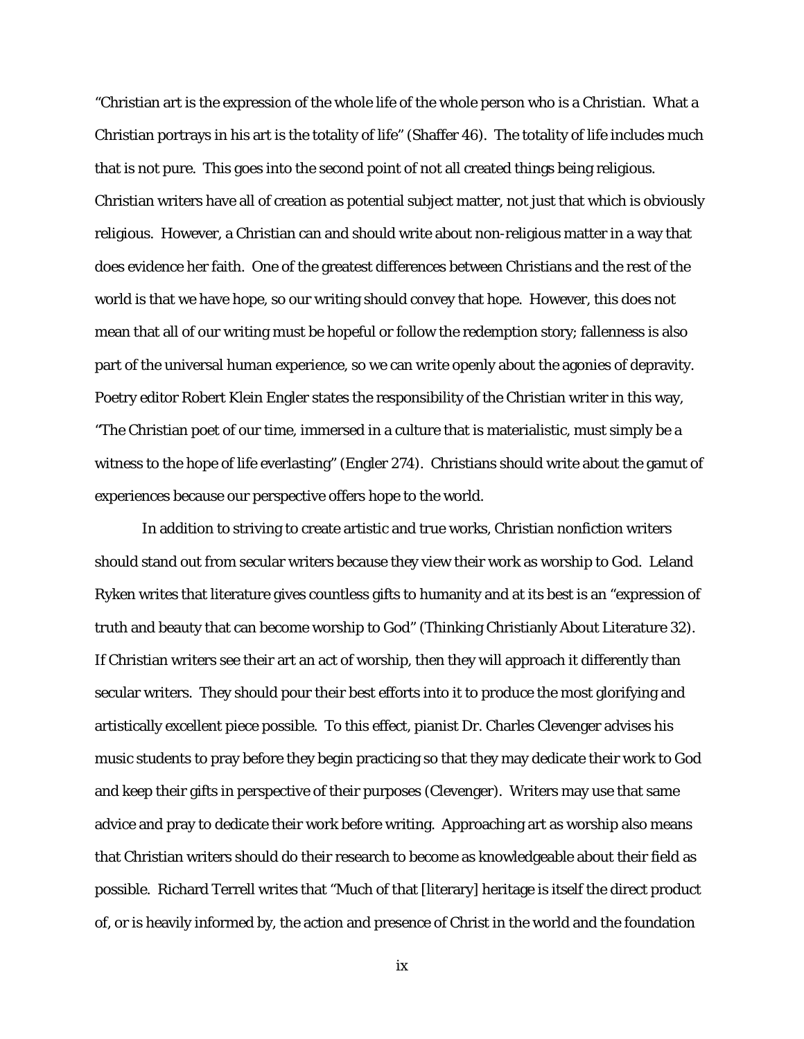"Christian art is the expression of the whole life of the whole person who is a Christian. What a Christian portrays in his art is the totality of life" (Shaffer 46). The totality of life includes much that is not pure. This goes into the second point of not all created things being religious. Christian writers have all of creation as potential subject matter, not just that which is obviously religious. However, a Christian can and should write about non-religious matter in a way that does evidence her faith. One of the greatest differences between Christians and the rest of the world is that we have hope, so our writing should convey that hope. However, this does not mean that all of our writing must be hopeful or follow the redemption story; fallenness is also part of the universal human experience, so we can write openly about the agonies of depravity. Poetry editor Robert Klein Engler states the responsibility of the Christian writer in this way, "The Christian poet of our time, immersed in a culture that is materialistic, must simply be a witness to the hope of life everlasting" (Engler 274). Christians should write about the gamut of experiences because our perspective offers hope to the world.

In addition to striving to create artistic and true works, Christian nonfiction writers should stand out from secular writers because they view their work as worship to God. Leland Ryken writes that literature gives countless gifts to humanity and at its best is an "expression of truth and beauty that can become worship to God" (Thinking Christianly About Literature 32). If Christian writers see their art an act of worship, then they will approach it differently than secular writers. They should pour their best efforts into it to produce the most glorifying and artistically excellent piece possible. To this effect, pianist Dr. Charles Clevenger advises his music students to pray before they begin practicing so that they may dedicate their work to God and keep their gifts in perspective of their purposes (Clevenger). Writers may use that same advice and pray to dedicate their work before writing. Approaching art as worship also means that Christian writers should do their research to become as knowledgeable about their field as possible. Richard Terrell writes that "Much of that [literary] heritage is itself the direct product of, or is heavily informed by, the action and presence of Christ in the world and the foundation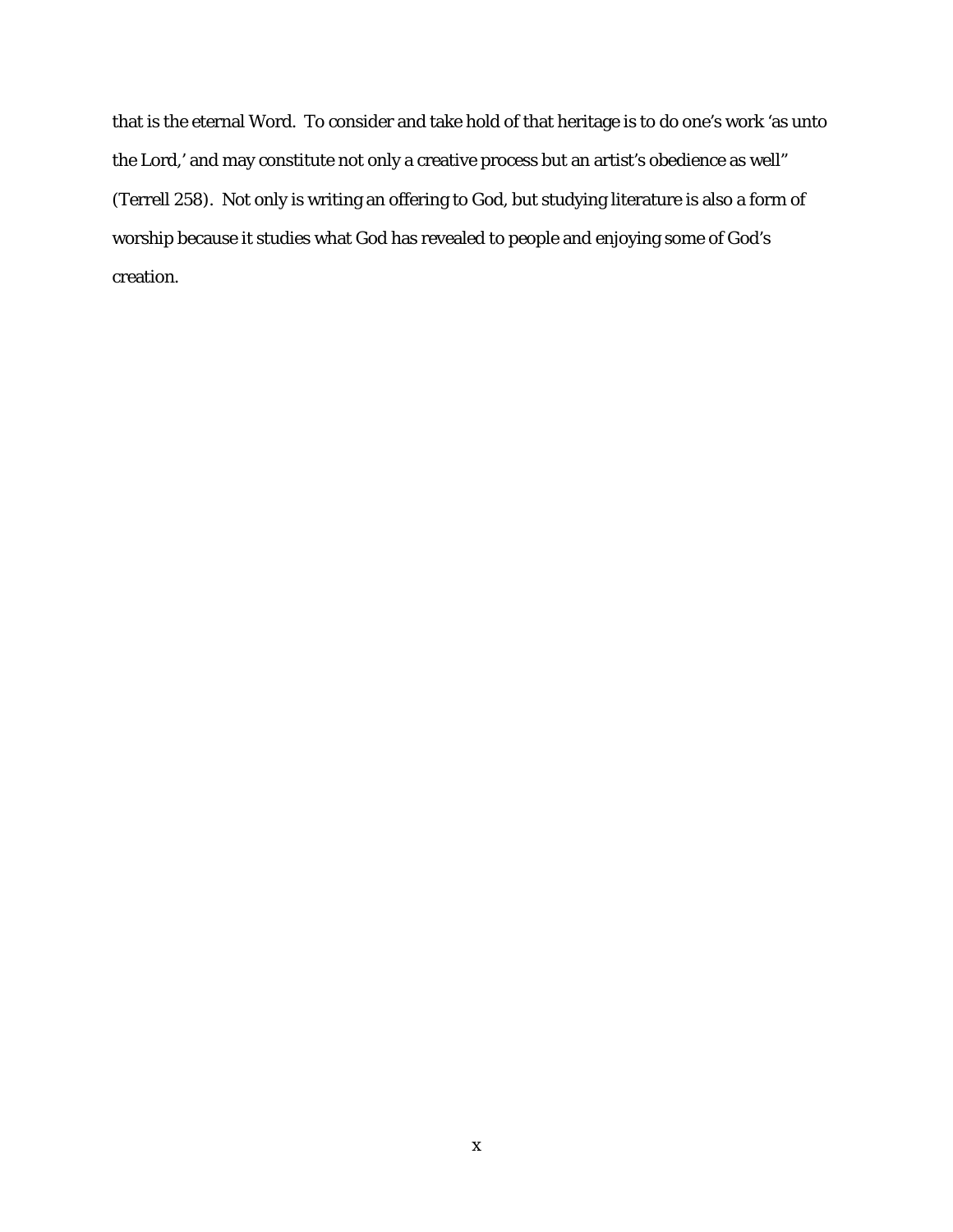that is the eternal Word. To consider and take hold of that heritage is to do one's work 'as unto the Lord,' and may constitute not only a creative process but an artist's obedience as well" (Terrell 258). Not only is writing an offering to God, but studying literature is also a form of worship because it studies what God has revealed to people and enjoying some of God's creation.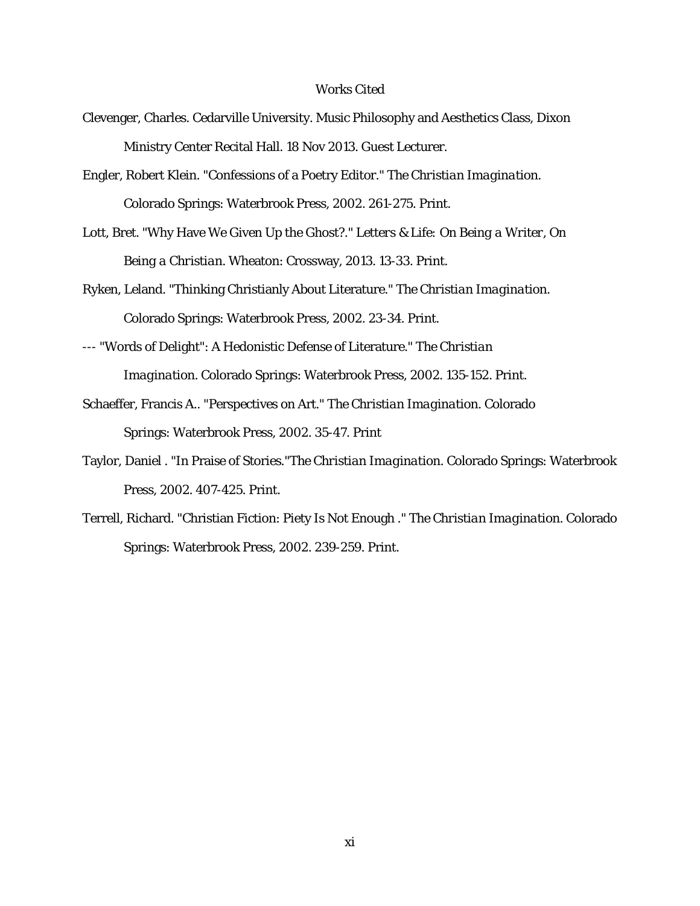# Works Cited

Clevenger, Charles. Cedarville University. Music Philosophy and Aesthetics Class, Dixon Ministry Center Recital Hall. 18 Nov 2013. Guest Lecturer.

Engler, Robert Klein. "Confessions of a Poetry Editor." *The Christian Imagination*. Colorado Springs: Waterbrook Press, 2002. 261-275. Print.

Lott, Bret. "Why Have We Given Up the Ghost?." *Letters & Life: On Being a Writer, On Being a Christian*. Wheaton: Crossway, 2013. 13-33. Print.

Ryken, Leland. "Thinking Christianly About Literature." *The Christian Imagination*. Colorado Springs: Waterbrook Press, 2002. 23-34. Print.

--- "Words of Delight": A Hedonistic Defense of Literature." *The Christian Imagination*. Colorado Springs: Waterbrook Press, 2002. 135-152. Print.

Schaeffer, Francis A.. "Perspectives on Art." *The Christian Imagination*. Colorado Springs: Waterbrook Press, 2002. 35-47. Print

Taylor, Daniel . "In Praise of Stories."*The Christian Imagination*. Colorado Springs: Waterbrook Press, 2002. 407-425. Print.

Terrell, Richard. "Christian Fiction: Piety Is Not Enough ." *The Christian Imagination*. Colorado Springs: Waterbrook Press, 2002. 239-259. Print.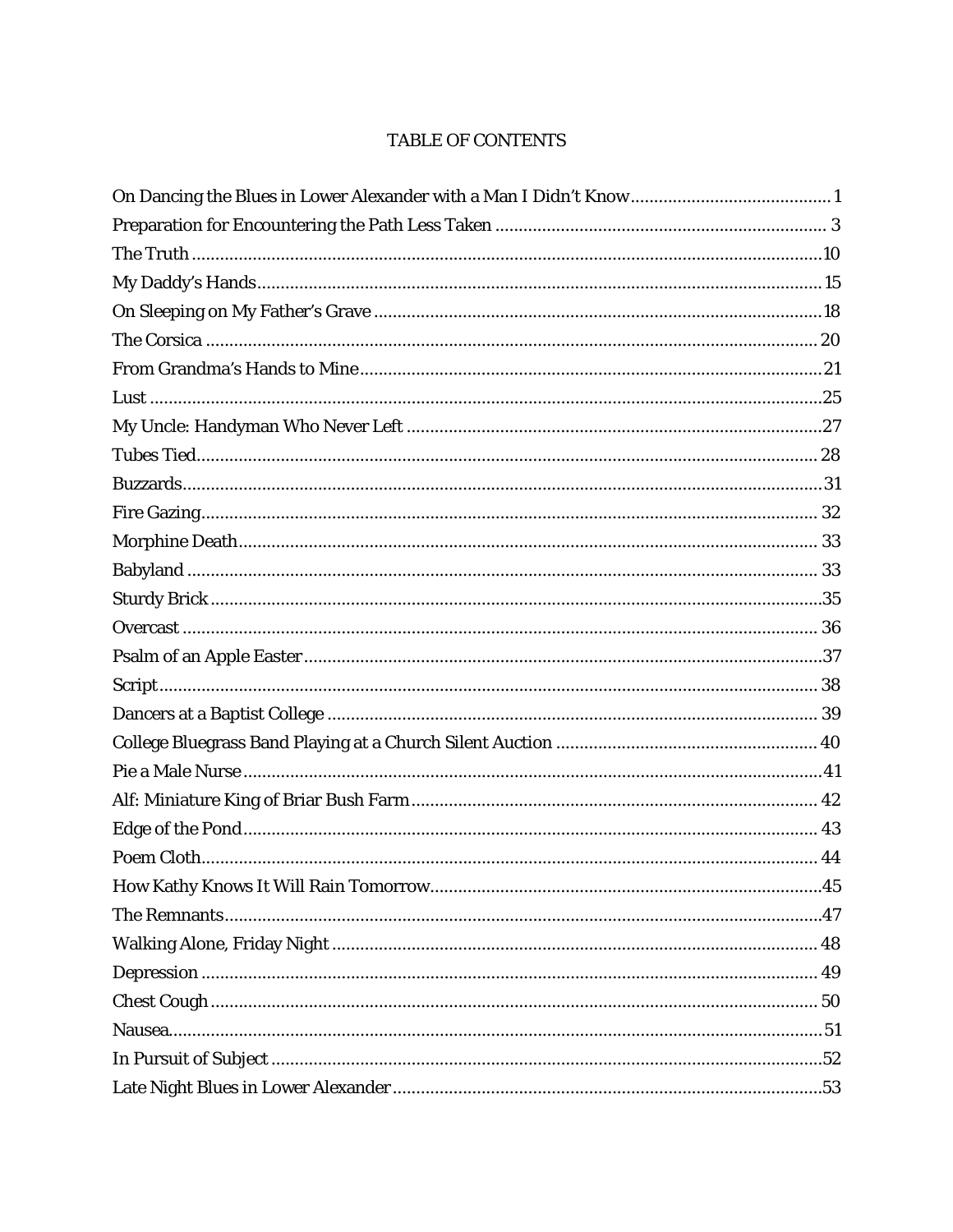# TABLE OF CONTENTS

On Dancing the Blues in Lower Alexander with a Man I Didn't Know ........................................... 1
Preparation for Encountering the Path Less Taken ....................................................................... 3
The Truth .......................................................................................................................................10
My Daddy's Hands........................................................................................................................ 15
On Sleeping on My Father's Grave ...............................................................................................18
The Corsica .................................................................................................................................. 20
From Grandma's Hands to Mine...................................................................................................21
Lust ...............................................................................................................................................25
My Uncle: Handyman Who Never Left ........................................................................................27
Tubes Tied.................................................................................................................................... 28
Buzzards........................................................................................................................................31
Fire Gazing................................................................................................................................... 32
Morphine Death........................................................................................................................... 33
Babyland ...................................................................................................................................... 33
Sturdy Brick..................................................................................................................................35
Overcast ....................................................................................................................................... 36
Psalm of an Apple Easter..............................................................................................................37
Script............................................................................................................................................ 38
Dancers at a Baptist College ........................................................................................................ 39
College Bluegrass Band Playing at a Church Silent Auction ........................................................ 40
Pie a Male Nurse...........................................................................................................................41
Alf: Miniature King of Briar Bush Farm...................................................................................... 42
Edge of the Pond.......................................................................................................................... 43
Poem Cloth................................................................................................................................... 44
How Kathy Knows It Will Rain Tomorrow...................................................................................45
The Remnants...............................................................................................................................47
Walking Alone, Friday Night ....................................................................................................... 48
Depression ................................................................................................................................... 49
Chest Cough ................................................................................................................................. 50
Nausea...........................................................................................................................................51
In Pursuit of Subject .....................................................................................................................52
Late Night Blues in Lower Alexander............................................................................................53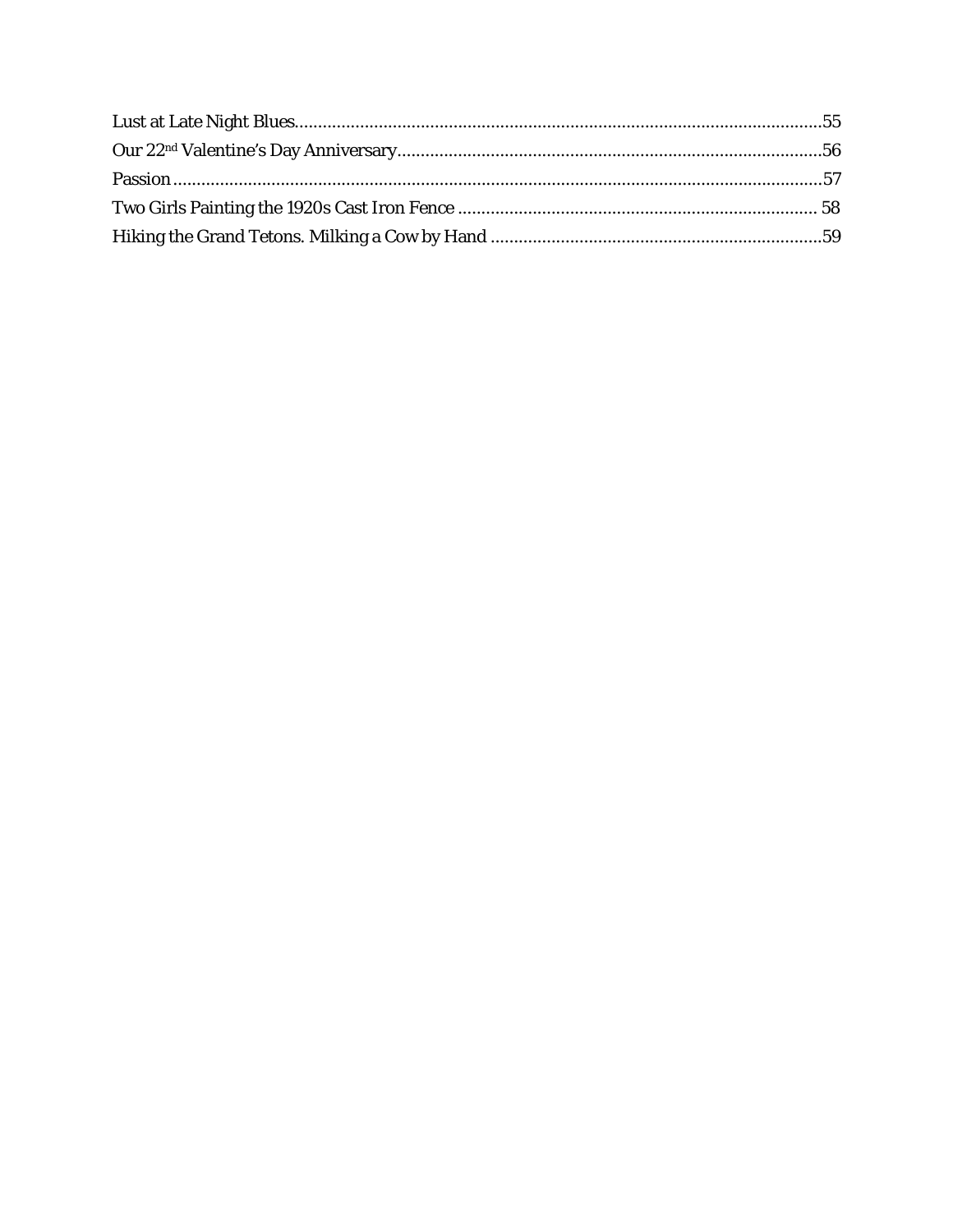Lust at Late Night Blues....55

Our 22nd Valentine's Day Anniversary....56

Passion....57

Two Girls Painting the 1920s Cast Iron Fence .... 58

Hiking the Grand Tetons. Milking a Cow by Hand ....59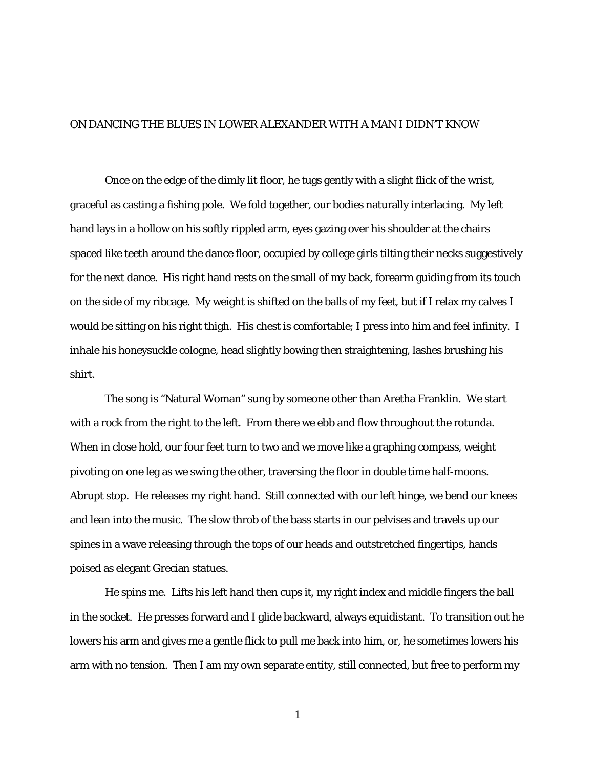# ON DANCING THE BLUES IN LOWER ALEXANDER WITH A MAN I DIDN'T KNOW

Once on the edge of the dimly lit floor, he tugs gently with a slight flick of the wrist, graceful as casting a fishing pole. We fold together, our bodies naturally interlacing. My left hand lays in a hollow on his softly rippled arm, eyes gazing over his shoulder at the chairs spaced like teeth around the dance floor, occupied by college girls tilting their necks suggestively for the next dance. His right hand rests on the small of my back, forearm guiding from its touch on the side of my ribcage. My weight is shifted on the balls of my feet, but if I relax my calves I would be sitting on his right thigh. His chest is comfortable; I press into him and feel infinity. I inhale his honeysuckle cologne, head slightly bowing then straightening, lashes brushing his shirt.

The song is "Natural Woman" sung by someone other than Aretha Franklin. We start with a rock from the right to the left. From there we ebb and flow throughout the rotunda. When in close hold, our four feet turn to two and we move like a graphing compass, weight pivoting on one leg as we swing the other, traversing the floor in double time half-moons. Abrupt stop. He releases my right hand. Still connected with our left hinge, we bend our knees and lean into the music. The slow throb of the bass starts in our pelvises and travels up our spines in a wave releasing through the tops of our heads and outstretched fingertips, hands poised as elegant Grecian statues.

He spins me. Lifts his left hand then cups it, my right index and middle fingers the ball in the socket. He presses forward and I glide backward, always equidistant. To transition out he lowers his arm and gives me a gentle flick to pull me back into him, or, he sometimes lowers his arm with no tension. Then I am my own separate entity, still connected, but free to perform my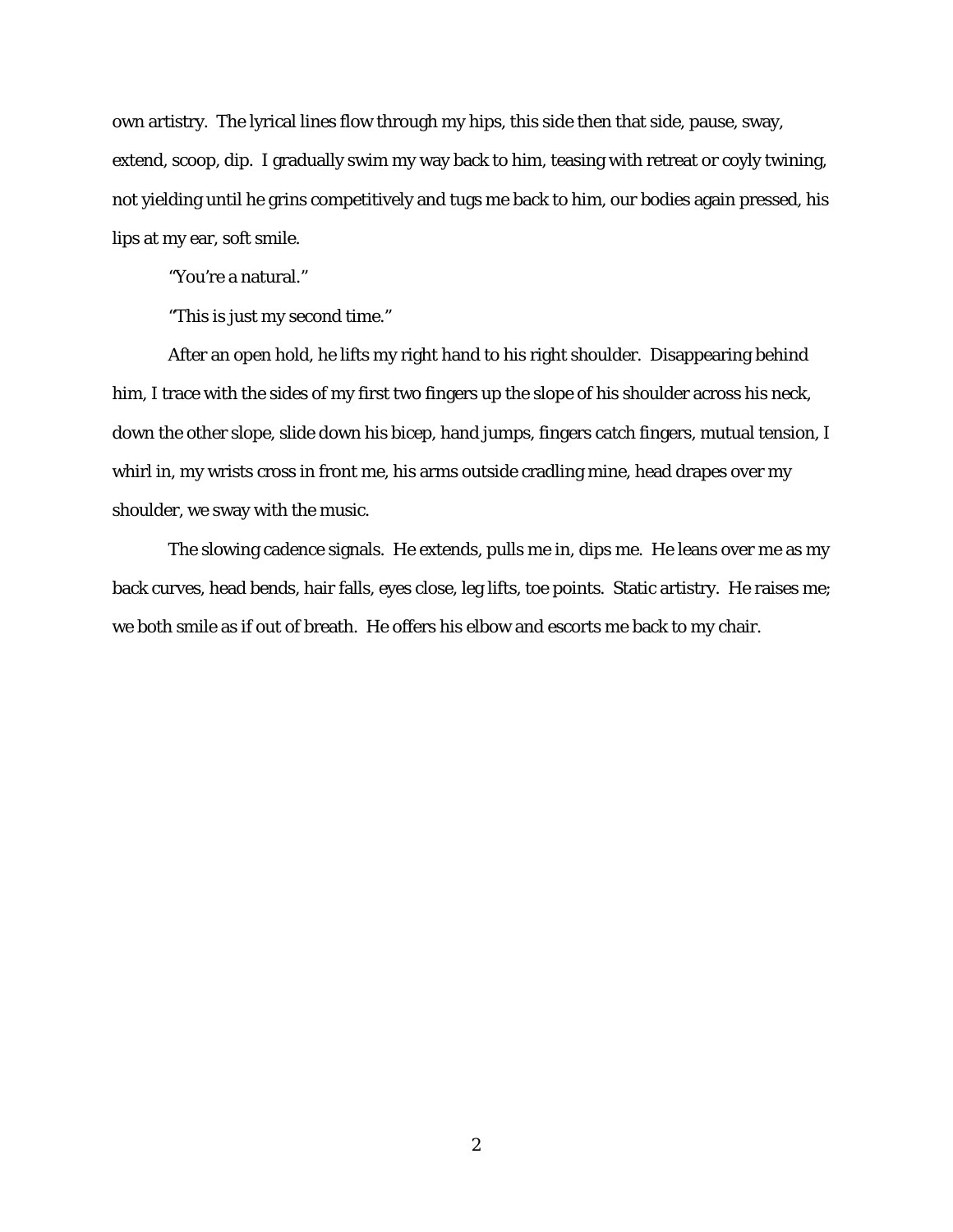own artistry. The lyrical lines flow through my hips, this side then that side, pause, sway, extend, scoop, dip. I gradually swim my way back to him, teasing with retreat or coyly twining, not yielding until he grins competitively and tugs me back to him, our bodies again pressed, his lips at my ear, soft smile.

"You're a natural."

"This is just my second time."

After an open hold, he lifts my right hand to his right shoulder. Disappearing behind him, I trace with the sides of my first two fingers up the slope of his shoulder across his neck, down the other slope, slide down his bicep, hand jumps, fingers catch fingers, mutual tension, I whirl in, my wrists cross in front me, his arms outside cradling mine, head drapes over my shoulder, we sway with the music.

The slowing cadence signals. He extends, pulls me in, dips me. He leans over me as my back curves, head bends, hair falls, eyes close, leg lifts, toe points. Static artistry. He raises me; we both smile as if out of breath. He offers his elbow and escorts me back to my chair.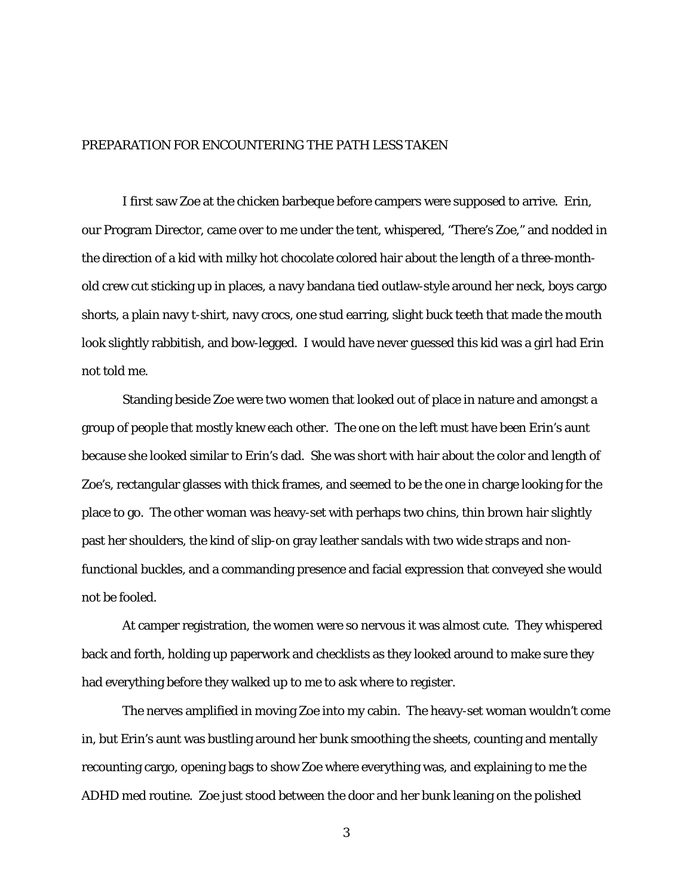## PREPARATION FOR ENCOUNTERING THE PATH LESS TAKEN

I first saw Zoe at the chicken barbeque before campers were supposed to arrive. Erin, our Program Director, came over to me under the tent, whispered, "There's Zoe," and nodded in the direction of a kid with milky hot chocolate colored hair about the length of a three-month-old crew cut sticking up in places, a navy bandana tied outlaw-style around her neck, boys cargo shorts, a plain navy t-shirt, navy crocs, one stud earring, slight buck teeth that made the mouth look slightly rabbitish, and bow-legged. I would have never guessed this kid was a girl had Erin not told me.

Standing beside Zoe were two women that looked out of place in nature and amongst a group of people that mostly knew each other. The one on the left must have been Erin's aunt because she looked similar to Erin's dad. She was short with hair about the color and length of Zoe's, rectangular glasses with thick frames, and seemed to be the one in charge looking for the place to go. The other woman was heavy-set with perhaps two chins, thin brown hair slightly past her shoulders, the kind of slip-on gray leather sandals with two wide straps and non-functional buckles, and a commanding presence and facial expression that conveyed she would not be fooled.

At camper registration, the women were so nervous it was almost cute. They whispered back and forth, holding up paperwork and checklists as they looked around to make sure they had everything before they walked up to me to ask where to register.

The nerves amplified in moving Zoe into my cabin. The heavy-set woman wouldn't come in, but Erin's aunt was bustling around her bunk smoothing the sheets, counting and mentally recounting cargo, opening bags to show Zoe where everything was, and explaining to me the ADHD med routine. Zoe just stood between the door and her bunk leaning on the polished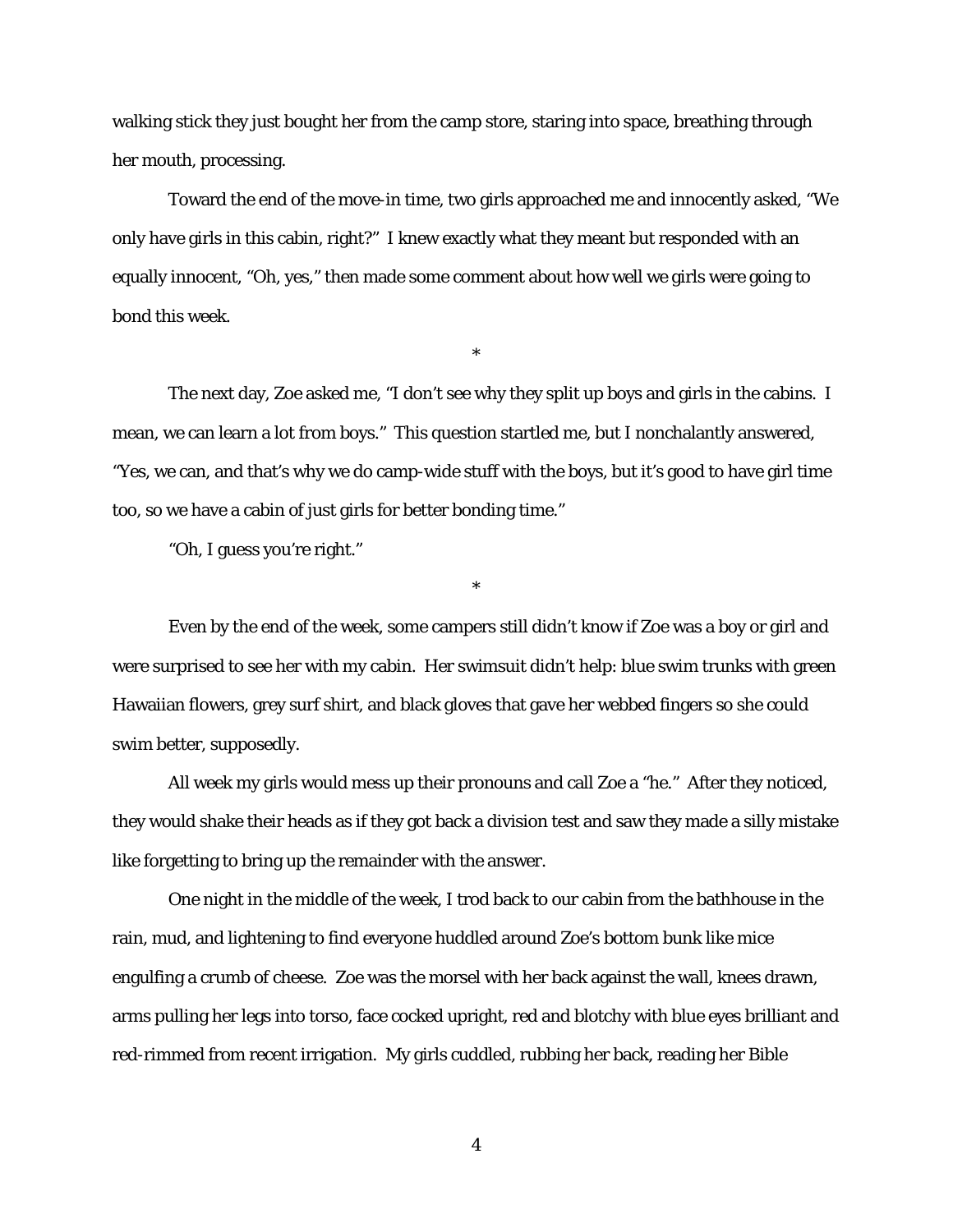walking stick they just bought her from the camp store, staring into space, breathing through her mouth, processing.

Toward the end of the move-in time, two girls approached me and innocently asked, "We only have girls in this cabin, right?" I knew exactly what they meant but responded with an equally innocent, "Oh, yes," then made some comment about how well we girls were going to bond this week.

*

The next day, Zoe asked me, "I don't see why they split up boys and girls in the cabins. I mean, we can learn a lot from boys." This question startled me, but I nonchalantly answered, "Yes, we can, and that's why we do camp-wide stuff with the boys, but it's good to have girl time too, so we have a cabin of just girls for better bonding time."

"Oh, I guess you're right."

*

Even by the end of the week, some campers still didn't know if Zoe was a boy or girl and were surprised to see her with my cabin. Her swimsuit didn't help: blue swim trunks with green Hawaiian flowers, grey surf shirt, and black gloves that gave her webbed fingers so she could swim better, supposedly.

All week my girls would mess up their pronouns and call Zoe a "he." After they noticed, they would shake their heads as if they got back a division test and saw they made a silly mistake like forgetting to bring up the remainder with the answer.

One night in the middle of the week, I trod back to our cabin from the bathhouse in the rain, mud, and lightening to find everyone huddled around Zoe's bottom bunk like mice engulfing a crumb of cheese. Zoe was the morsel with her back against the wall, knees drawn, arms pulling her legs into torso, face cocked upright, red and blotchy with blue eyes brilliant and red-rimmed from recent irrigation. My girls cuddled, rubbing her back, reading her Bible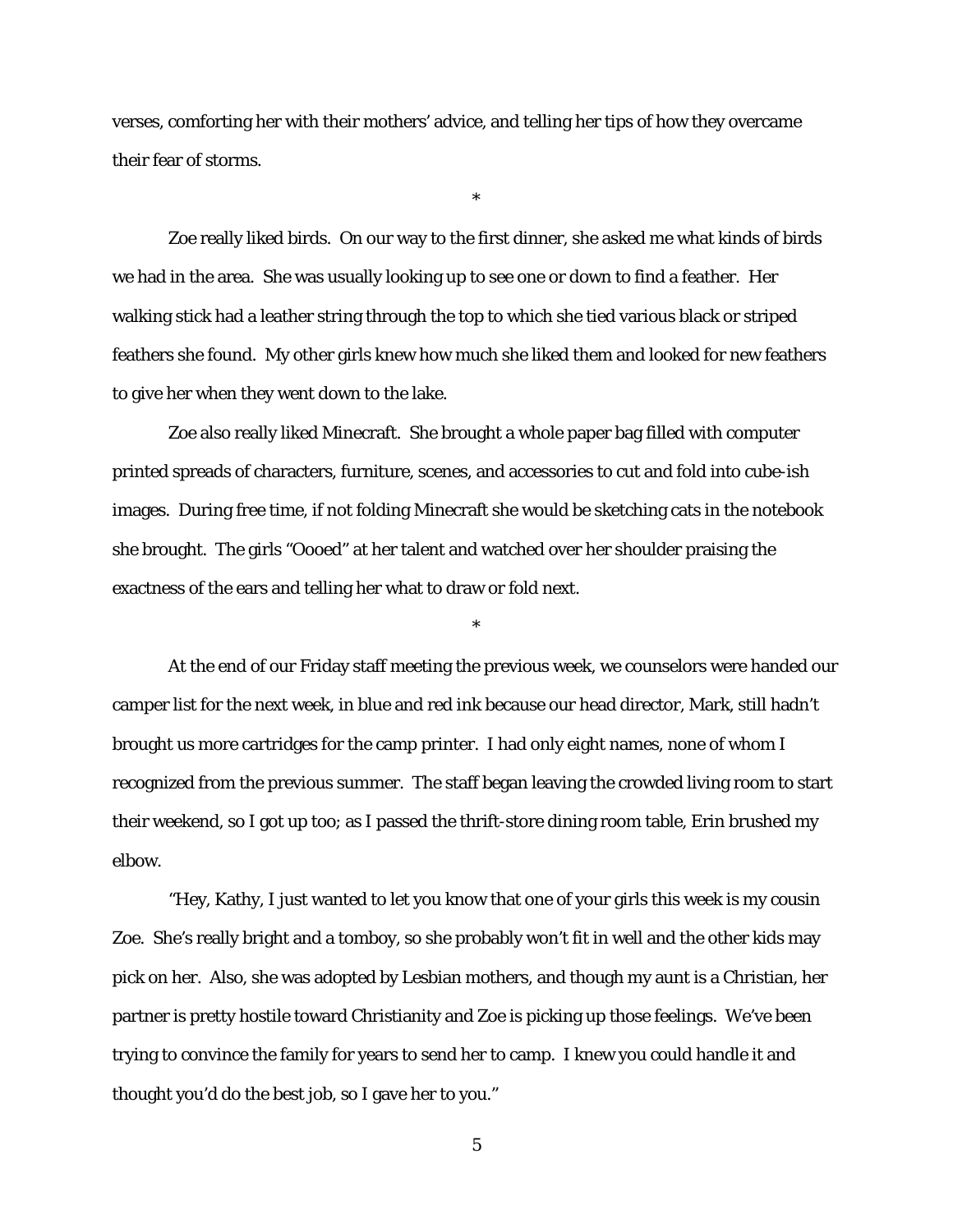verses, comforting her with their mothers' advice, and telling her tips of how they overcame their fear of storms.

*

Zoe really liked birds. On our way to the first dinner, she asked me what kinds of birds we had in the area. She was usually looking up to see one or down to find a feather. Her walking stick had a leather string through the top to which she tied various black or striped feathers she found. My other girls knew how much she liked them and looked for new feathers to give her when they went down to the lake.

Zoe also really liked Minecraft. She brought a whole paper bag filled with computer printed spreads of characters, furniture, scenes, and accessories to cut and fold into cube-ish images. During free time, if not folding Minecraft she would be sketching cats in the notebook she brought. The girls "Oooed" at her talent and watched over her shoulder praising the exactness of the ears and telling her what to draw or fold next.

*

At the end of our Friday staff meeting the previous week, we counselors were handed our camper list for the next week, in blue and red ink because our head director, Mark, still hadn't brought us more cartridges for the camp printer. I had only eight names, none of whom I recognized from the previous summer. The staff began leaving the crowded living room to start their weekend, so I got up too; as I passed the thrift-store dining room table, Erin brushed my elbow.

"Hey, Kathy, I just wanted to let you know that one of your girls this week is my cousin Zoe. She's really bright and a tomboy, so she probably won't fit in well and the other kids may pick on her. Also, she was adopted by Lesbian mothers, and though my aunt is a Christian, her partner is pretty hostile toward Christianity and Zoe is picking up those feelings. We've been trying to convince the family for years to send her to camp. I knew you could handle it and thought you'd do the best job, so I gave her to you."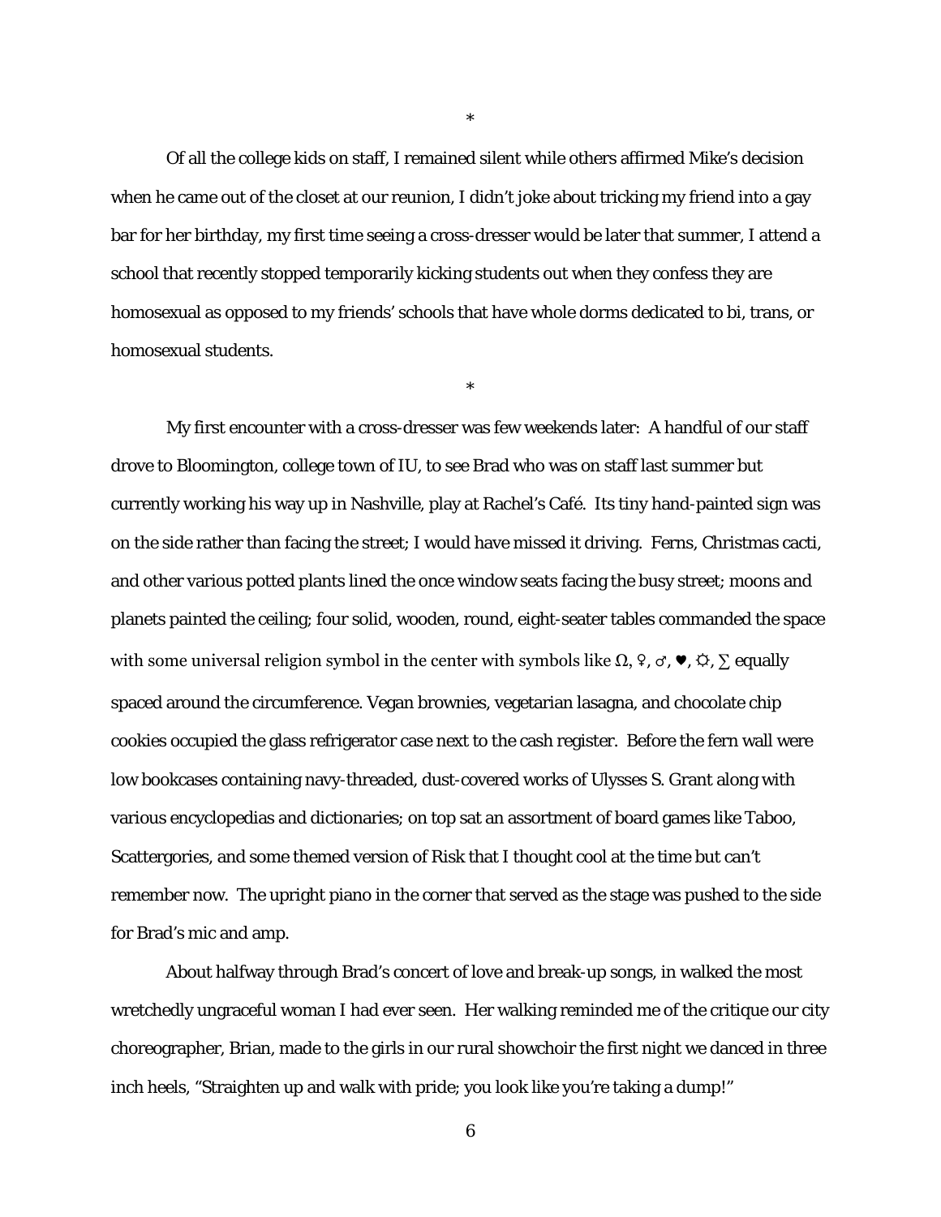*

Of all the college kids on staff, I remained silent while others affirmed Mike's decision when he came out of the closet at our reunion, I didn't joke about tricking my friend into a gay bar for her birthday, my first time seeing a cross-dresser would be later that summer, I attend a school that recently stopped temporarily kicking students out when they confess they are homosexual as opposed to my friends' schools that have whole dorms dedicated to bi, trans, or homosexual students.

*

My first encounter with a cross-dresser was few weekends later: A handful of our staff drove to Bloomington, college town of IU, to see Brad who was on staff last summer but currently working his way up in Nashville, play at Rachel's Café. Its tiny hand-painted sign was on the side rather than facing the street; I would have missed it driving. Ferns, Christmas cacti, and other various potted plants lined the once window seats facing the busy street; moons and planets painted the ceiling; four solid, wooden, round, eight-seater tables commanded the space with some universal religion symbol in the center with symbols like Ω, ♀, ♂, ♥, ☼, ∑ equally spaced around the circumference. Vegan brownies, vegetarian lasagna, and chocolate chip cookies occupied the glass refrigerator case next to the cash register. Before the fern wall were low bookcases containing navy-threaded, dust-covered works of Ulysses S. Grant along with various encyclopedias and dictionaries; on top sat an assortment of board games like Taboo, Scattergories, and some themed version of Risk that I thought cool at the time but can't remember now. The upright piano in the corner that served as the stage was pushed to the side for Brad's mic and amp.

About halfway through Brad's concert of love and break-up songs, in walked the most wretchedly ungraceful woman I had ever seen. Her walking reminded me of the critique our city choreographer, Brian, made to the girls in our rural showchoir the first night we danced in three inch heels, "Straighten up and walk with pride; you look like you're taking a dump!"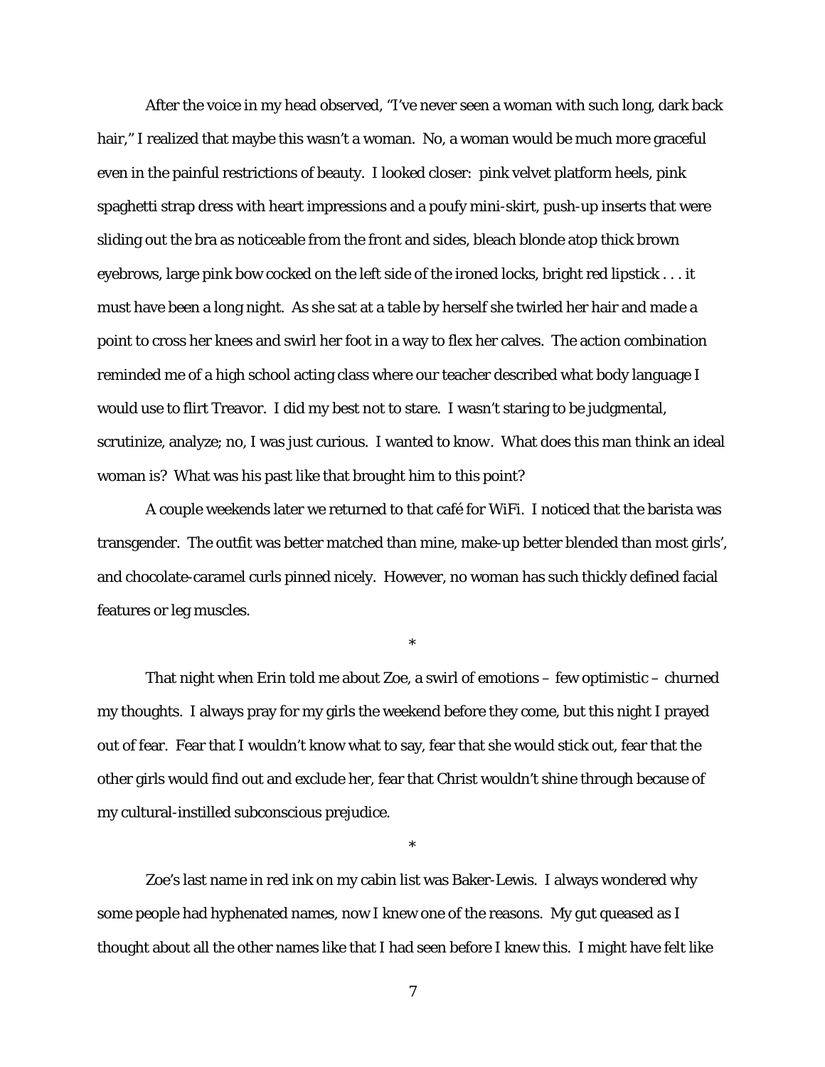After the voice in my head observed, "I've never seen a woman with such long, dark back hair," I realized that maybe this wasn't a woman. No, a woman would be much more graceful even in the painful restrictions of beauty. I looked closer: pink velvet platform heels, pink spaghetti strap dress with heart impressions and a poufy mini-skirt, push-up inserts that were sliding out the bra as noticeable from the front and sides, bleach blonde atop thick brown eyebrows, large pink bow cocked on the left side of the ironed locks, bright red lipstick . . . it must have been a long night. As she sat at a table by herself she twirled her hair and made a point to cross her knees and swirl her foot in a way to flex her calves. The action combination reminded me of a high school acting class where our teacher described what body language I would use to flirt Treavor. I did my best not to stare. I wasn't staring to be judgmental, scrutinize, analyze; no, I was just curious. I wanted to know. What does this man think an ideal woman is? What was his past like that brought him to this point?

A couple weekends later we returned to that café for WiFi. I noticed that the barista was transgender. The outfit was better matched than mine, make-up better blended than most girls', and chocolate-caramel curls pinned nicely. However, no woman has such thickly defined facial features or leg muscles.

*

That night when Erin told me about Zoe, a swirl of emotions – few optimistic – churned my thoughts. I always pray for my girls the weekend before they come, but this night I prayed out of fear. Fear that I wouldn't know what to say, fear that she would stick out, fear that the other girls would find out and exclude her, fear that Christ wouldn't shine through because of my cultural-instilled subconscious prejudice.

*

Zoe's last name in red ink on my cabin list was Baker-Lewis. I always wondered why some people had hyphenated names, now I knew one of the reasons. My gut queased as I thought about all the other names like that I had seen before I knew this. I might have felt like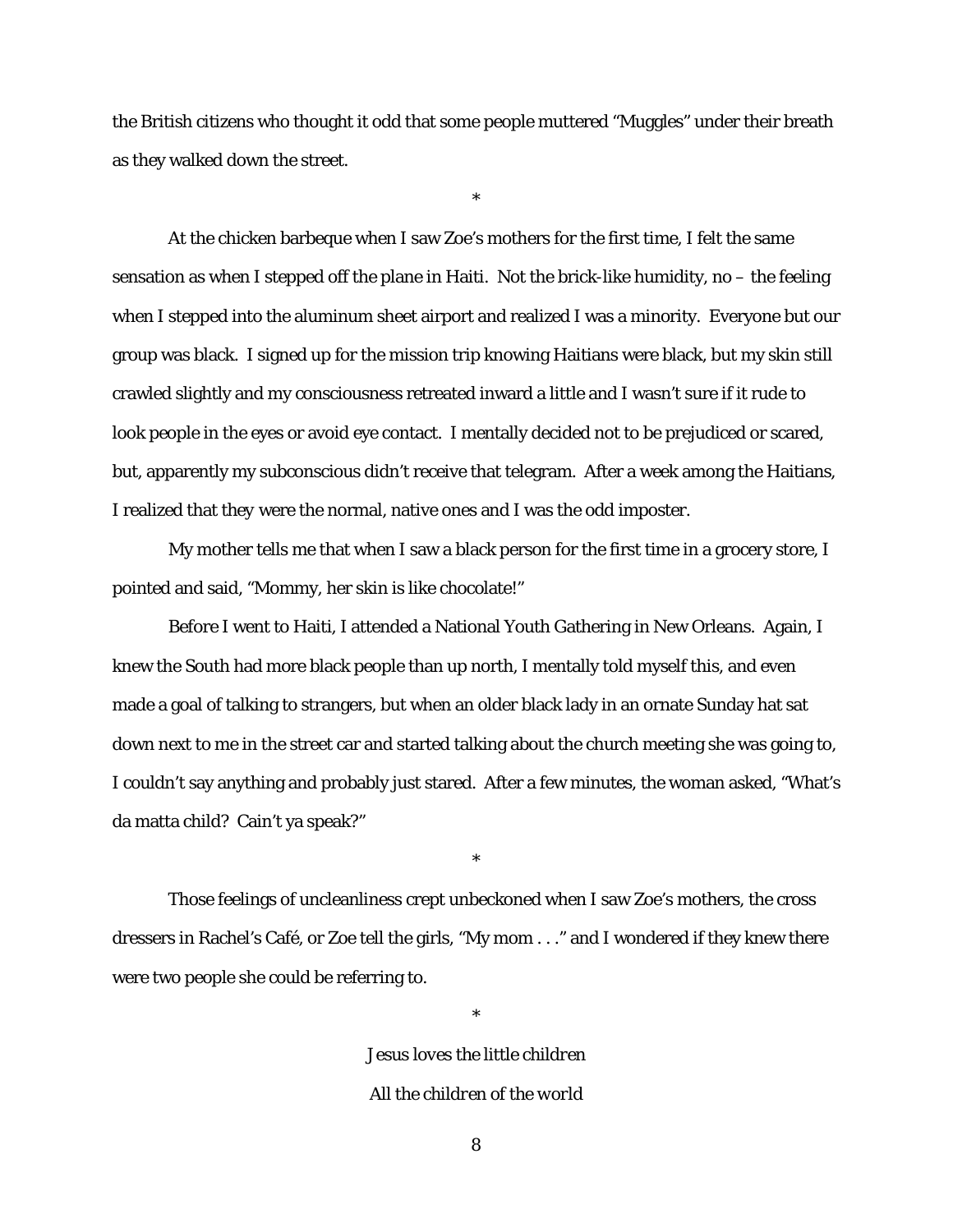the British citizens who thought it odd that some people muttered "Muggles" under their breath as they walked down the street.

*

At the chicken barbeque when I saw Zoe's mothers for the first time, I felt the same sensation as when I stepped off the plane in Haiti. Not the brick-like humidity, no – the feeling when I stepped into the aluminum sheet airport and realized I was a minority. Everyone but our group was black. I signed up for the mission trip knowing Haitians were black, but my skin still crawled slightly and my consciousness retreated inward a little and I wasn't sure if it rude to look people in the eyes or avoid eye contact. I mentally decided not to be prejudiced or scared, but, apparently my subconscious didn't receive that telegram. After a week among the Haitians, I realized that they were the normal, native ones and I was the odd imposter.

My mother tells me that when I saw a black person for the first time in a grocery store, I pointed and said, "Mommy, her skin is like chocolate!"

Before I went to Haiti, I attended a National Youth Gathering in New Orleans. Again, I knew the South had more black people than up north, I mentally told myself this, and even made a goal of talking to strangers, but when an older black lady in an ornate Sunday hat sat down next to me in the street car and started talking about the church meeting she was going to, I couldn't say anything and probably just stared. After a few minutes, the woman asked, "What's da matta child? Cain't ya speak?"

*

Those feelings of uncleanliness crept unbeckoned when I saw Zoe's mothers, the cross dressers in Rachel's Café, or Zoe tell the girls, "My mom . . ." and I wondered if they knew there were two people she could be referring to.

*

*Jesus loves the little children*

*All the children of the world*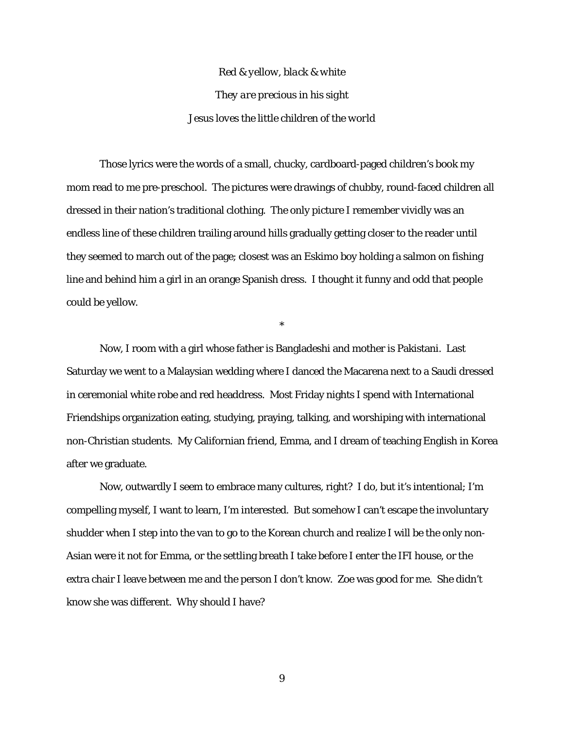*Red & yellow, black & white*

*They are precious in his sight*

*Jesus loves the little children of the world*

Those lyrics were the words of a small, chucky, cardboard-paged children's book my mom read to me pre-preschool. The pictures were drawings of chubby, round-faced children all dressed in their nation's traditional clothing. The only picture I remember vividly was an endless line of these children trailing around hills gradually getting closer to the reader until they seemed to march out of the page; closest was an Eskimo boy holding a salmon on fishing line and behind him a girl in an orange Spanish dress. I thought it funny and odd that people could be yellow.

*

Now, I room with a girl whose father is Bangladeshi and mother is Pakistani. Last Saturday we went to a Malaysian wedding where I danced the Macarena next to a Saudi dressed in ceremonial white robe and red headdress. Most Friday nights I spend with International Friendships organization eating, studying, praying, talking, and worshiping with international non-Christian students. My Californian friend, Emma, and I dream of teaching English in Korea after we graduate.

Now, outwardly I seem to embrace many cultures, right? I do, but it's intentional; I'm compelling myself, I want to learn, I'm interested. But somehow I can't escape the involuntary shudder when I step into the van to go to the Korean church and realize I will be the only non-Asian were it not for Emma, or the settling breath I take before I enter the IFI house, or the extra chair I leave between me and the person I don't know. Zoe was good for me. She didn't know she was different. Why should I have?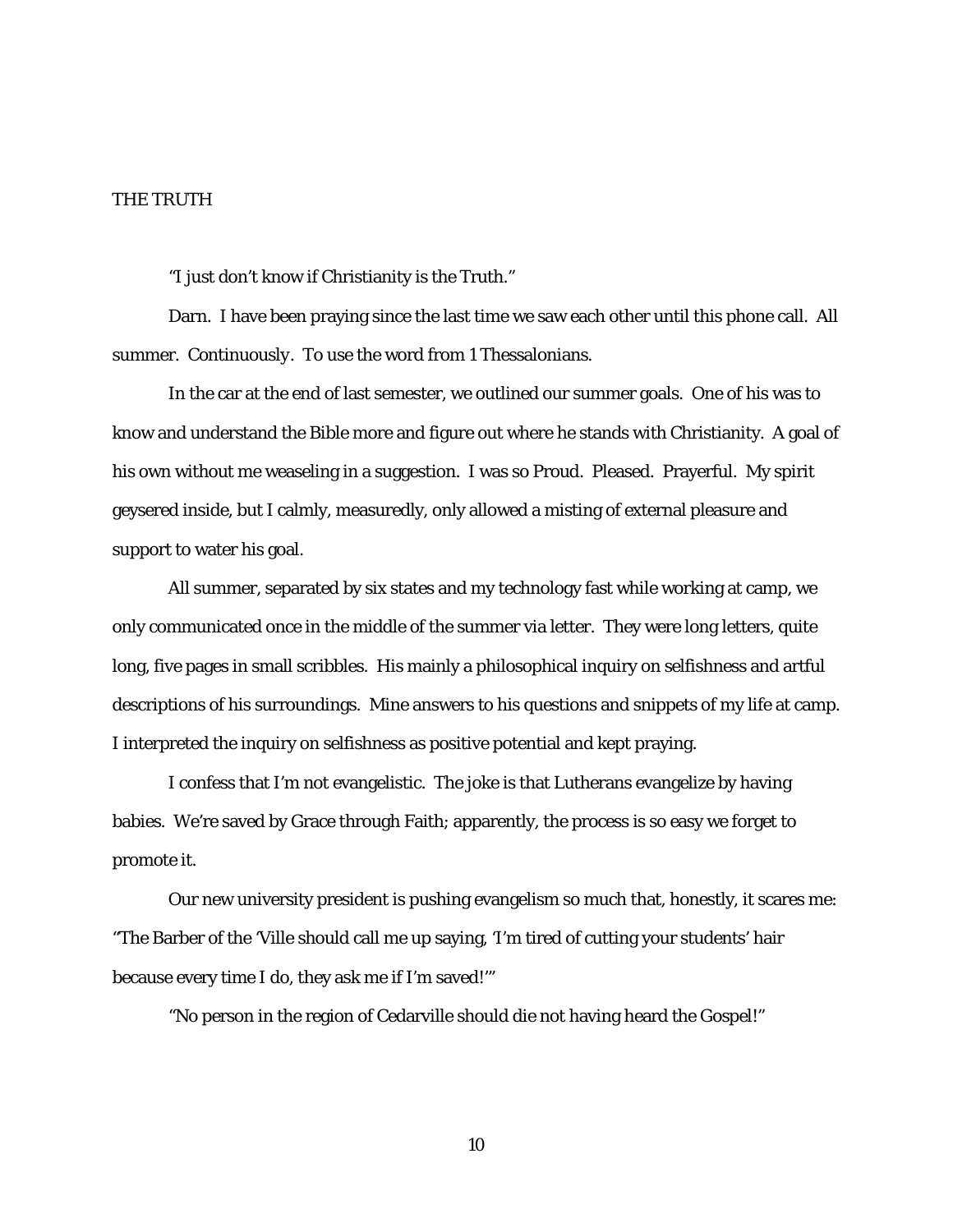# THE TRUTH

"I just don't know if Christianity is the Truth."

Darn. I have been praying since the last time we saw each other until this phone call. All summer. Continuously. To use the word from 1 Thessalonians.

In the car at the end of last semester, we outlined our summer goals. One of his was to know and understand the Bible more and figure out where he stands with Christianity. A goal of his own without me weaseling in a suggestion. I was so Proud. Pleased. Prayerful. My spirit geysered inside, but I calmly, measuredly, only allowed a misting of external pleasure and support to water his goal.

All summer, separated by six states and my technology fast while working at camp, we only communicated once in the middle of the summer via letter. They were long letters, quite long, five pages in small scribbles. His mainly a philosophical inquiry on selfishness and artful descriptions of his surroundings. Mine answers to his questions and snippets of my life at camp. I interpreted the inquiry on selfishness as positive potential and kept praying.

I confess that I'm not evangelistic. The joke is that Lutherans evangelize by having babies. We're saved by Grace through Faith; apparently, the process is so easy we forget to promote it.

Our new university president is pushing evangelism so much that, honestly, it scares me: "The Barber of the 'Ville should call me up saying, 'I'm tired of cutting your students' hair because every time I do, they ask me if I'm saved!'"

"No person in the region of Cedarville should die not having heard the Gospel!"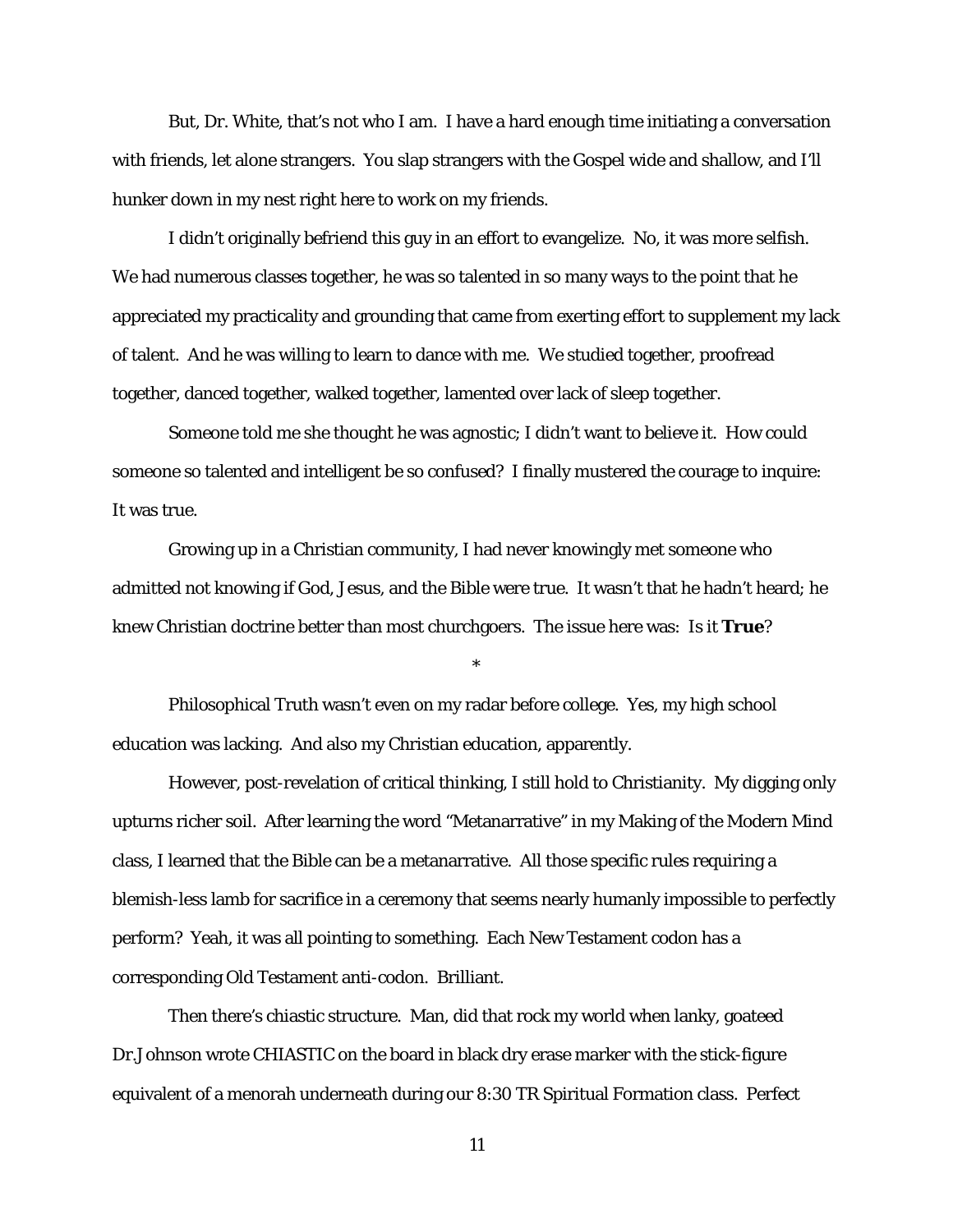But, Dr. White, that's not who I am. I have a hard enough time initiating a conversation with friends, let alone strangers. You slap strangers with the Gospel wide and shallow, and I'll hunker down in my nest right here to work on my friends.

I didn't originally befriend this guy in an effort to evangelize. No, it was more selfish. We had numerous classes together, he was so talented in so many ways to the point that he appreciated my practicality and grounding that came from exerting effort to supplement my lack of talent. And he was willing to learn to dance with me. We studied together, proofread together, danced together, walked together, lamented over lack of sleep together.

Someone told me she thought he was agnostic; I didn't want to believe it. How could someone so talented and intelligent be so confused? I finally mustered the courage to inquire: It was true.

Growing up in a Christian community, I had never knowingly met someone who admitted not knowing if God, Jesus, and the Bible were true. It wasn't that he hadn't heard; he knew Christian doctrine better than most churchgoers. The issue here was: Is it ***True***?

*

Philosophical Truth wasn't even on my radar before college. Yes, my high school education was lacking. And also my Christian education, apparently.

However, post-revelation of critical thinking, I still hold to Christianity. My digging only upturns richer soil. After learning the word "Metanarrative" in my Making of the Modern Mind class, I learned that the Bible can be a metanarrative. All those specific rules requiring a blemish-less lamb for sacrifice in a ceremony that seems nearly humanly impossible to perfectly perform? Yeah, it was all pointing to something. Each New Testament codon has a corresponding Old Testament anti-codon. Brilliant.

Then there's chiastic structure. Man, did that rock my world when lanky, goateed Dr.Johnson wrote CHIASTIC on the board in black dry erase marker with the stick-figure equivalent of a menorah underneath during our 8:30 TR Spiritual Formation class. Perfect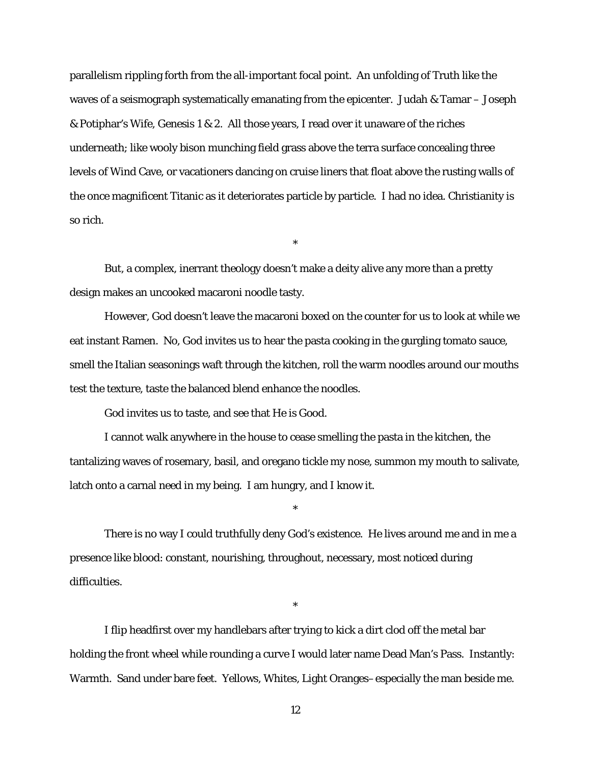parallelism rippling forth from the all-important focal point. An unfolding of Truth like the waves of a seismograph systematically emanating from the epicenter. Judah & Tamar – Joseph & Potiphar's Wife, Genesis 1 & 2. All those years, I read over it unaware of the riches underneath; like wooly bison munching field grass above the terra surface concealing three levels of Wind Cave, or vacationers dancing on cruise liners that float above the rusting walls of the once magnificent Titanic as it deteriorates particle by particle. I had no idea. Christianity is so rich.

*

But, a complex, inerrant theology doesn't make a deity alive any more than a pretty design makes an uncooked macaroni noodle tasty.

However, God doesn't leave the macaroni boxed on the counter for us to look at while we eat instant Ramen. No, God invites us to hear the pasta cooking in the gurgling tomato sauce, smell the Italian seasonings waft through the kitchen, roll the warm noodles around our mouths test the texture, taste the balanced blend enhance the noodles.

God invites us to taste, and see that He is Good.

I cannot walk anywhere in the house to cease smelling the pasta in the kitchen, the tantalizing waves of rosemary, basil, and oregano tickle my nose, summon my mouth to salivate, latch onto a carnal need in my being. I am hungry, and I know it.

*

There is no way I could truthfully deny God's existence. He lives around me and in me a presence like blood: constant, nourishing, throughout, necessary, most noticed during difficulties.

*

I flip headfirst over my handlebars after trying to kick a dirt clod off the metal bar holding the front wheel while rounding a curve I would later name Dead Man's Pass. Instantly: Warmth. Sand under bare feet. Yellows, Whites, Light Oranges– especially the man beside me.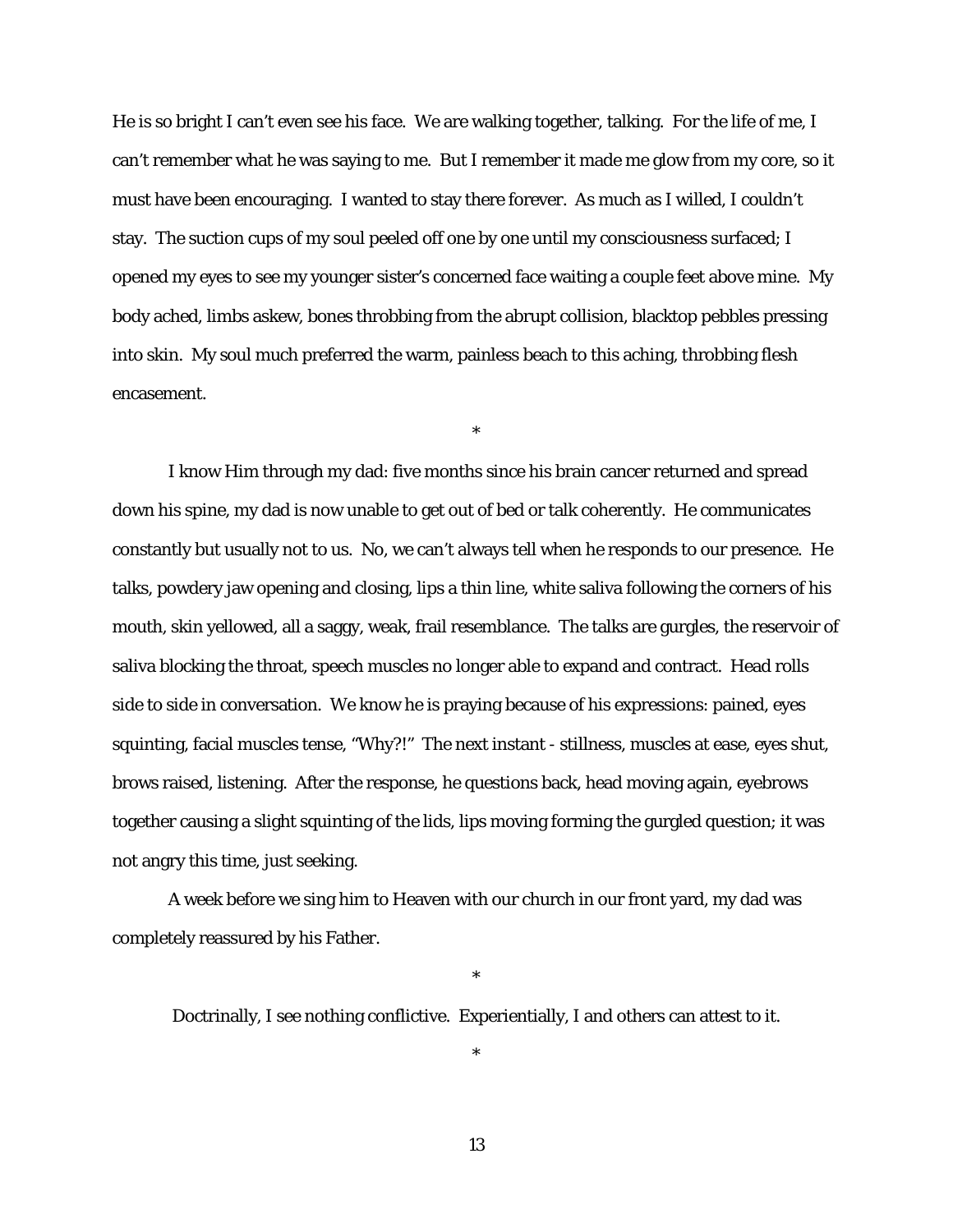He is so bright I can't even see his face. We are walking together, talking. For the life of me, I can't remember what he was saying to me. But I remember it made me glow from my core, so it must have been encouraging. I wanted to stay there forever. As much as I willed, I couldn't stay. The suction cups of my soul peeled off one by one until my consciousness surfaced; I opened my eyes to see my younger sister's concerned face waiting a couple feet above mine. My body ached, limbs askew, bones throbbing from the abrupt collision, blacktop pebbles pressing into skin. My soul much preferred the warm, painless beach to this aching, throbbing flesh encasement.

*

I know Him through my dad: five months since his brain cancer returned and spread down his spine, my dad is now unable to get out of bed or talk coherently. He communicates constantly but usually not to us. No, we can't always tell when he responds to our presence. He talks, powdery jaw opening and closing, lips a thin line, white saliva following the corners of his mouth, skin yellowed, all a saggy, weak, frail resemblance. The talks are gurgles, the reservoir of saliva blocking the throat, speech muscles no longer able to expand and contract. Head rolls side to side in conversation. We know he is praying because of his expressions: pained, eyes squinting, facial muscles tense, "Why?!" The next instant - stillness, muscles at ease, eyes shut, brows raised, listening. After the response, he questions back, head moving again, eyebrows together causing a slight squinting of the lids, lips moving forming the gurgled question; it was not angry this time, just seeking.

A week before we sing him to Heaven with our church in our front yard, my dad was completely reassured by his Father.

*

Doctrinally, I see nothing conflictive. Experientially, I and others can attest to it.

*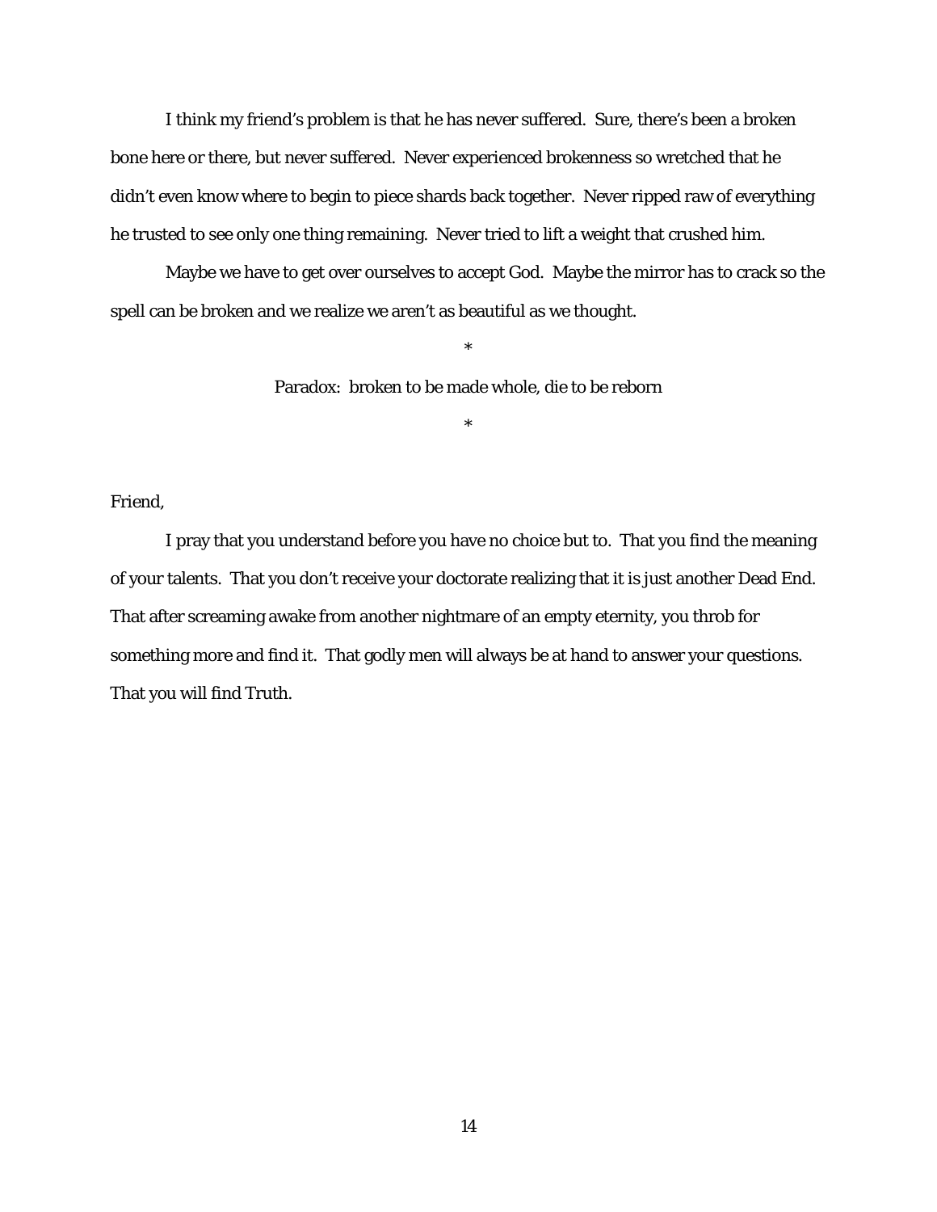I think my friend's problem is that he has never suffered. Sure, there's been a broken bone here or there, but never suffered. Never experienced brokenness so wretched that he didn't even know where to begin to piece shards back together. Never ripped raw of everything he trusted to see only one thing remaining. Never tried to lift a weight that crushed him.

Maybe we have to get over ourselves to accept God. Maybe the mirror has to crack so the spell can be broken and we realize we aren't as beautiful as we thought.

*

Paradox: broken to be made whole, die to be reborn

*

Friend,

I pray that you understand before you have no choice but to. That you find the meaning of your talents. That you don't receive your doctorate realizing that it is just another Dead End. That after screaming awake from another nightmare of an empty eternity, you throb for something more and find it. That godly men will always be at hand to answer your questions. That you will find Truth.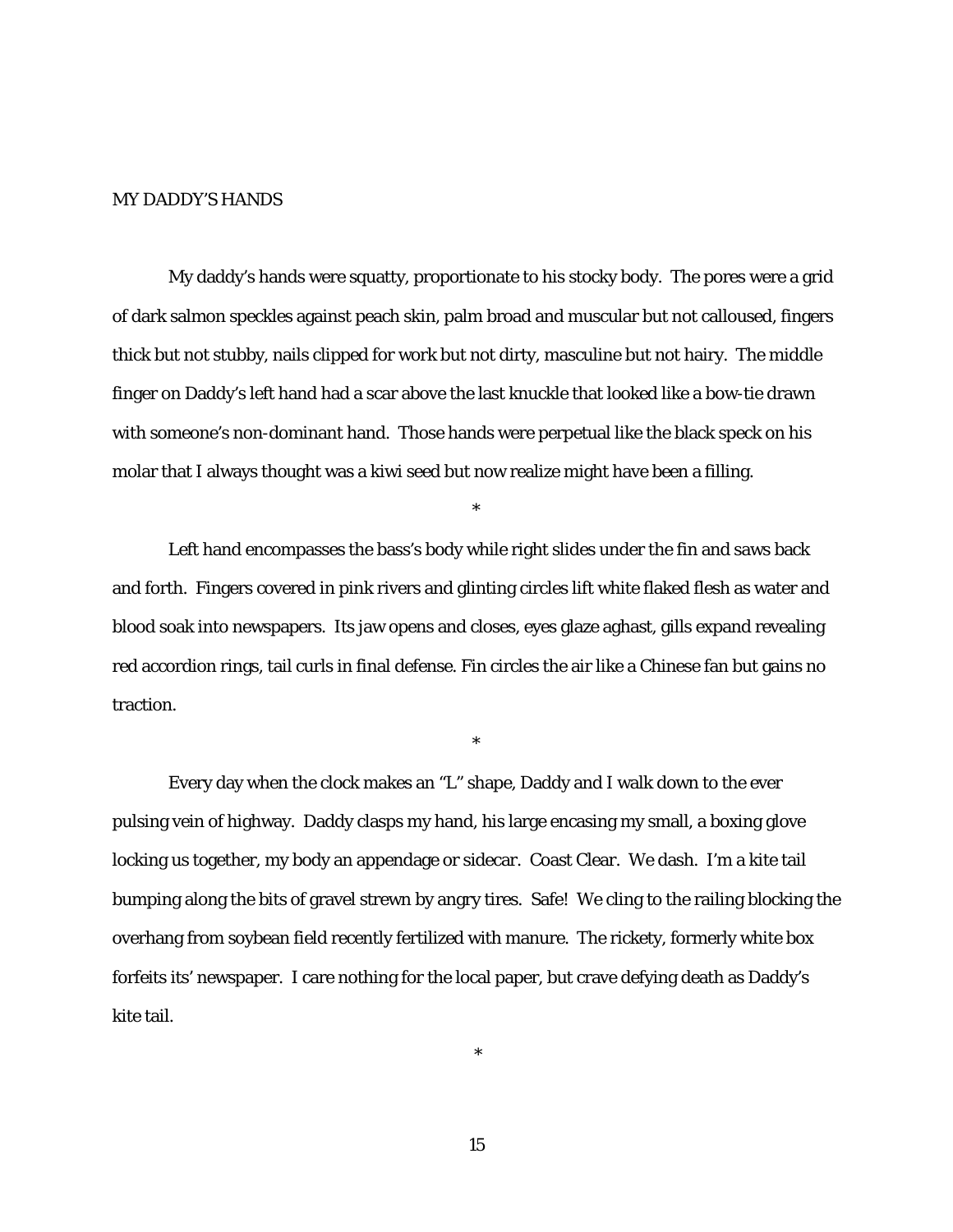## MY DADDY'S HANDS

My daddy's hands were squatty, proportionate to his stocky body. The pores were a grid of dark salmon speckles against peach skin, palm broad and muscular but not calloused, fingers thick but not stubby, nails clipped for work but not dirty, masculine but not hairy. The middle finger on Daddy's left hand had a scar above the last knuckle that looked like a bow-tie drawn with someone's non-dominant hand. Those hands were perpetual like the black speck on his molar that I always thought was a kiwi seed but now realize might have been a filling.

*

Left hand encompasses the bass's body while right slides under the fin and saws back and forth. Fingers covered in pink rivers and glinting circles lift white flaked flesh as water and blood soak into newspapers. Its jaw opens and closes, eyes glaze aghast, gills expand revealing red accordion rings, tail curls in final defense. Fin circles the air like a Chinese fan but gains no traction.

*

Every day when the clock makes an "L" shape, Daddy and I walk down to the ever pulsing vein of highway. Daddy clasps my hand, his large encasing my small, a boxing glove locking us together, my body an appendage or sidecar. Coast Clear. We dash. I'm a kite tail bumping along the bits of gravel strewn by angry tires. Safe! We cling to the railing blocking the overhang from soybean field recently fertilized with manure. The rickety, formerly white box forfeits its' newspaper. I care nothing for the local paper, but crave defying death as Daddy's kite tail.

*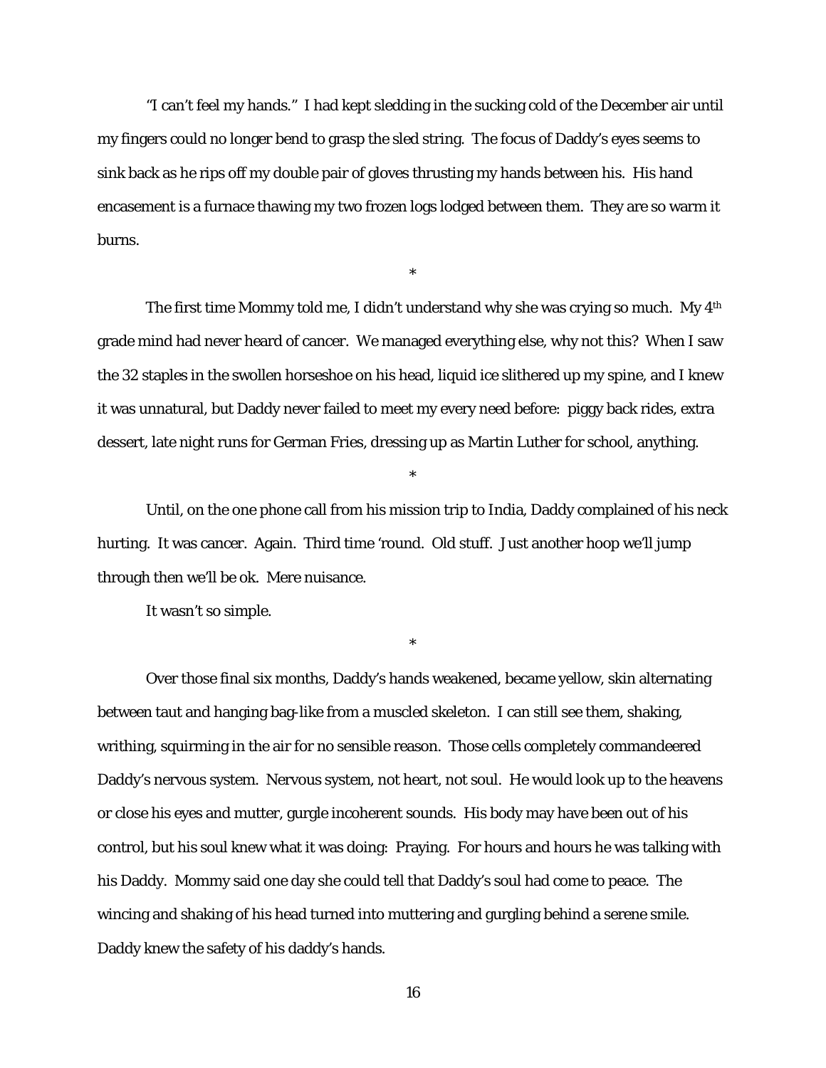"I can't feel my hands." I had kept sledding in the sucking cold of the December air until my fingers could no longer bend to grasp the sled string. The focus of Daddy's eyes seems to sink back as he rips off my double pair of gloves thrusting my hands between his. His hand encasement is a furnace thawing my two frozen logs lodged between them. They are so warm it burns.

*

The first time Mommy told me, I didn't understand why she was crying so much. My 4th grade mind had never heard of cancer. We managed everything else, why not this? When I saw the 32 staples in the swollen horseshoe on his head, liquid ice slithered up my spine, and I knew it was unnatural, but Daddy never failed to meet my every need before: piggy back rides, extra dessert, late night runs for German Fries, dressing up as Martin Luther for school, anything.

*

Until, on the one phone call from his mission trip to India, Daddy complained of his neck hurting. It was cancer. Again. Third time 'round. Old stuff. Just another hoop we'll jump through then we'll be ok. Mere nuisance.

It wasn't so simple.

*

Over those final six months, Daddy's hands weakened, became yellow, skin alternating between taut and hanging bag-like from a muscled skeleton. I can still see them, shaking, writhing, squirming in the air for no sensible reason. Those cells completely commandeered Daddy's nervous system. Nervous system, not heart, not soul. He would look up to the heavens or close his eyes and mutter, gurgle incoherent sounds. His body may have been out of his control, but his soul knew what it was doing: Praying. For hours and hours he was talking with his Daddy. Mommy said one day she could tell that Daddy's soul had come to peace. The wincing and shaking of his head turned into muttering and gurgling behind a serene smile. Daddy knew the safety of his daddy's hands.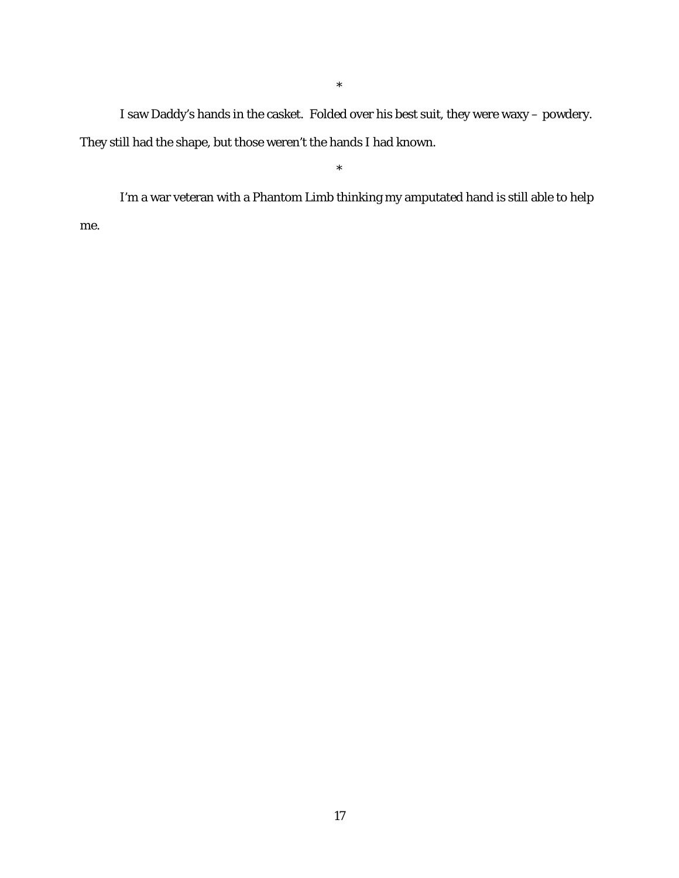*

I saw Daddy's hands in the casket. Folded over his best suit, they were waxy – powdery. They still had the shape, but those weren't the hands I had known.

*

I'm a war veteran with a Phantom Limb thinking my amputated hand is still able to help me.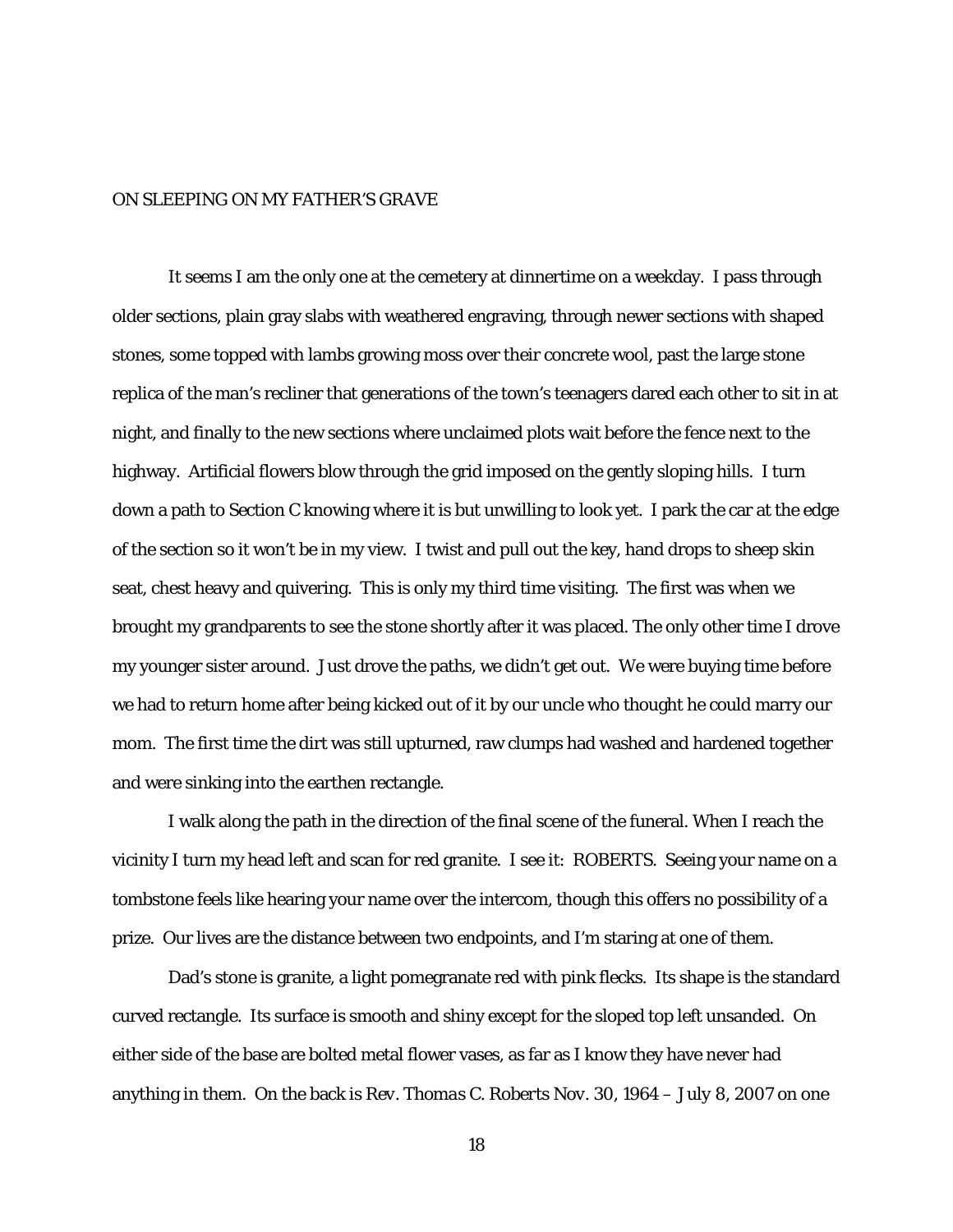ON SLEEPING ON MY FATHER'S GRAVE

It seems I am the only one at the cemetery at dinnertime on a weekday. I pass through older sections, plain gray slabs with weathered engraving, through newer sections with shaped stones, some topped with lambs growing moss over their concrete wool, past the large stone replica of the man's recliner that generations of the town's teenagers dared each other to sit in at night, and finally to the new sections where unclaimed plots wait before the fence next to the highway. Artificial flowers blow through the grid imposed on the gently sloping hills. I turn down a path to Section C knowing where it is but unwilling to look yet. I park the car at the edge of the section so it won't be in my view. I twist and pull out the key, hand drops to sheep skin seat, chest heavy and quivering. This is only my third time visiting. The first was when we brought my grandparents to see the stone shortly after it was placed. The only other time I drove my younger sister around. Just drove the paths, we didn't get out. We were buying time before we had to return home after being kicked out of it by our uncle who thought he could marry our mom. The first time the dirt was still upturned, raw clumps had washed and hardened together and were sinking into the earthen rectangle.

I walk along the path in the direction of the final scene of the funeral. When I reach the vicinity I turn my head left and scan for red granite. I see it: ROBERTS. Seeing your name on a tombstone feels like hearing your name over the intercom, though this offers no possibility of a prize. Our lives are the distance between two endpoints, and I'm staring at one of them.

Dad's stone is granite, a light pomegranate red with pink flecks. Its shape is the standard curved rectangle. Its surface is smooth and shiny except for the sloped top left unsanded. On either side of the base are bolted metal flower vases, as far as I know they have never had anything in them. On the back is *Rev. Thomas C. Roberts Nov. 30, 1964 – July 8, 2007* on one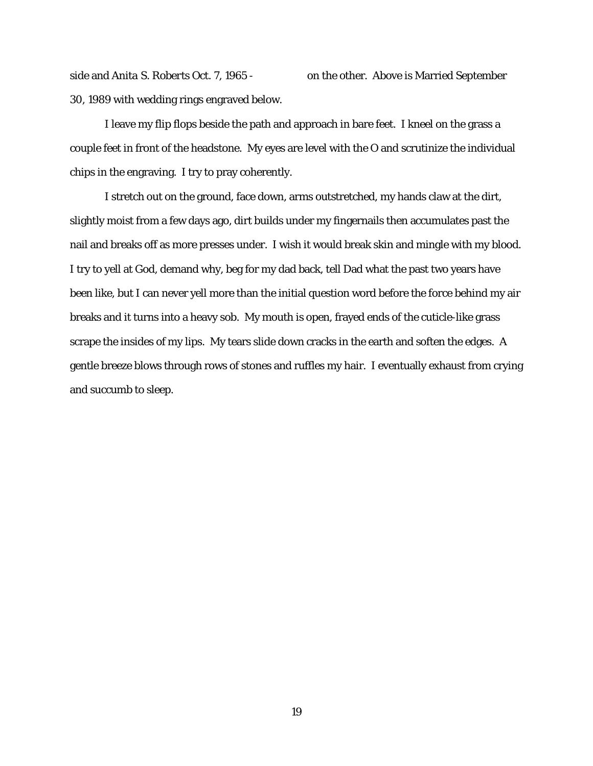side and Anita S. Roberts Oct. 7, 1965 -                 on the other. Above is Married September 30, 1989 with wedding rings engraved below.

I leave my flip flops beside the path and approach in bare feet. I kneel on the grass a couple feet in front of the headstone. My eyes are level with the O and scrutinize the individual chips in the engraving. I try to pray coherently.

I stretch out on the ground, face down, arms outstretched, my hands claw at the dirt, slightly moist from a few days ago, dirt builds under my fingernails then accumulates past the nail and breaks off as more presses under. I wish it would break skin and mingle with my blood. I try to yell at God, demand why, beg for my dad back, tell Dad what the past two years have been like, but I can never yell more than the initial question word before the force behind my air breaks and it turns into a heavy sob. My mouth is open, frayed ends of the cuticle-like grass scrape the insides of my lips. My tears slide down cracks in the earth and soften the edges. A gentle breeze blows through rows of stones and ruffles my hair. I eventually exhaust from crying and succumb to sleep.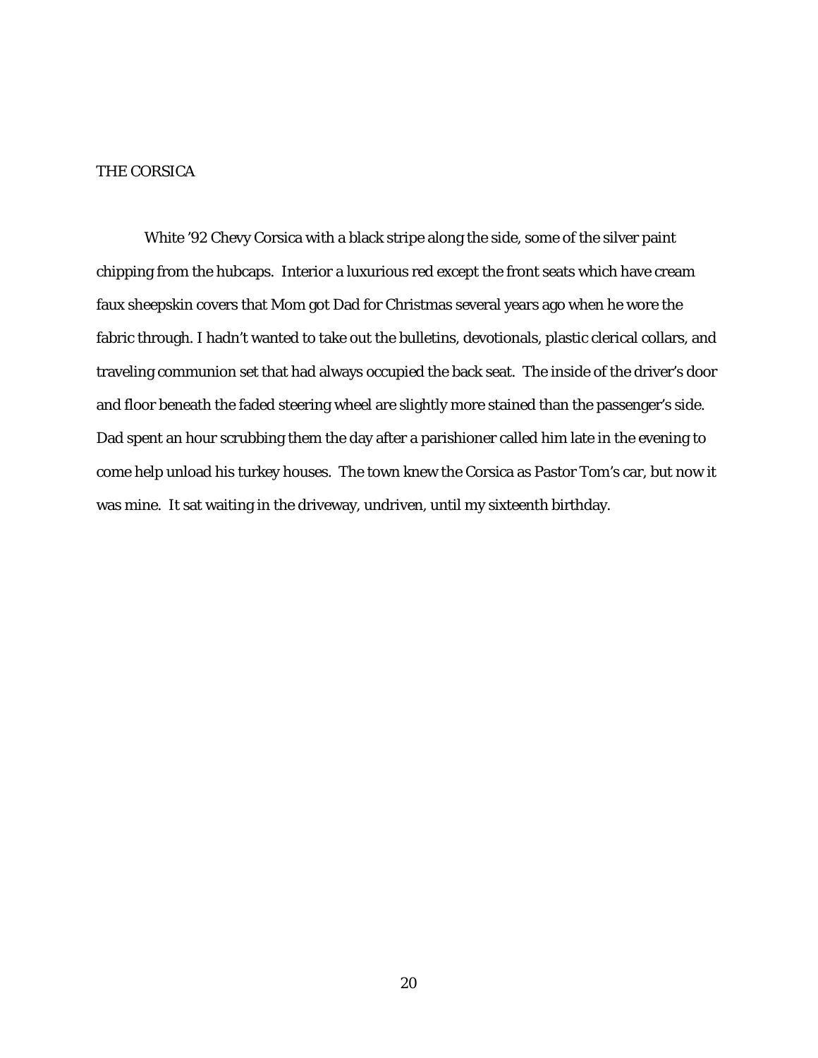# THE CORSICA

White '92 Chevy Corsica with a black stripe along the side, some of the silver paint chipping from the hubcaps. Interior a luxurious red except the front seats which have cream faux sheepskin covers that Mom got Dad for Christmas several years ago when he wore the fabric through. I hadn't wanted to take out the bulletins, devotionals, plastic clerical collars, and traveling communion set that had always occupied the back seat. The inside of the driver's door and floor beneath the faded steering wheel are slightly more stained than the passenger's side. Dad spent an hour scrubbing them the day after a parishioner called him late in the evening to come help unload his turkey houses. The town knew the Corsica as Pastor Tom's car, but now it was mine. It sat waiting in the driveway, undriven, until my sixteenth birthday.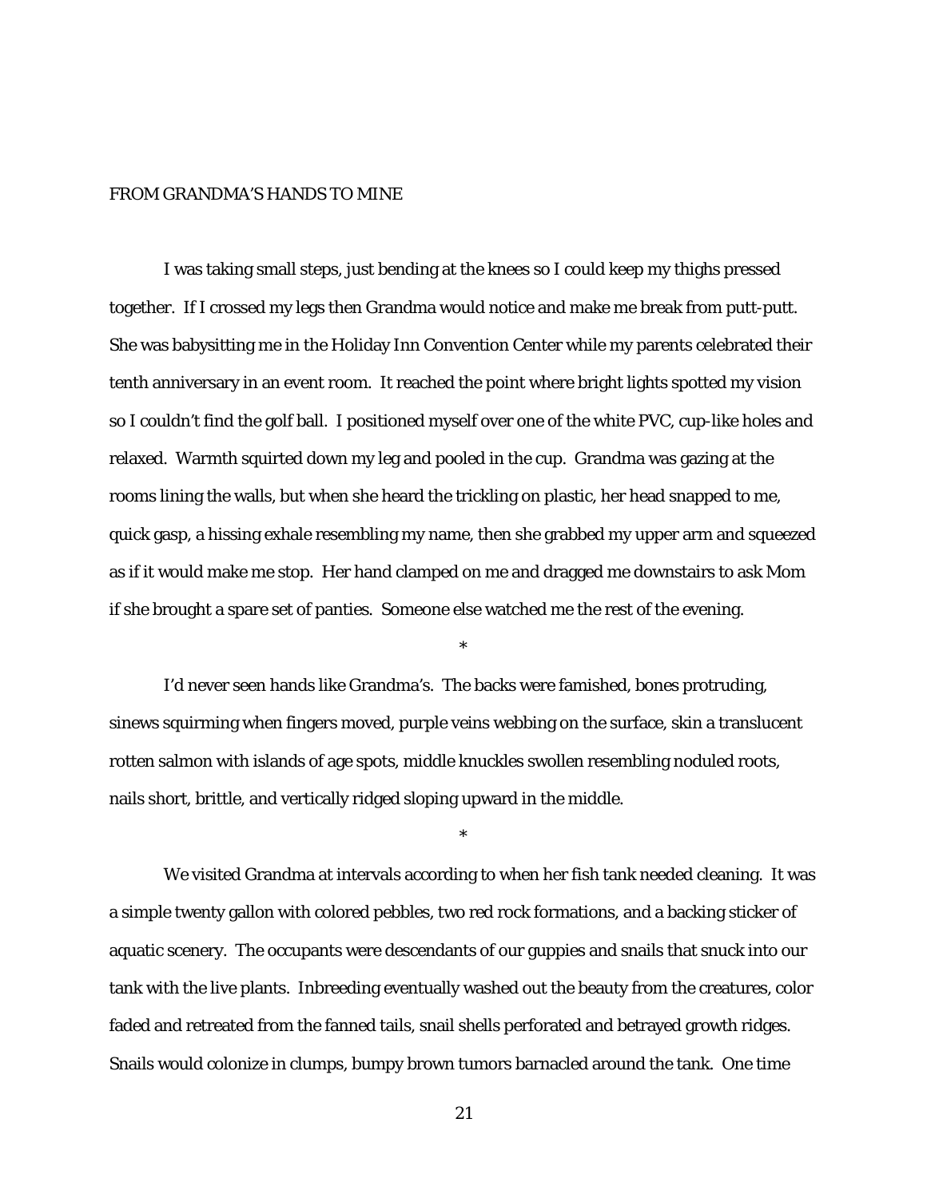# FROM GRANDMA'S HANDS TO MINE

I was taking small steps, just bending at the knees so I could keep my thighs pressed together. If I crossed my legs then Grandma would notice and make me break from putt-putt. She was babysitting me in the Holiday Inn Convention Center while my parents celebrated their tenth anniversary in an event room. It reached the point where bright lights spotted my vision so I couldn't find the golf ball. I positioned myself over one of the white PVC, cup-like holes and relaxed. Warmth squirted down my leg and pooled in the cup. Grandma was gazing at the rooms lining the walls, but when she heard the trickling on plastic, her head snapped to me, quick gasp, a hissing exhale resembling my name, then she grabbed my upper arm and squeezed as if it would make me stop. Her hand clamped on me and dragged me downstairs to ask Mom if she brought a spare set of panties. Someone else watched me the rest of the evening.

*

I'd never seen hands like Grandma's. The backs were famished, bones protruding, sinews squirming when fingers moved, purple veins webbing on the surface, skin a translucent rotten salmon with islands of age spots, middle knuckles swollen resembling noduled roots, nails short, brittle, and vertically ridged sloping upward in the middle.

*

We visited Grandma at intervals according to when her fish tank needed cleaning. It was a simple twenty gallon with colored pebbles, two red rock formations, and a backing sticker of aquatic scenery. The occupants were descendants of our guppies and snails that snuck into our tank with the live plants. Inbreeding eventually washed out the beauty from the creatures, color faded and retreated from the fanned tails, snail shells perforated and betrayed growth ridges. Snails would colonize in clumps, bumpy brown tumors barnacled around the tank. One time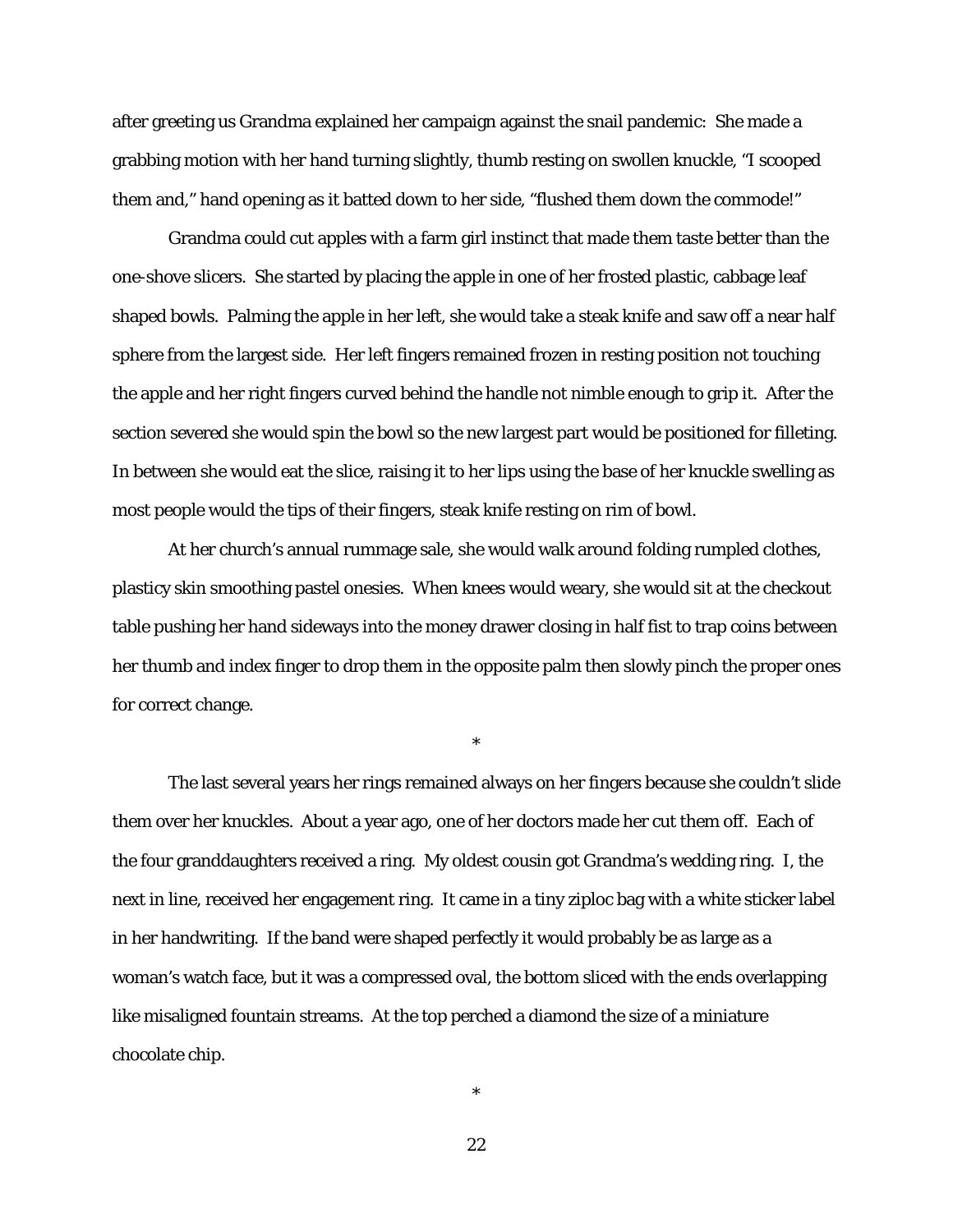after greeting us Grandma explained her campaign against the snail pandemic: She made a grabbing motion with her hand turning slightly, thumb resting on swollen knuckle, "I scooped them and," hand opening as it batted down to her side, "flushed them down the commode!"

Grandma could cut apples with a farm girl instinct that made them taste better than the one-shove slicers. She started by placing the apple in one of her frosted plastic, cabbage leaf shaped bowls. Palming the apple in her left, she would take a steak knife and saw off a near half sphere from the largest side. Her left fingers remained frozen in resting position not touching the apple and her right fingers curved behind the handle not nimble enough to grip it. After the section severed she would spin the bowl so the new largest part would be positioned for filleting. In between she would eat the slice, raising it to her lips using the base of her knuckle swelling as most people would the tips of their fingers, steak knife resting on rim of bowl.

At her church's annual rummage sale, she would walk around folding rumpled clothes, plasticy skin smoothing pastel onesies. When knees would weary, she would sit at the checkout table pushing her hand sideways into the money drawer closing in half fist to trap coins between her thumb and index finger to drop them in the opposite palm then slowly pinch the proper ones for correct change.

*

The last several years her rings remained always on her fingers because she couldn't slide them over her knuckles. About a year ago, one of her doctors made her cut them off. Each of the four granddaughters received a ring. My oldest cousin got Grandma's wedding ring. I, the next in line, received her engagement ring. It came in a tiny ziploc bag with a white sticker label in her handwriting. If the band were shaped perfectly it would probably be as large as a woman's watch face, but it was a compressed oval, the bottom sliced with the ends overlapping like misaligned fountain streams. At the top perched a diamond the size of a miniature chocolate chip.

*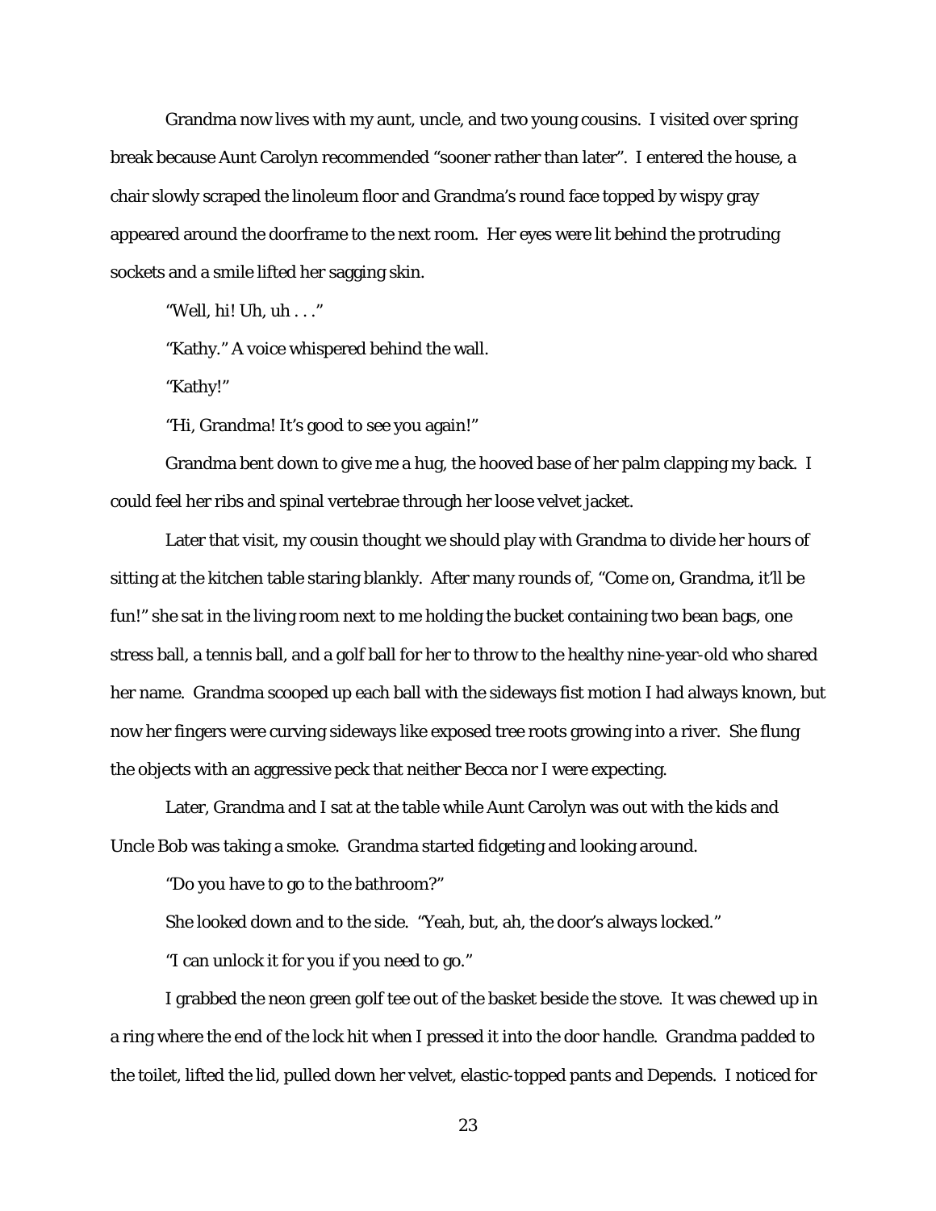Grandma now lives with my aunt, uncle, and two young cousins. I visited over spring break because Aunt Carolyn recommended "sooner rather than later". I entered the house, a chair slowly scraped the linoleum floor and Grandma's round face topped by wispy gray appeared around the doorframe to the next room. Her eyes were lit behind the protruding sockets and a smile lifted her sagging skin.

"Well, hi! Uh, uh . . ."

"Kathy." A voice whispered behind the wall.

"Kathy!"

"Hi, Grandma! It's good to see you again!"

Grandma bent down to give me a hug, the hooved base of her palm clapping my back. I could feel her ribs and spinal vertebrae through her loose velvet jacket.

Later that visit, my cousin thought we should play with Grandma to divide her hours of sitting at the kitchen table staring blankly. After many rounds of, "Come on, Grandma, it'll be fun!" she sat in the living room next to me holding the bucket containing two bean bags, one stress ball, a tennis ball, and a golf ball for her to throw to the healthy nine-year-old who shared her name. Grandma scooped up each ball with the sideways fist motion I had always known, but now her fingers were curving sideways like exposed tree roots growing into a river. She flung the objects with an aggressive peck that neither Becca nor I were expecting.

Later, Grandma and I sat at the table while Aunt Carolyn was out with the kids and Uncle Bob was taking a smoke. Grandma started fidgeting and looking around.

"Do you have to go to the bathroom?"

She looked down and to the side. "Yeah, but, ah, the door's always locked."

"I can unlock it for you if you need to go."

I grabbed the neon green golf tee out of the basket beside the stove. It was chewed up in a ring where the end of the lock hit when I pressed it into the door handle. Grandma padded to the toilet, lifted the lid, pulled down her velvet, elastic-topped pants and Depends. I noticed for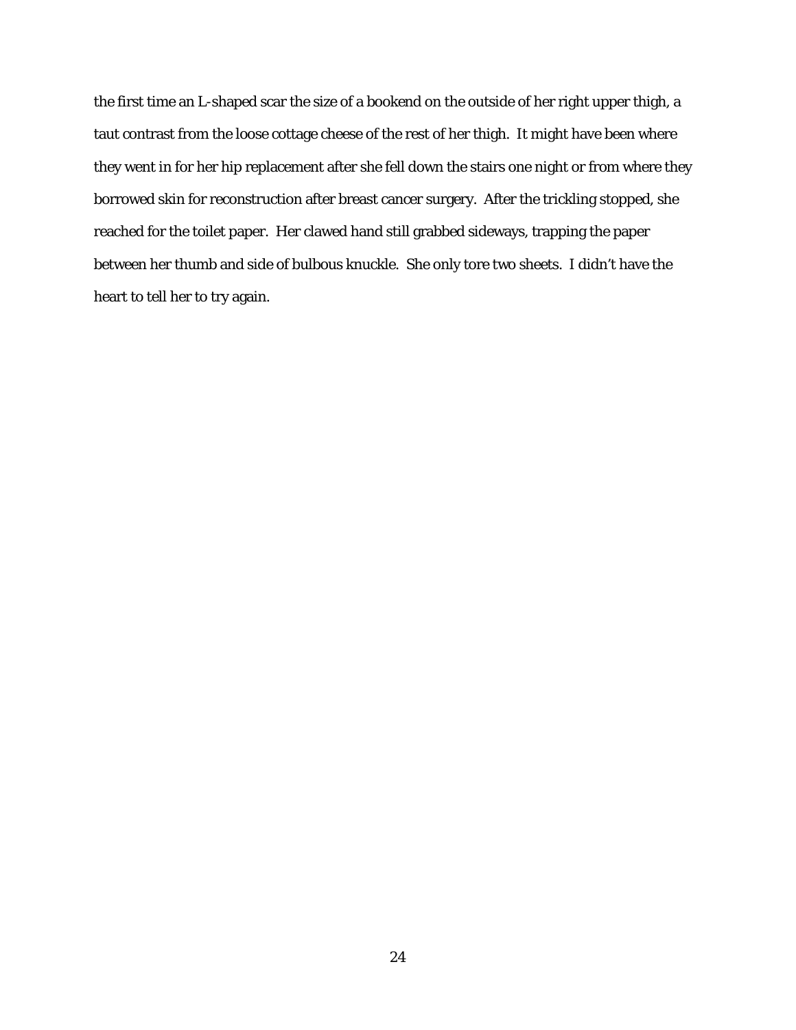the first time an L-shaped scar the size of a bookend on the outside of her right upper thigh, a taut contrast from the loose cottage cheese of the rest of her thigh. It might have been where they went in for her hip replacement after she fell down the stairs one night or from where they borrowed skin for reconstruction after breast cancer surgery. After the trickling stopped, she reached for the toilet paper. Her clawed hand still grabbed sideways, trapping the paper between her thumb and side of bulbous knuckle. She only tore two sheets. I didn't have the heart to tell her to try again.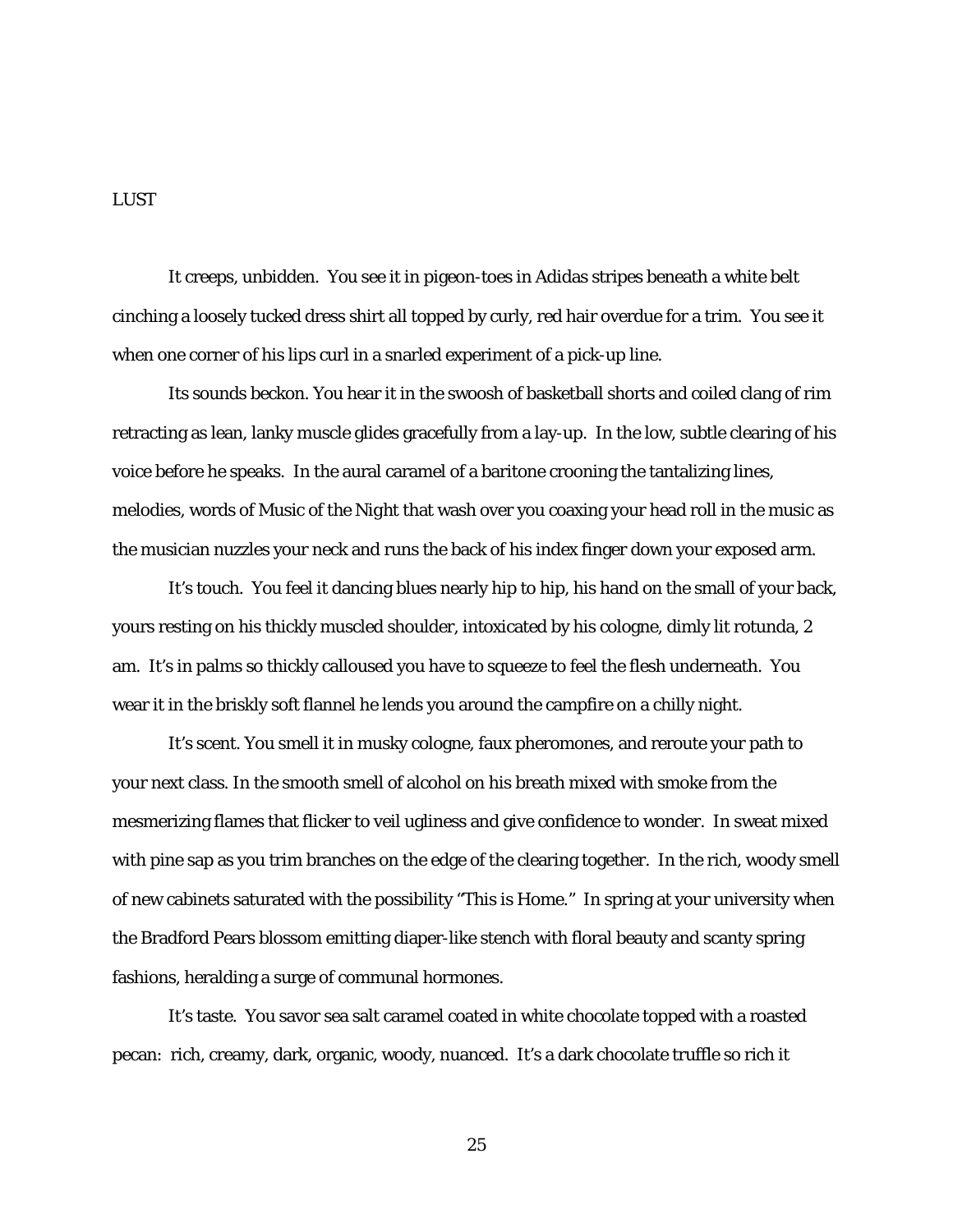# LUST

It creeps, unbidden. You see it in pigeon-toes in Adidas stripes beneath a white belt cinching a loosely tucked dress shirt all topped by curly, red hair overdue for a trim. You see it when one corner of his lips curl in a snarled experiment of a pick-up line.

Its sounds beckon. You hear it in the swoosh of basketball shorts and coiled clang of rim retracting as lean, lanky muscle glides gracefully from a lay-up. In the low, subtle clearing of his voice before he speaks. In the aural caramel of a baritone crooning the tantalizing lines, melodies, words of Music of the Night that wash over you coaxing your head roll in the music as the musician nuzzles your neck and runs the back of his index finger down your exposed arm.

It's touch. You feel it dancing blues nearly hip to hip, his hand on the small of your back, yours resting on his thickly muscled shoulder, intoxicated by his cologne, dimly lit rotunda, 2 am. It's in palms so thickly calloused you have to squeeze to feel the flesh underneath. You wear it in the briskly soft flannel he lends you around the campfire on a chilly night.

It's scent. You smell it in musky cologne, faux pheromones, and reroute your path to your next class. In the smooth smell of alcohol on his breath mixed with smoke from the mesmerizing flames that flicker to veil ugliness and give confidence to wonder. In sweat mixed with pine sap as you trim branches on the edge of the clearing together. In the rich, woody smell of new cabinets saturated with the possibility "This is Home." In spring at your university when the Bradford Pears blossom emitting diaper-like stench with floral beauty and scanty spring fashions, heralding a surge of communal hormones.

It's taste. You savor sea salt caramel coated in white chocolate topped with a roasted pecan: rich, creamy, dark, organic, woody, nuanced. It's a dark chocolate truffle so rich it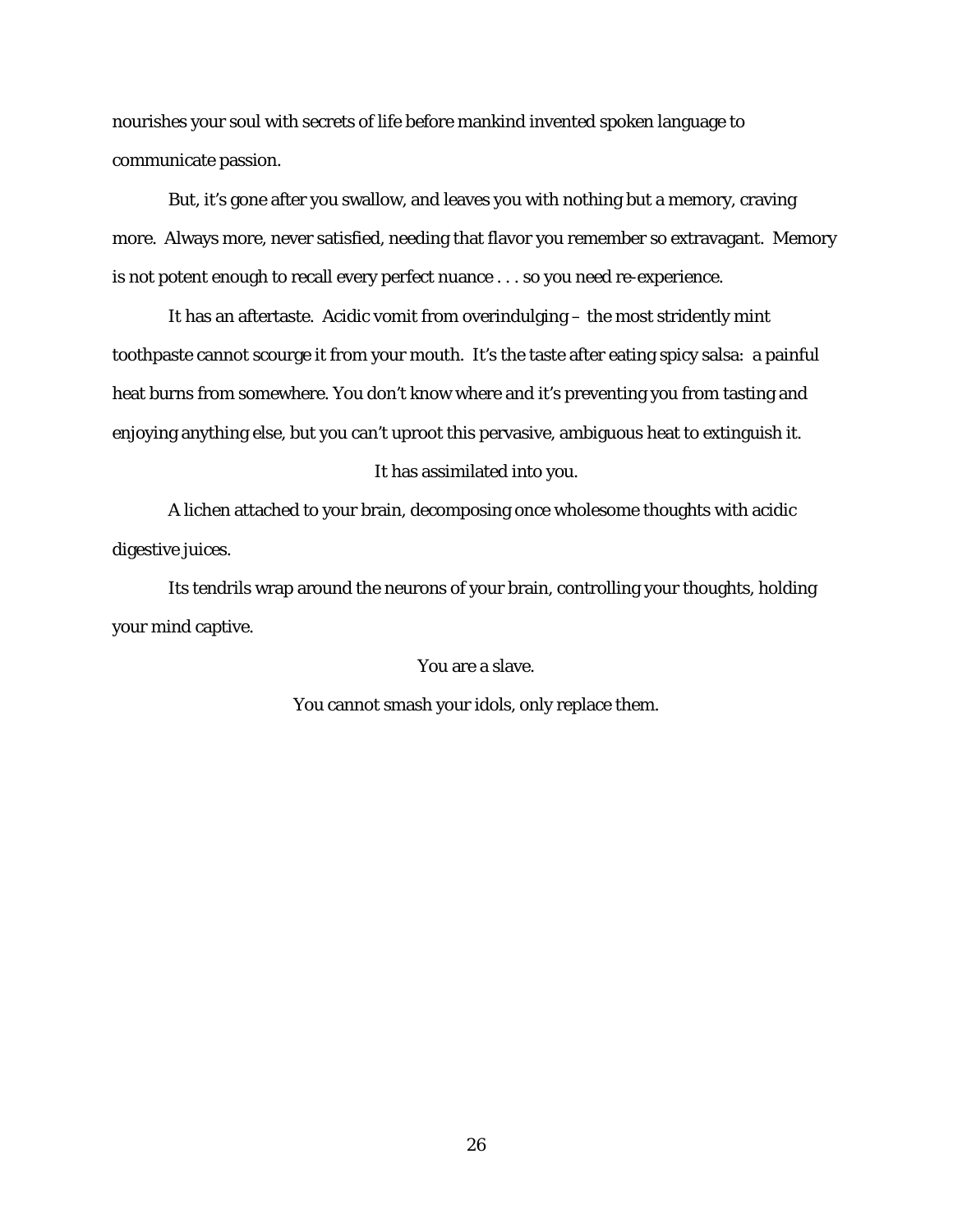nourishes your soul with secrets of life before mankind invented spoken language to communicate passion.

But, it's gone after you swallow, and leaves you with nothing but a memory, craving more. Always more, never satisfied, needing that flavor you remember so extravagant. Memory is not potent enough to recall every perfect nuance . . . so you need re-experience.

It has an aftertaste. Acidic vomit from overindulging – the most stridently mint toothpaste cannot scourge it from your mouth. It's the taste after eating spicy salsa: a painful heat burns from somewhere. You don't know where and it's preventing you from tasting and enjoying anything else, but you can't uproot this pervasive, ambiguous heat to extinguish it.

It has assimilated into you.

A lichen attached to your brain, decomposing once wholesome thoughts with acidic digestive juices.

Its tendrils wrap around the neurons of your brain, controlling your thoughts, holding your mind captive.

You are a slave.

You cannot smash your idols, only replace them.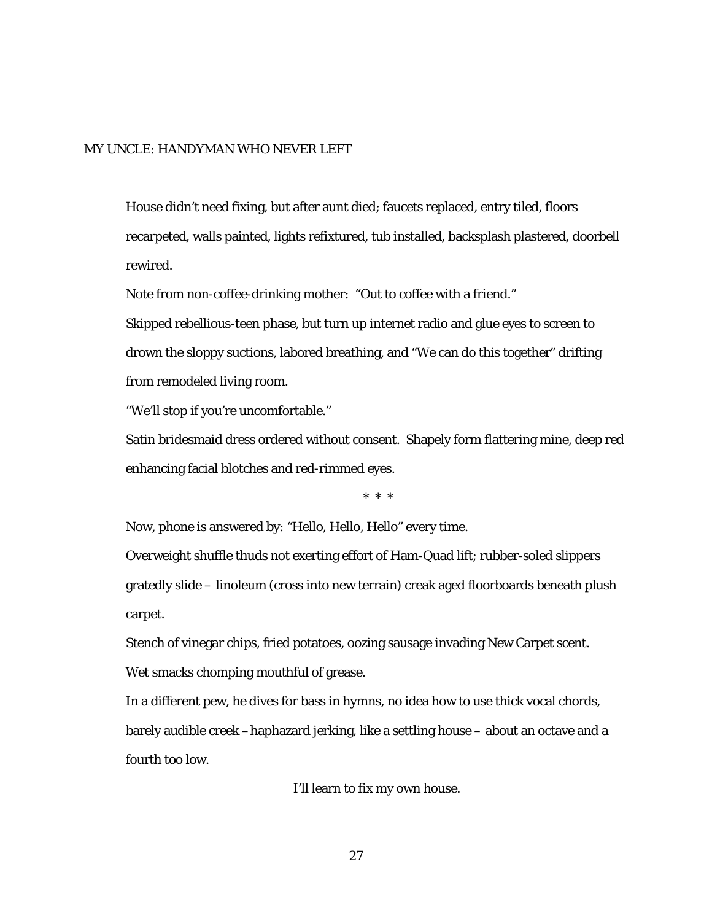# MY UNCLE: HANDYMAN WHO NEVER LEFT

House didn't need fixing, but after aunt died; faucets replaced, entry tiled, floors recarpeted, walls painted, lights refixtured, tub installed, backsplash plastered, doorbell rewired.

Note from non-coffee-drinking mother: "Out to coffee with a friend."

Skipped rebellious-teen phase, but turn up internet radio and glue eyes to screen to drown the sloppy suctions, labored breathing, and "We can do this together" drifting from remodeled living room.

"We'll stop if you're uncomfortable."

Satin bridesmaid dress ordered without consent. Shapely form flattering mine, deep red enhancing facial blotches and red-rimmed eyes.

\* \* \*

Now, phone is answered by: "Hello, Hello, Hello" every time.

Overweight shuffle thuds not exerting effort of Ham-Quad lift; rubber-soled slippers gratedly slide – linoleum (cross into new terrain) creak aged floorboards beneath plush carpet.

Stench of vinegar chips, fried potatoes, oozing sausage invading New Carpet scent.

Wet smacks chomping mouthful of grease.

In a different pew, he dives for bass in hymns, no idea how to use thick vocal chords, barely audible creek – haphazard jerking, like a settling house – about an octave and a fourth too low.

I'll learn to fix my own house.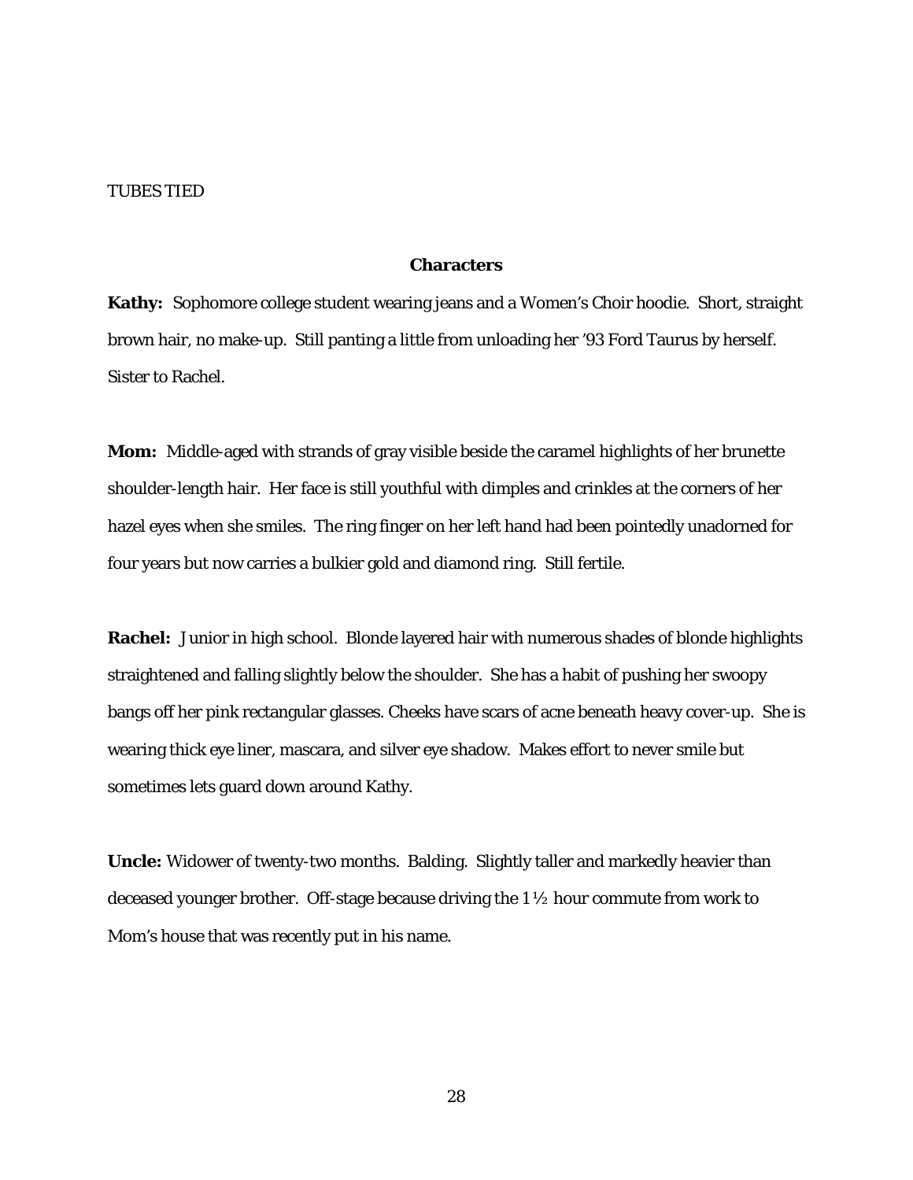TUBES TIED

**Characters**

**Kathy:** Sophomore college student wearing jeans and a Women's Choir hoodie. Short, straight brown hair, no make-up. Still panting a little from unloading her '93 Ford Taurus by herself. Sister to Rachel.

**Mom:** Middle-aged with strands of gray visible beside the caramel highlights of her brunette shoulder-length hair. Her face is still youthful with dimples and crinkles at the corners of her hazel eyes when she smiles. The ring finger on her left hand had been pointedly unadorned for four years but now carries a bulkier gold and diamond ring. Still fertile.

**Rachel:** Junior in high school. Blonde layered hair with numerous shades of blonde highlights straightened and falling slightly below the shoulder. She has a habit of pushing her swoopy bangs off her pink rectangular glasses. Cheeks have scars of acne beneath heavy cover-up. She is wearing thick eye liner, mascara, and silver eye shadow. Makes effort to never smile but sometimes lets guard down around Kathy.

**Uncle:** Widower of twenty-two months. Balding. Slightly taller and markedly heavier than deceased younger brother. Off-stage because driving the 1 ½ hour commute from work to Mom's house that was recently put in his name.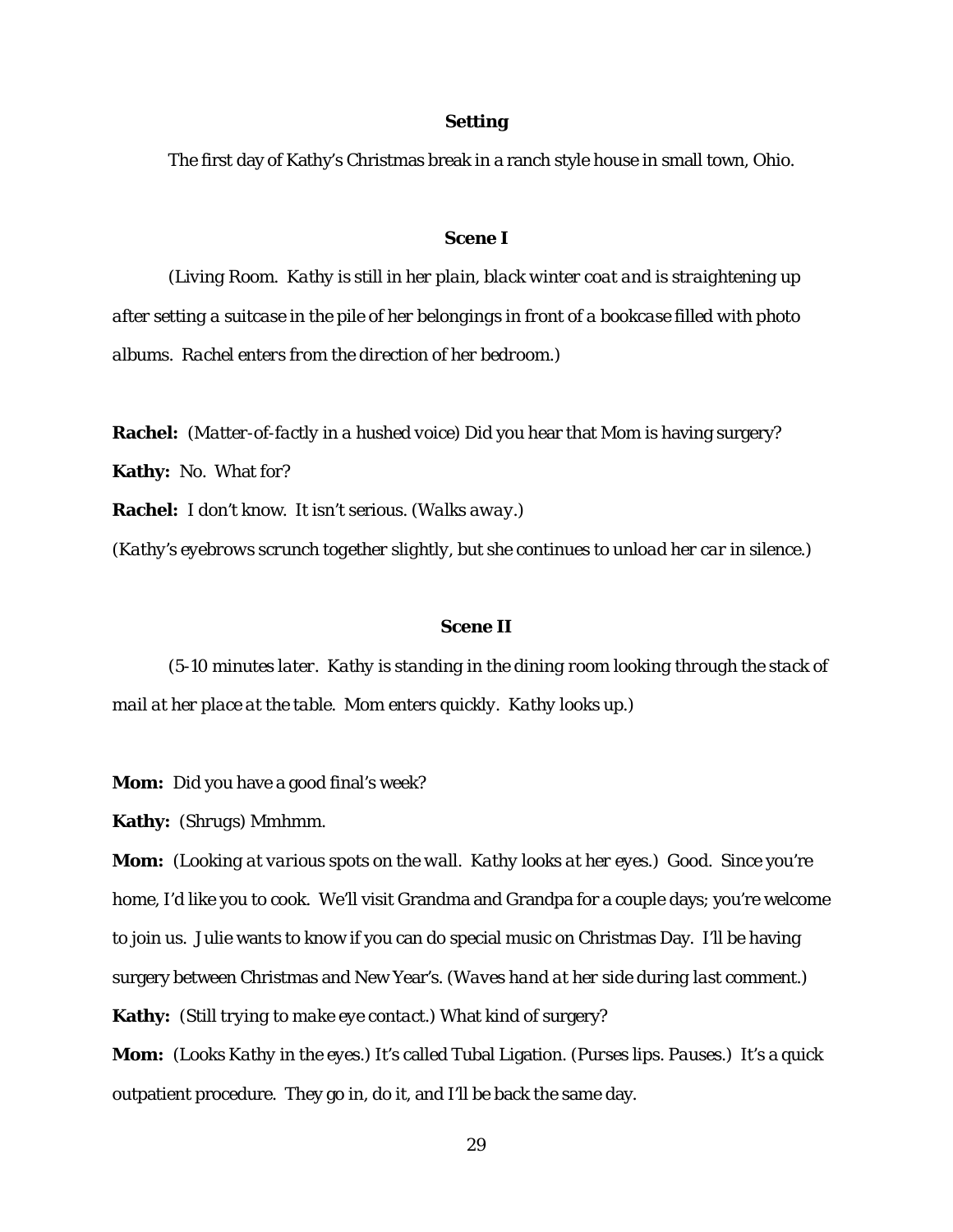**Setting**

The first day of Kathy's Christmas break in a ranch style house in small town, Ohio.

**Scene I**

*(Living Room. Kathy is still in her plain, black winter coat and is straightening up after setting a suitcase in the pile of her belongings in front of a bookcase filled with photo albums. Rachel enters from the direction of her bedroom.)*

**Rachel:** *(Matter-of-factly in a hushed voice)* Did you hear that Mom is having surgery?

**Kathy:** No. What for?

**Rachel:** I don't know. It isn't serious. *(Walks away.)*

*(Kathy's eyebrows scrunch together slightly, but she continues to unload her car in silence.)*

**Scene II**

*(5-10 minutes later. Kathy is standing in the dining room looking through the stack of mail at her place at the table. Mom enters quickly. Kathy looks up.)*

**Mom:** Did you have a good final's week?

**Kathy:** *(Shrugs)* Mmhmm.

**Mom:** *(Looking at various spots on the wall. Kathy looks at her eyes.)* Good. Since you're home, I'd like you to cook. We'll visit Grandma and Grandpa for a couple days; you're welcome to join us. Julie wants to know if you can do special music on Christmas Day. I'll be having surgery between Christmas and New Year's. *(Waves hand at her side during last comment.)*

**Kathy:** *(Still trying to make eye contact.)* What kind of surgery?

**Mom:** *(Looks Kathy in the eyes.)* It's called Tubal Ligation. *(Purses lips. Pauses.)* It's a quick outpatient procedure. They go in, do it, and I'll be back the same day.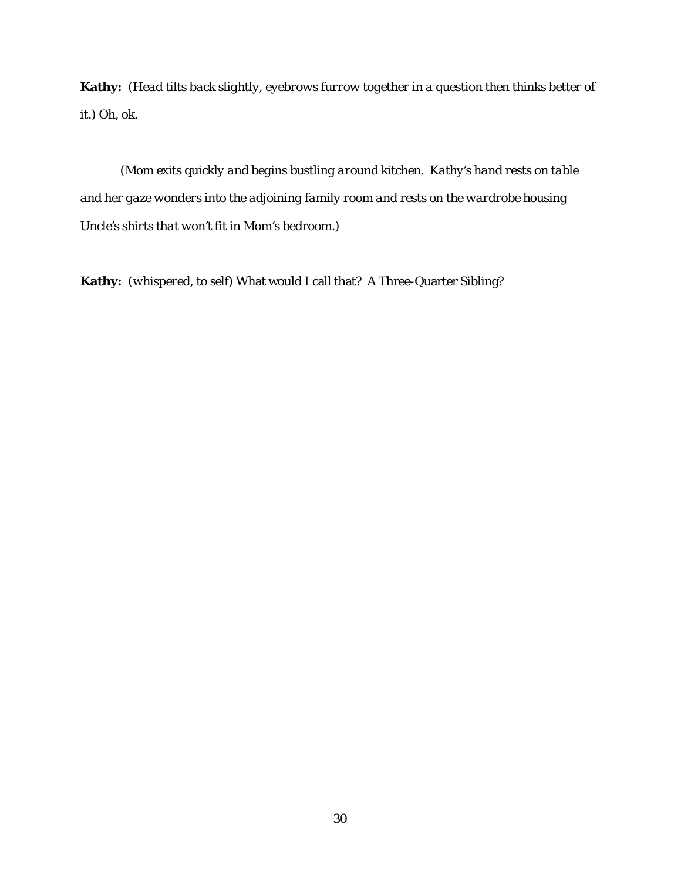**Kathy:** *(Head tilts back slightly, eyebrows furrow together in a question then thinks better of it.)* Oh, ok.

*(Mom exits quickly and begins bustling around kitchen. Kathy's hand rests on table and her gaze wonders into the adjoining family room and rests on the wardrobe housing Uncle's shirts that won't fit in Mom's bedroom.)*

**Kathy:** (whispered, to self) What would I call that? A Three-Quarter Sibling?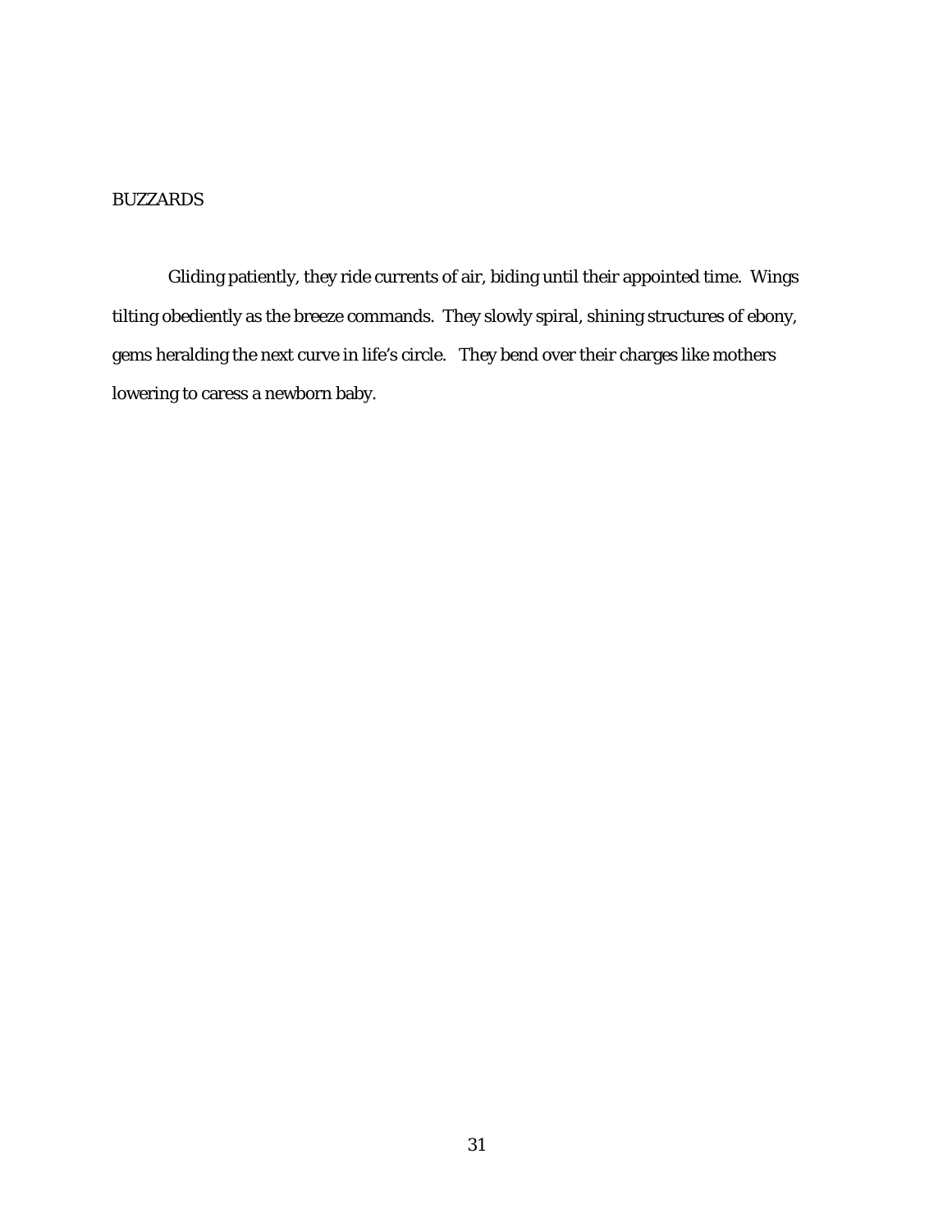## BUZZARDS

Gliding patiently, they ride currents of air, biding until their appointed time. Wings tilting obediently as the breeze commands. They slowly spiral, shining structures of ebony, gems heralding the next curve in life's circle. They bend over their charges like mothers lowering to caress a newborn baby.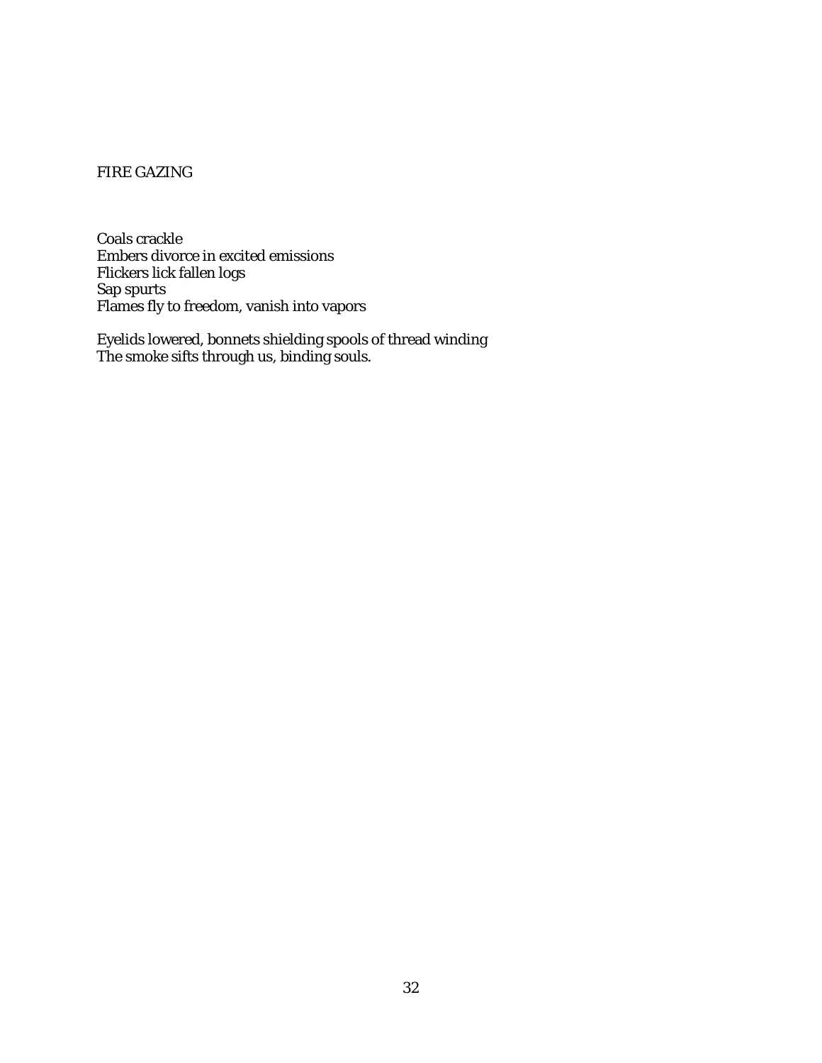## FIRE GAZING

Coals crackle  
Embers divorce in excited emissions  
Flickers lick fallen logs  
Sap spurts  
Flames fly to freedom, vanish into vapors

Eyelids lowered, bonnets shielding spools of thread winding  
The smoke sifts through us, binding souls.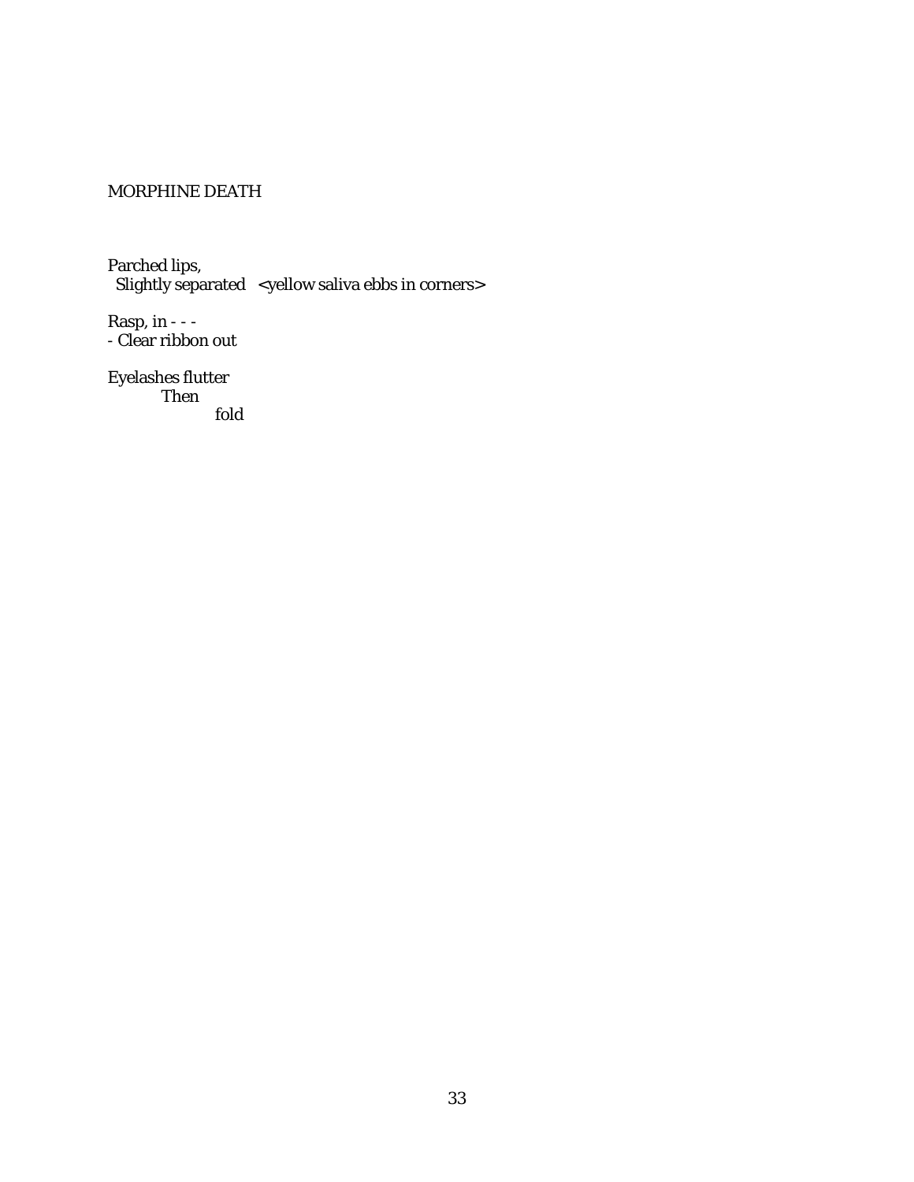MORPHINE DEATH

Parched lips,
 Slightly separated <yellow saliva ebbs in corners>

Rasp, in - - -
- Clear ribbon out

Eyelashes flutter
 Then
 fold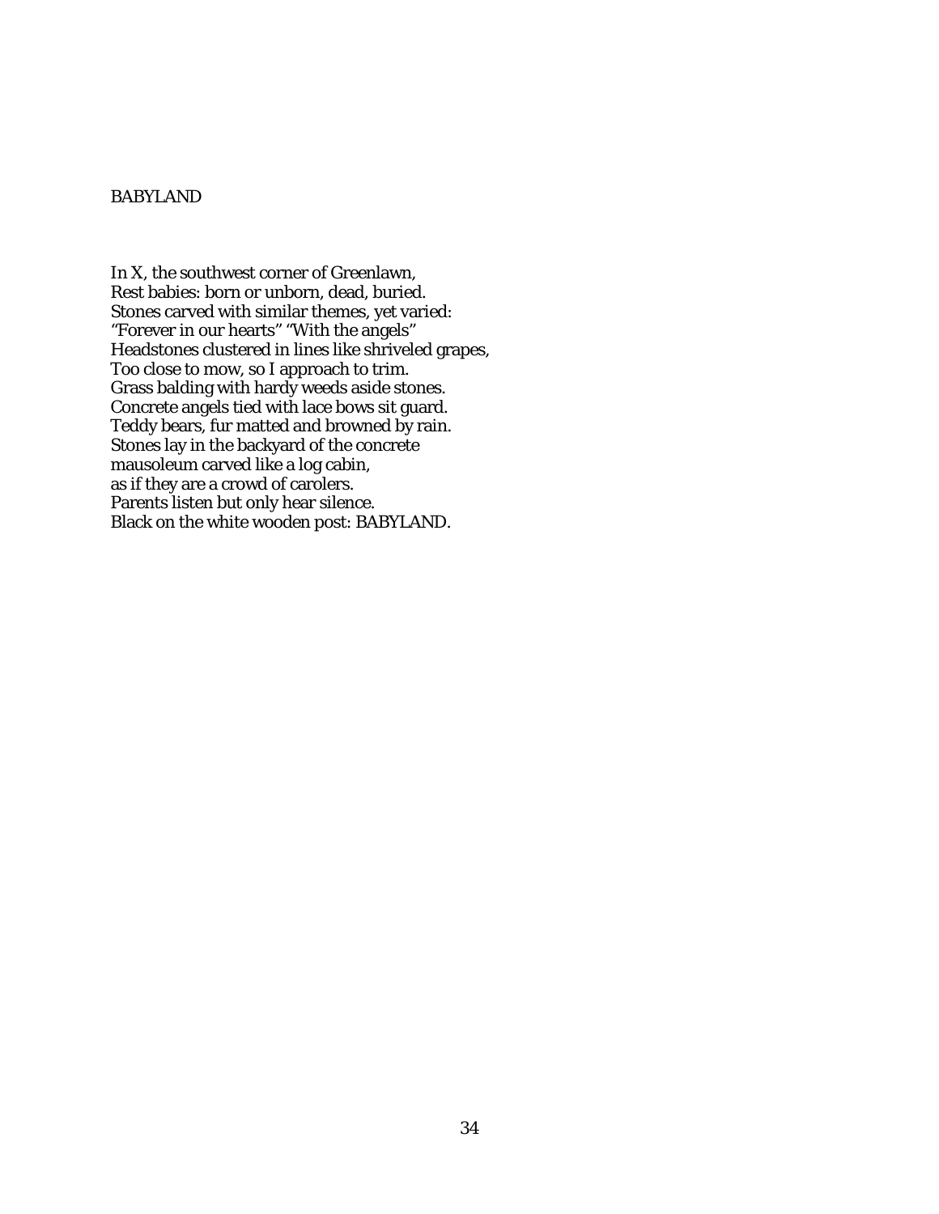# BABYLAND

In X, the southwest corner of Greenlawn,
Rest babies: born or unborn, dead, buried.
Stones carved with similar themes, yet varied:
"Forever in our hearts" "With the angels"
Headstones clustered in lines like shriveled grapes,
Too close to mow, so I approach to trim.
Grass balding with hardy weeds aside stones.
Concrete angels tied with lace bows sit guard.
Teddy bears, fur matted and browned by rain.
Stones lay in the backyard of the concrete
mausoleum carved like a log cabin,
as if they are a crowd of carolers.
Parents listen but only hear silence.
Black on the white wooden post: BABYLAND.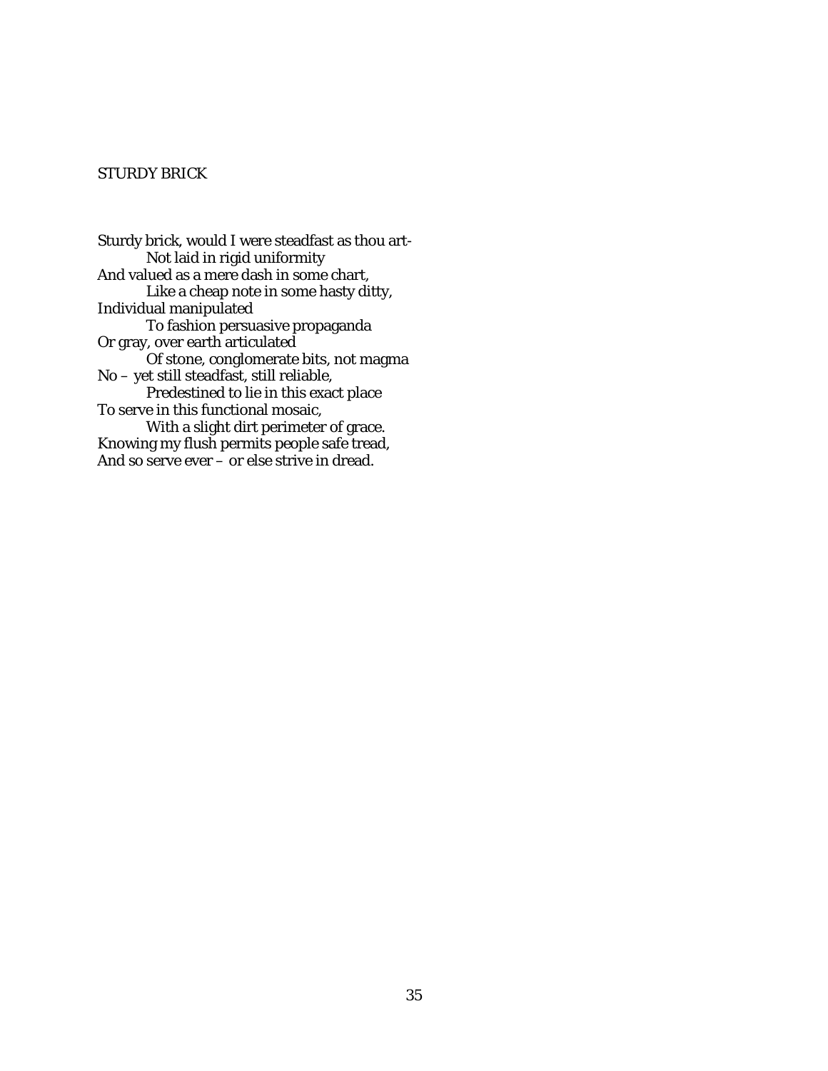## STURDY BRICK

Sturdy brick, would I were steadfast as thou art-
&nbsp;&nbsp;&nbsp;&nbsp;&nbsp;&nbsp;&nbsp;&nbsp;Not laid in rigid uniformity
And valued as a mere dash in some chart,
&nbsp;&nbsp;&nbsp;&nbsp;&nbsp;&nbsp;&nbsp;&nbsp;Like a cheap note in some hasty ditty,
Individual manipulated
&nbsp;&nbsp;&nbsp;&nbsp;&nbsp;&nbsp;&nbsp;&nbsp;To fashion persuasive propaganda
Or gray, over earth articulated
&nbsp;&nbsp;&nbsp;&nbsp;&nbsp;&nbsp;&nbsp;&nbsp;Of stone, conglomerate bits, not magma
No – yet still steadfast, still reliable,
&nbsp;&nbsp;&nbsp;&nbsp;&nbsp;&nbsp;&nbsp;&nbsp;Predestined to lie in this exact place
To serve in this functional mosaic,
&nbsp;&nbsp;&nbsp;&nbsp;&nbsp;&nbsp;&nbsp;&nbsp;With a slight dirt perimeter of grace.
Knowing my flush permits people safe tread,
And so serve ever – or else strive in dread.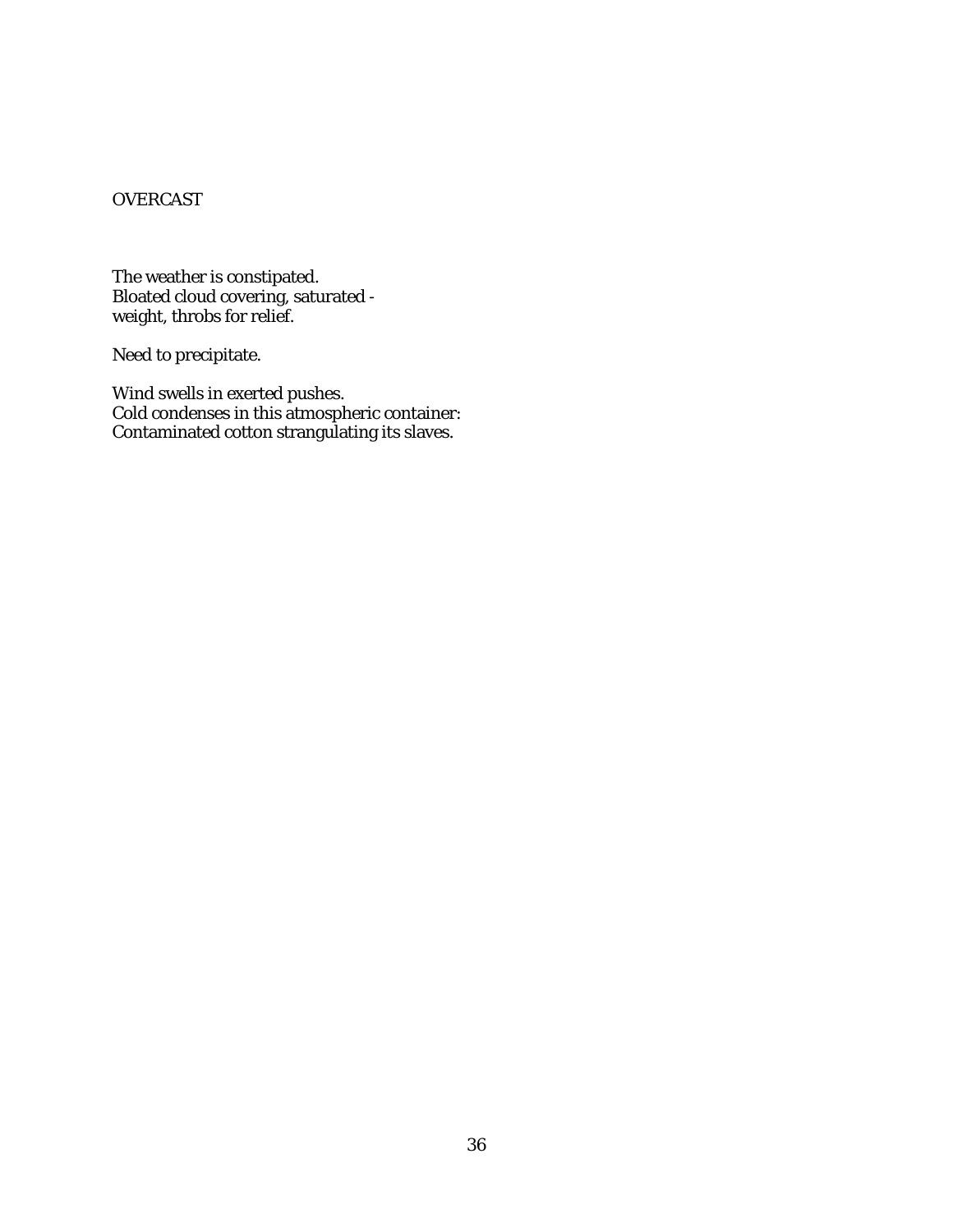# OVERCAST

The weather is constipated.
Bloated cloud covering, saturated -
weight, throbs for relief.

Need to precipitate.

Wind swells in exerted pushes.
Cold condenses in this atmospheric container:
Contaminated cotton strangulating its slaves.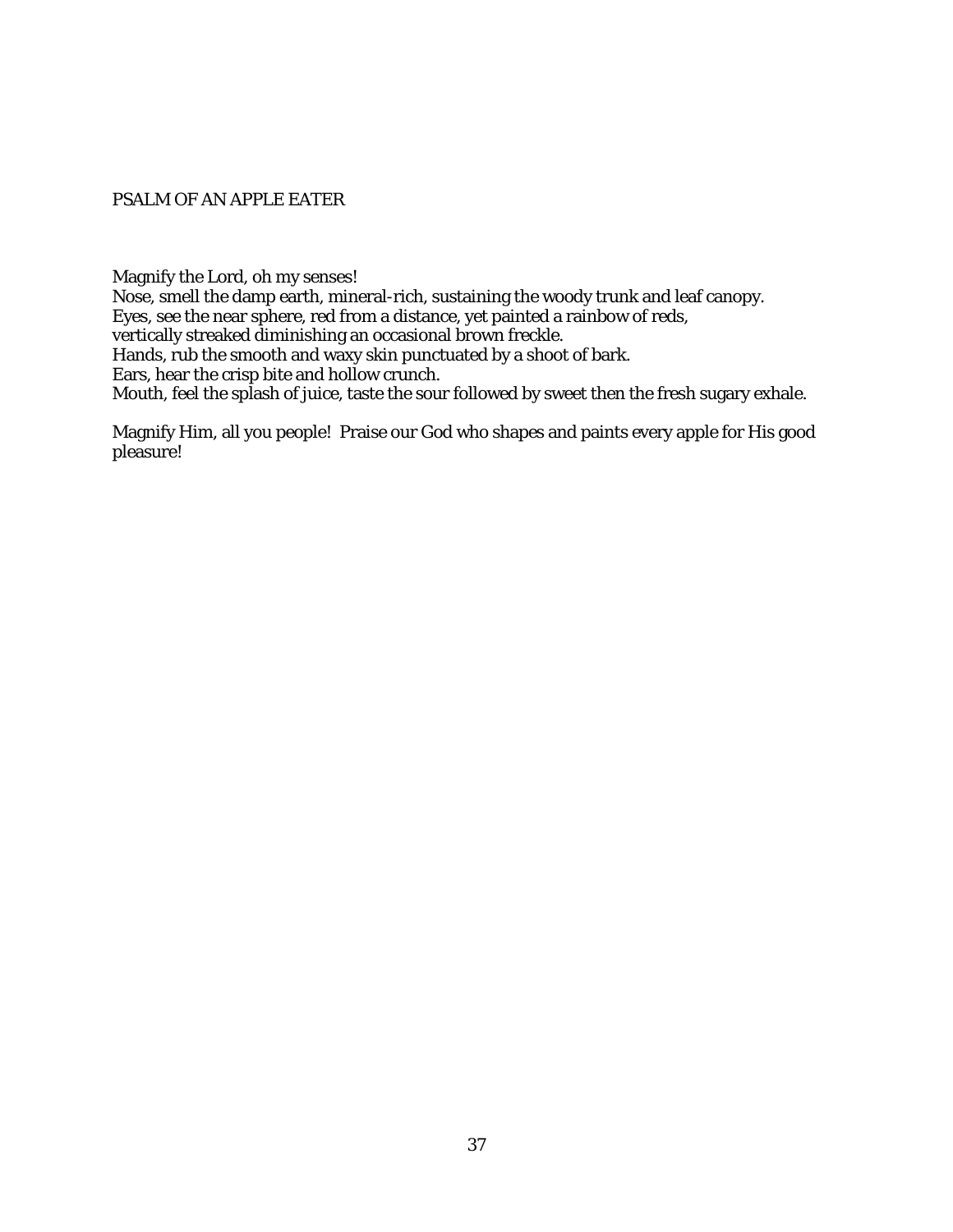## PSALM OF AN APPLE EATER

Magnify the Lord, oh my senses!
Nose, smell the damp earth, mineral-rich, sustaining the woody trunk and leaf canopy.
Eyes, see the near sphere, red from a distance, yet painted a rainbow of reds,
vertically streaked diminishing an occasional brown freckle.
Hands, rub the smooth and waxy skin punctuated by a shoot of bark.
Ears, hear the crisp bite and hollow crunch.
Mouth, feel the splash of juice, taste the sour followed by sweet then the fresh sugary exhale.

Magnify Him, all you people! Praise our God who shapes and paints every apple for His good pleasure!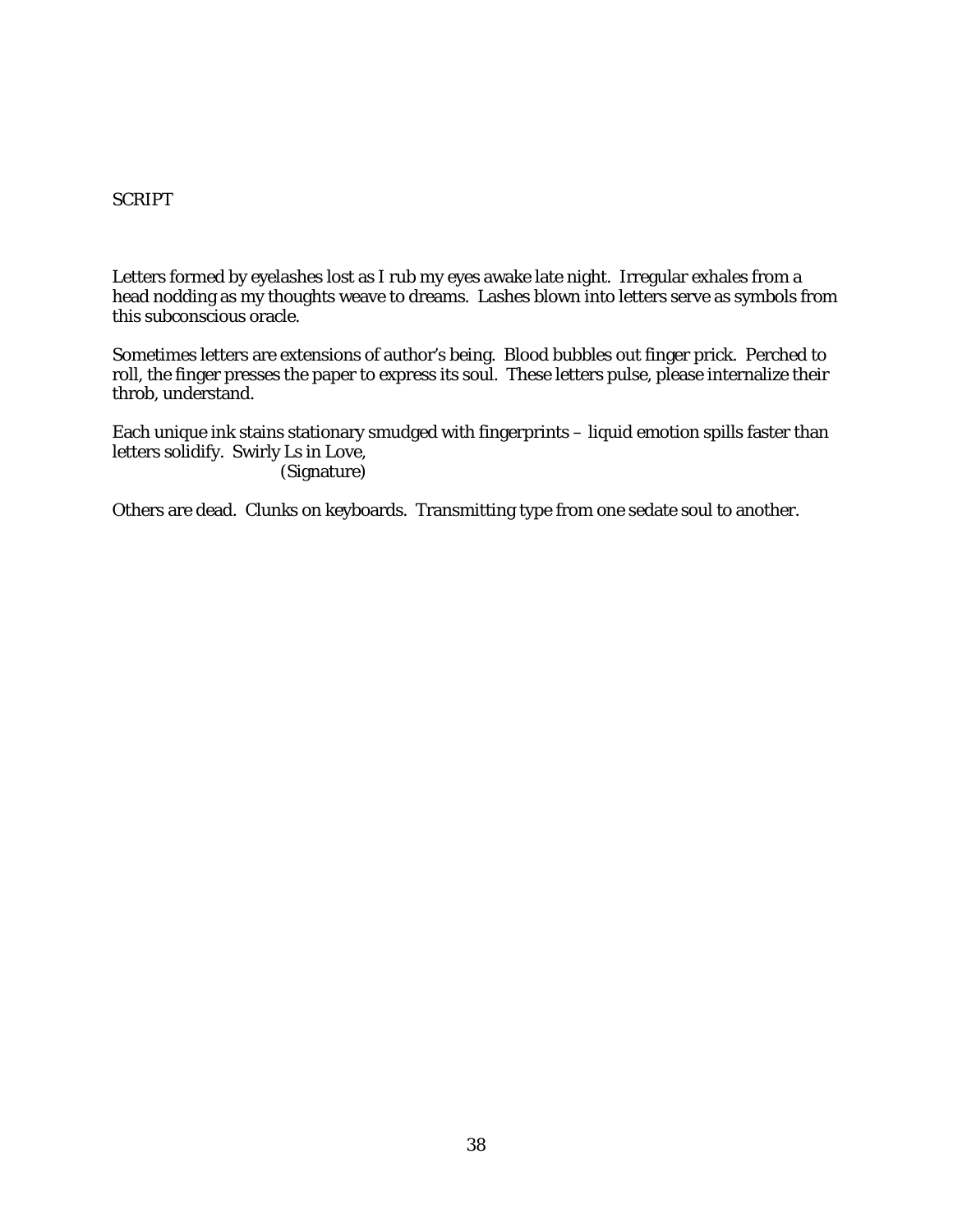SCRIPT

Letters formed by eyelashes lost as I rub my eyes awake late night. Irregular exhales from a head nodding as my thoughts weave to dreams. Lashes blown into letters serve as symbols from this subconscious oracle.

Sometimes letters are extensions of author's being. Blood bubbles out finger prick. Perched to roll, the finger presses the paper to express its soul. These letters pulse, please internalize their throb, understand.

Each unique ink stains stationary smudged with fingerprints – liquid emotion spills faster than letters solidify. Swirly Ls in Love,

(Signature)

Others are dead. Clunks on keyboards. Transmitting type from one sedate soul to another.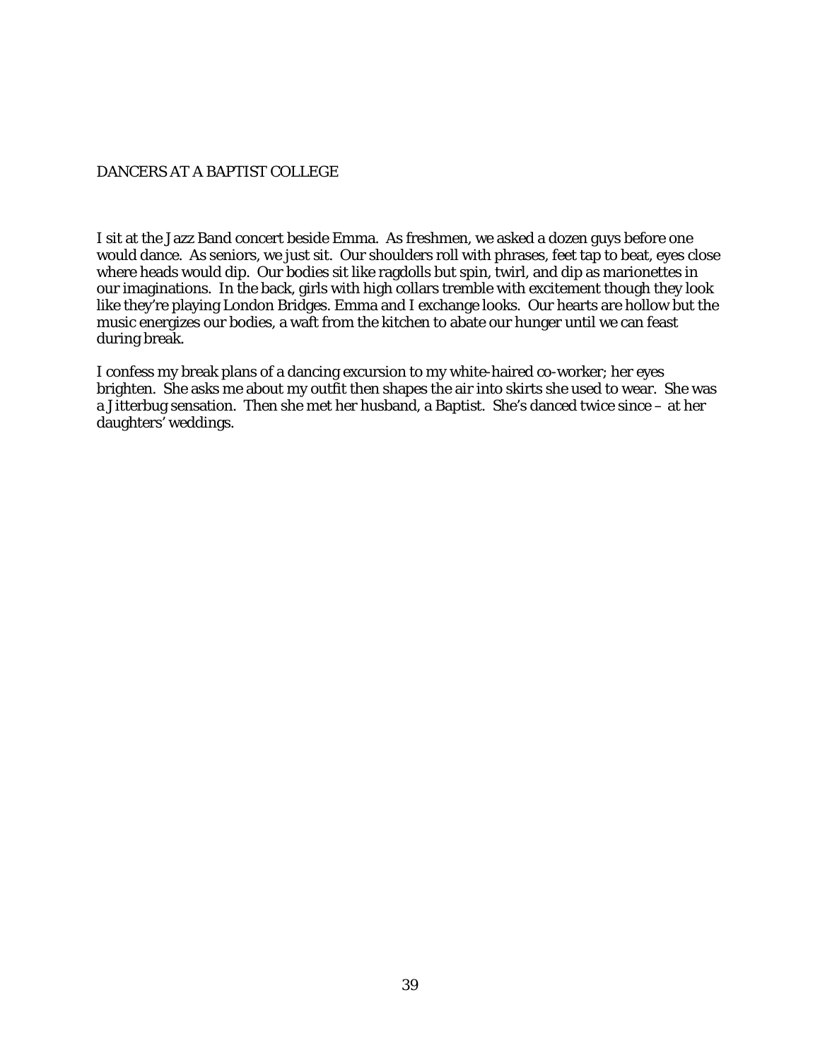# DANCERS AT A BAPTIST COLLEGE

I sit at the Jazz Band concert beside Emma. As freshmen, we asked a dozen guys before one would dance. As seniors, we just sit. Our shoulders roll with phrases, feet tap to beat, eyes close where heads would dip. Our bodies sit like ragdolls but spin, twirl, and dip as marionettes in our imaginations. In the back, girls with high collars tremble with excitement though they look like they're playing London Bridges. Emma and I exchange looks. Our hearts are hollow but the music energizes our bodies, a waft from the kitchen to abate our hunger until we can feast during break.

I confess my break plans of a dancing excursion to my white-haired co-worker; her eyes brighten. She asks me about my outfit then shapes the air into skirts she used to wear. She was a Jitterbug sensation. Then she met her husband, a Baptist. She's danced twice since – at her daughters' weddings.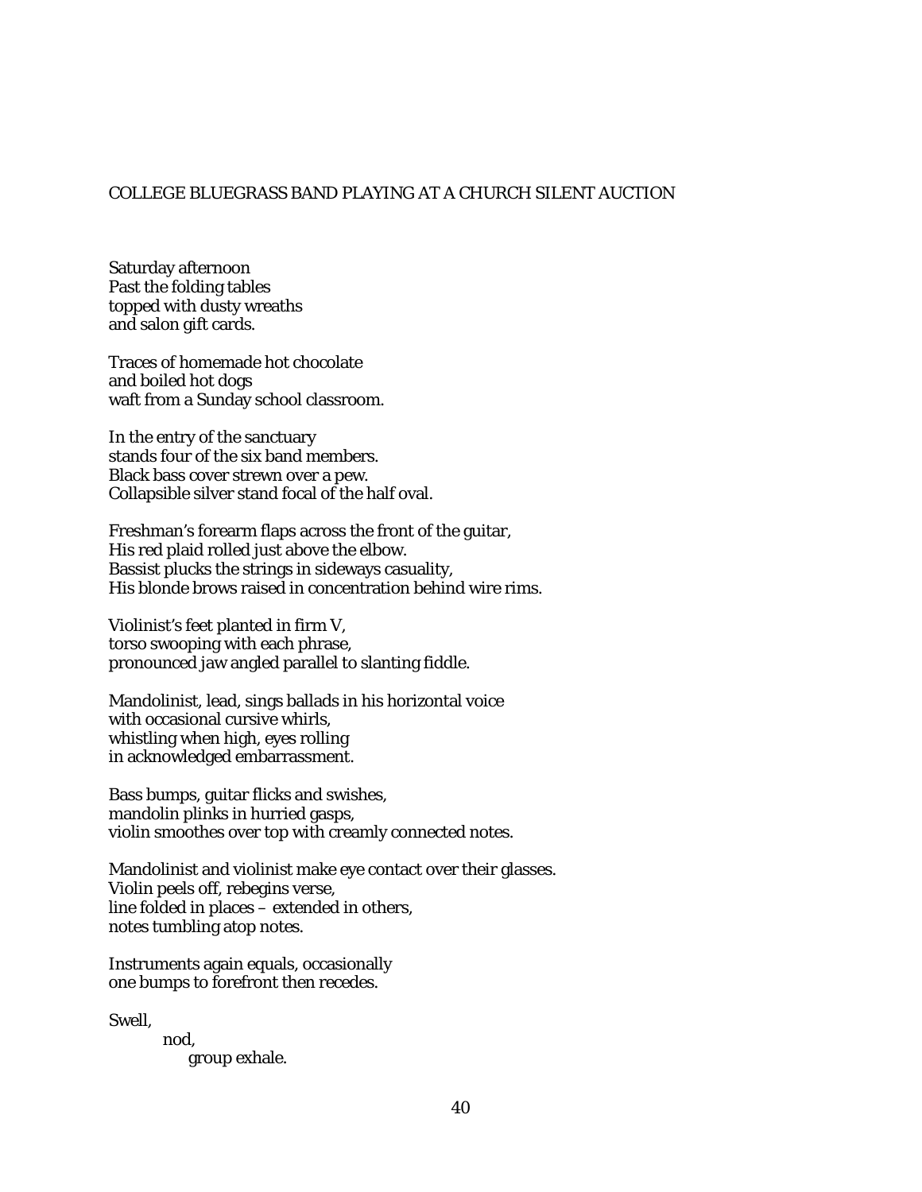## COLLEGE BLUEGRASS BAND PLAYING AT A CHURCH SILENT AUCTION

Saturday afternoon
Past the folding tables
topped with dusty wreaths
and salon gift cards.

Traces of homemade hot chocolate
and boiled hot dogs
waft from a Sunday school classroom.

In the entry of the sanctuary
stands four of the six band members.
Black bass cover strewn over a pew.
Collapsible silver stand focal of the half oval.

Freshman's forearm flaps across the front of the guitar,
His red plaid rolled just above the elbow.
Bassist plucks the strings in sideways casuality,
His blonde brows raised in concentration behind wire rims.

Violinist's feet planted in firm V,
torso swooping with each phrase,
pronounced jaw angled parallel to slanting fiddle.

Mandolinist, lead, sings ballads in his horizontal voice
with occasional cursive whirls,
whistling when high, eyes rolling
in acknowledged embarrassment.

Bass bumps, guitar flicks and swishes,
mandolin plinks in hurried gasps,
violin smoothes over top with creamly connected notes.

Mandolinist and violinist make eye contact over their glasses.
Violin peels off, rebegins verse,
line folded in places – extended in others,
notes tumbling atop notes.

Instruments again equals, occasionally
one bumps to forefront then recedes.

Swell,
          nod,
              group exhale.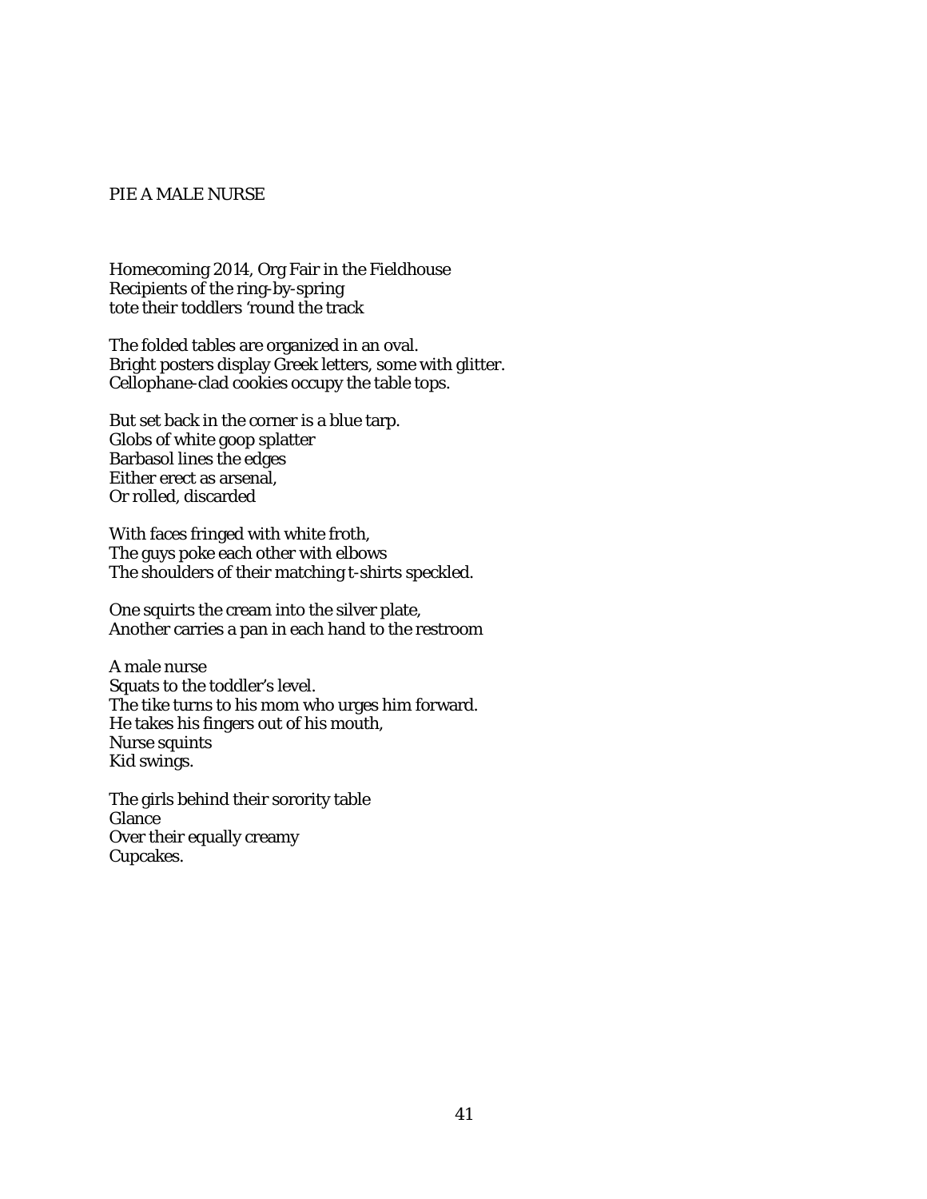## PIE A MALE NURSE

Homecoming 2014, Org Fair in the Fieldhouse  
Recipients of the ring-by-spring  
tote their toddlers 'round the track

The folded tables are organized in an oval.  
Bright posters display Greek letters, some with glitter.  
Cellophane-clad cookies occupy the table tops.

But set back in the corner is a blue tarp.  
Globs of white goop splatter  
Barbasol lines the edges  
Either erect as arsenal,  
Or rolled, discarded

With faces fringed with white froth,  
The guys poke each other with elbows  
The shoulders of their matching t-shirts speckled.

One squirts the cream into the silver plate,  
Another carries a pan in each hand to the restroom

A male nurse  
Squats to the toddler's level.  
The tike turns to his mom who urges him forward.  
He takes his fingers out of his mouth,  
Nurse squints  
Kid swings.

The girls behind their sorority table  
Glance  
Over their equally creamy  
Cupcakes.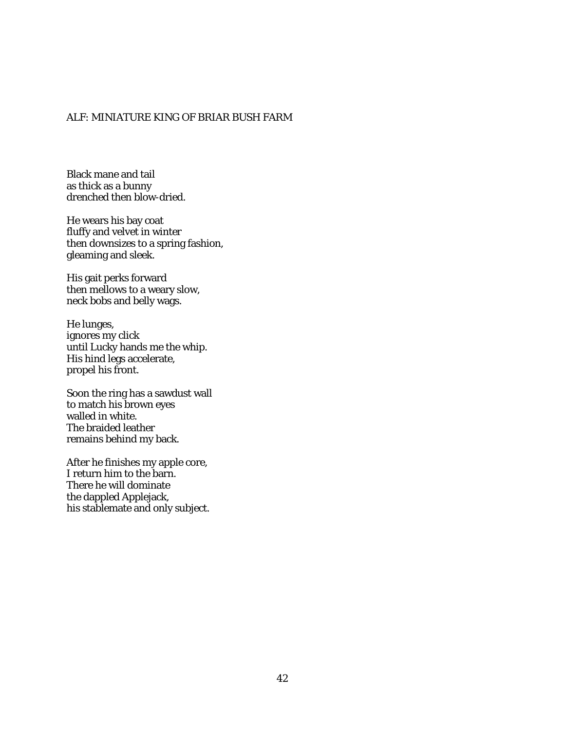## ALF: MINIATURE KING OF BRIAR BUSH FARM

Black mane and tail  
as thick as a bunny  
drenched then blow-dried.

He wears his bay coat  
fluffy and velvet in winter  
then downsizes to a spring fashion,  
gleaming and sleek.

His gait perks forward  
then mellows to a weary slow,  
neck bobs and belly wags.

He lunges,  
ignores my click  
until Lucky hands me the whip.  
His hind legs accelerate,  
propel his front.

Soon the ring has a sawdust wall  
to match his brown eyes  
walled in white.  
The braided leather  
remains behind my back.

After he finishes my apple core,  
I return him to the barn.  
There he will dominate  
the dappled Applejack,  
his stablemate and only subject.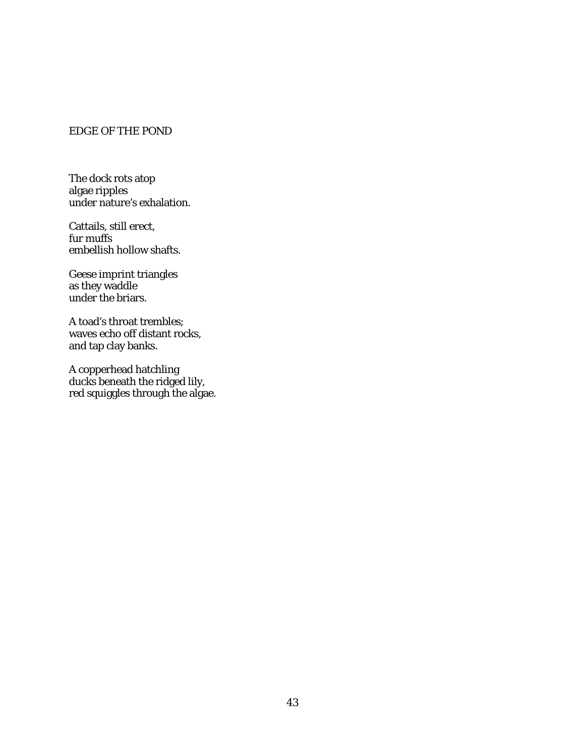## EDGE OF THE POND

The dock rots atop  
algae ripples  
under nature's exhalation.

Cattails, still erect,  
fur muffs  
embellish hollow shafts.

Geese imprint triangles  
as they waddle  
under the briars.

A toad's throat trembles;  
waves echo off distant rocks,  
and tap clay banks.

A copperhead hatchling  
ducks beneath the ridged lily,  
red squiggles through the algae.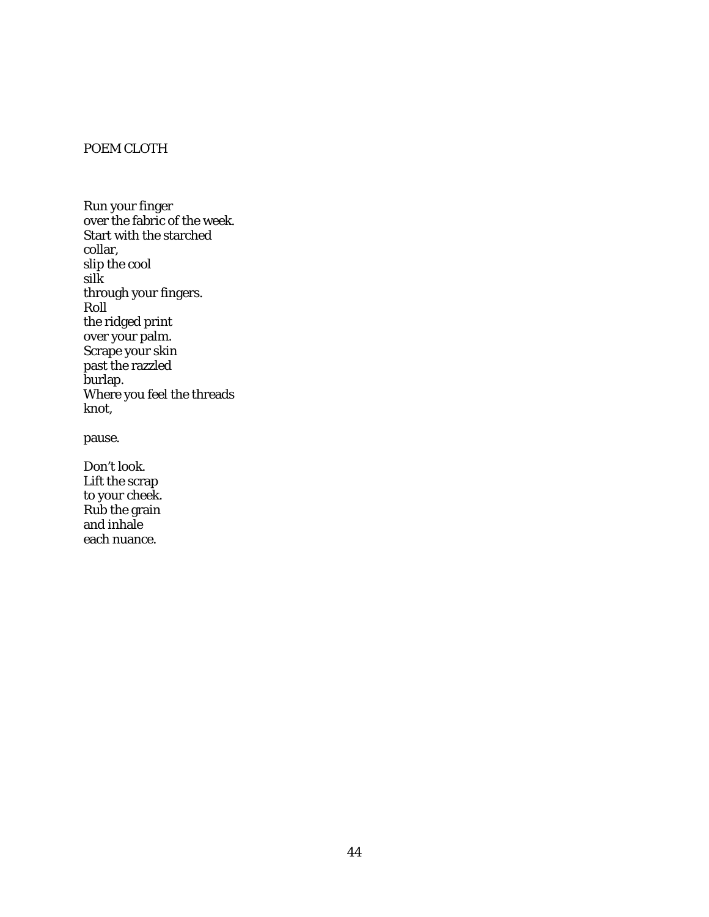## POEM CLOTH

Run your finger  
over the fabric of the week.  
Start with the starched  
collar,  
slip the cool  
silk  
through your fingers.  
Roll  
the ridged print  
over your palm.  
Scrape your skin  
past the razzled  
burlap.  
Where you feel the threads  
knot,

pause.

Don't look.  
Lift the scrap  
to your cheek.  
Rub the grain  
and inhale  
each nuance.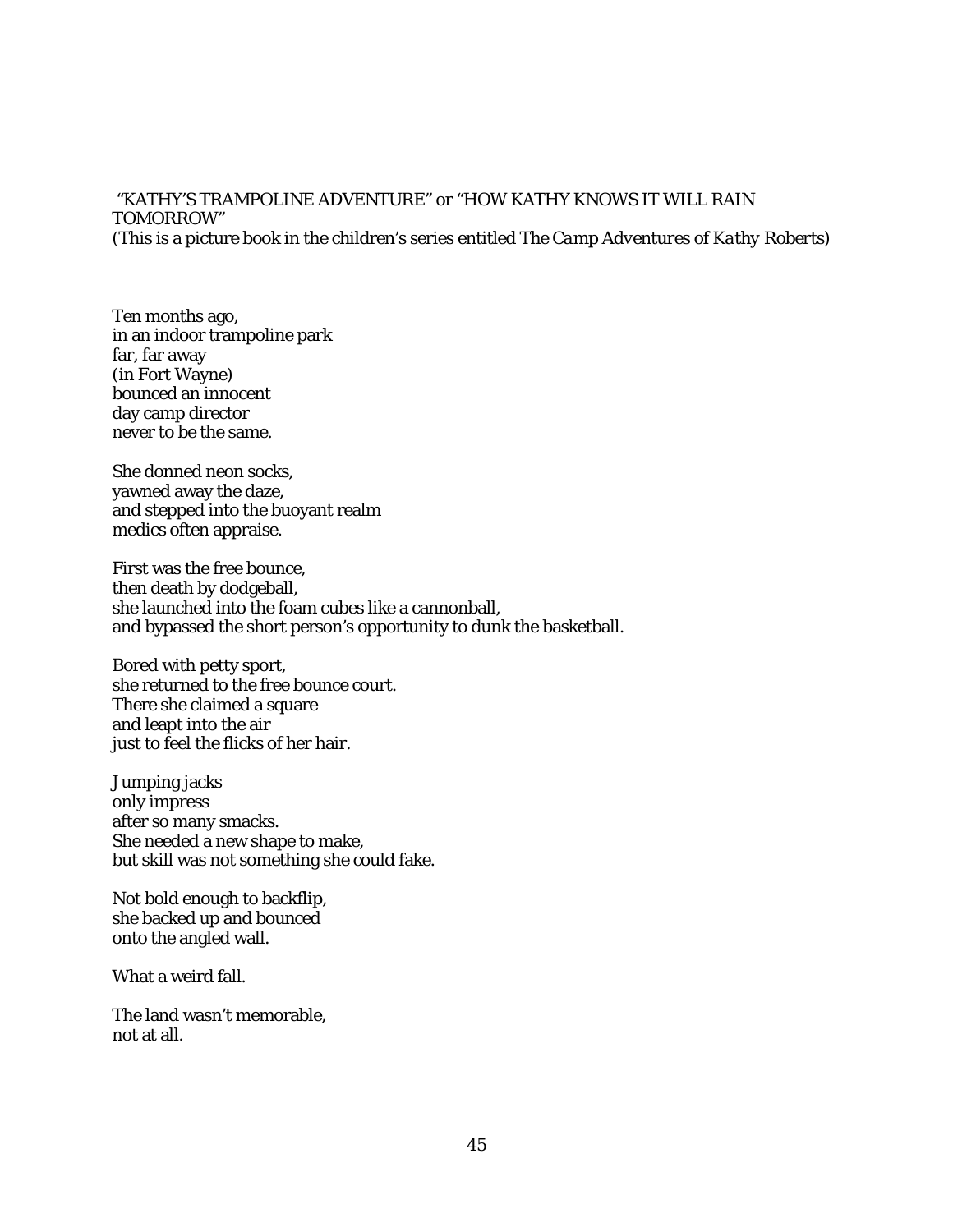"KATHY'S TRAMPOLINE ADVENTURE" or "HOW KATHY KNOWS IT WILL RAIN TOMORROW"

(This is a picture book in the children's series entitled *The Camp Adventures of Kathy Roberts*)

Ten months ago,  
in an indoor trampoline park  
far, far away  
(in Fort Wayne)  
bounced an innocent  
day camp director  
never to be the same.

She donned neon socks,  
yawned away the daze,  
and stepped into the buoyant realm  
medics often appraise.

First was the free bounce,  
then death by dodgeball,  
she launched into the foam cubes like a cannonball,  
and bypassed the short person's opportunity to dunk the basketball.

Bored with petty sport,  
she returned to the free bounce court.  
There she claimed a square  
and leapt into the air  
just to feel the flicks of her hair.

Jumping jacks  
only impress  
after so many smacks.  
She needed a new shape to make,  
but skill was not something she could fake.

Not bold enough to backflip,  
she backed up and bounced  
onto the angled wall.

What a weird fall.

The land wasn't memorable,  
not at all.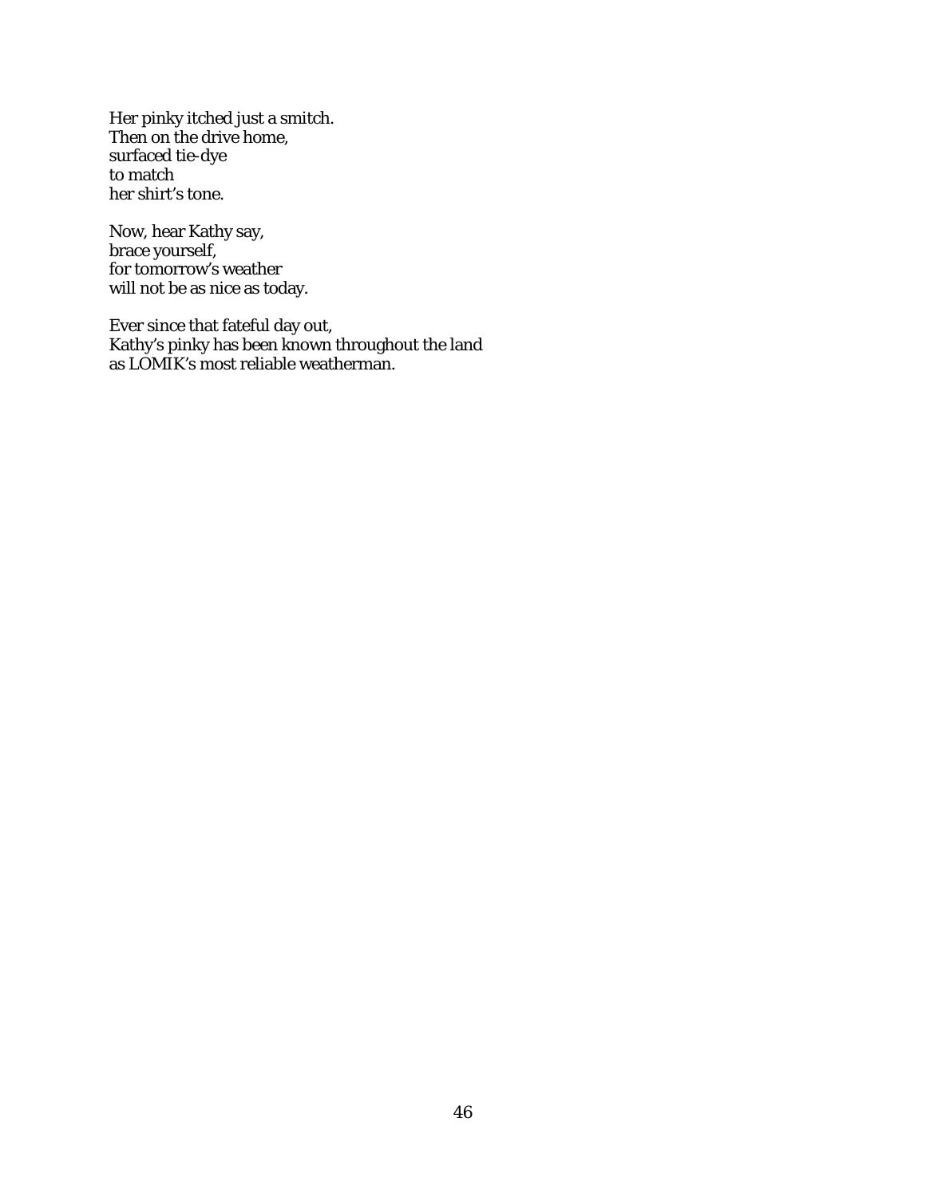Her pinky itched just a smitch.  
Then on the drive home,  
surfaced tie-dye  
to match  
her shirt's tone.

Now, hear Kathy say,  
brace yourself,  
for tomorrow's weather  
will not be as nice as today.

Ever since that fateful day out,  
Kathy's pinky has been known throughout the land  
as LOMIK's most reliable weatherman.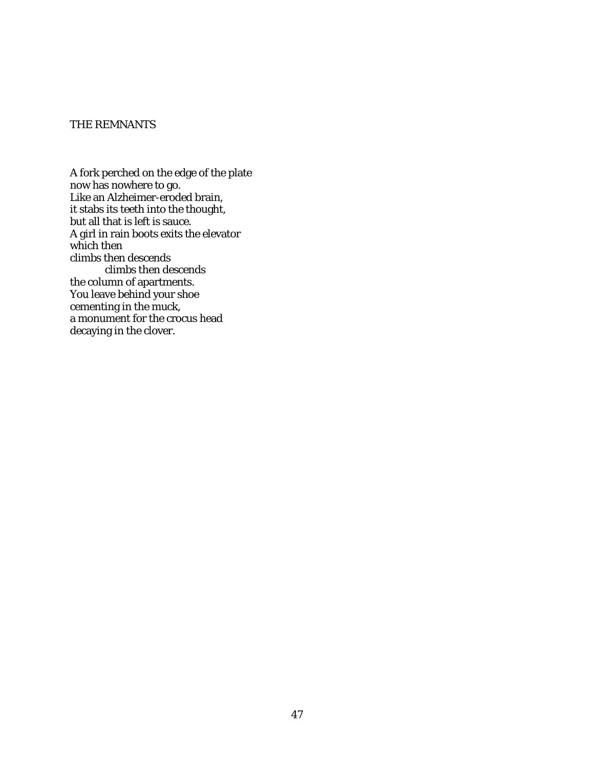## THE REMNANTS

A fork perched on the edge of the plate  
now has nowhere to go.  
Like an Alzheimer-eroded brain,  
it stabs its teeth into the thought,  
but all that is left is sauce.  
A girl in rain boots exits the elevator  
which then  
climbs then descends  
&emsp;&emsp;&emsp;&emsp;climbs then descends  
the column of apartments.  
You leave behind your shoe  
cementing in the muck,  
a monument for the crocus head  
decaying in the clover.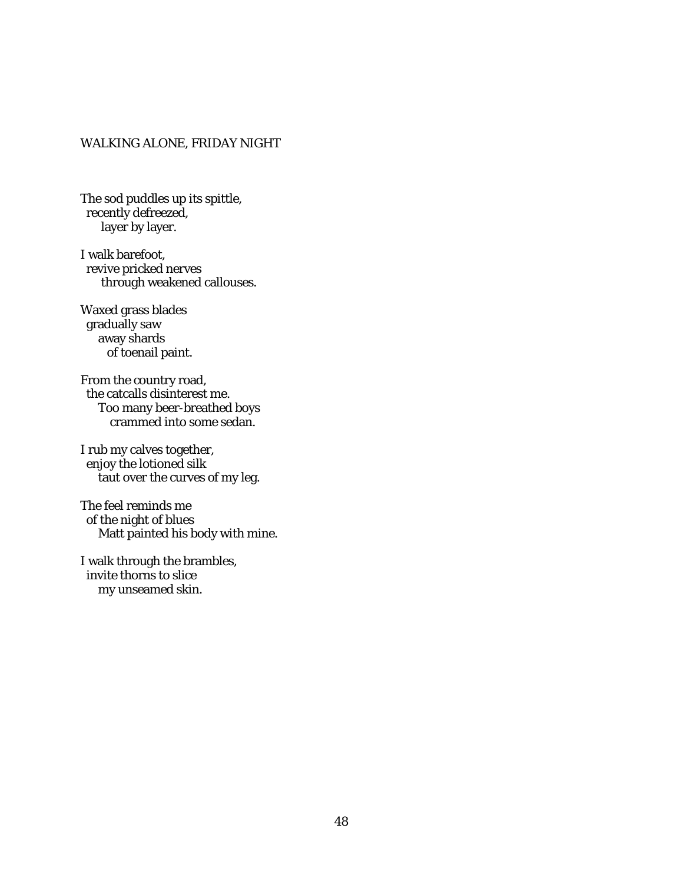## WALKING ALONE, FRIDAY NIGHT

The sod puddles up its spittle,  
  recently defreezed,  
    layer by layer.

I walk barefoot,  
  revive pricked nerves  
    through weakened callouses.

Waxed grass blades  
  gradually saw  
    away shards  
      of toenail paint.

From the country road,  
  the catcalls disinterest me.  
    Too many beer-breathed boys  
      crammed into some sedan.

I rub my calves together,  
  enjoy the lotioned silk  
    taut over the curves of my leg.

The feel reminds me  
  of the night of blues  
    Matt painted his body with mine.

I walk through the brambles,  
  invite thorns to slice  
    my unseamed skin.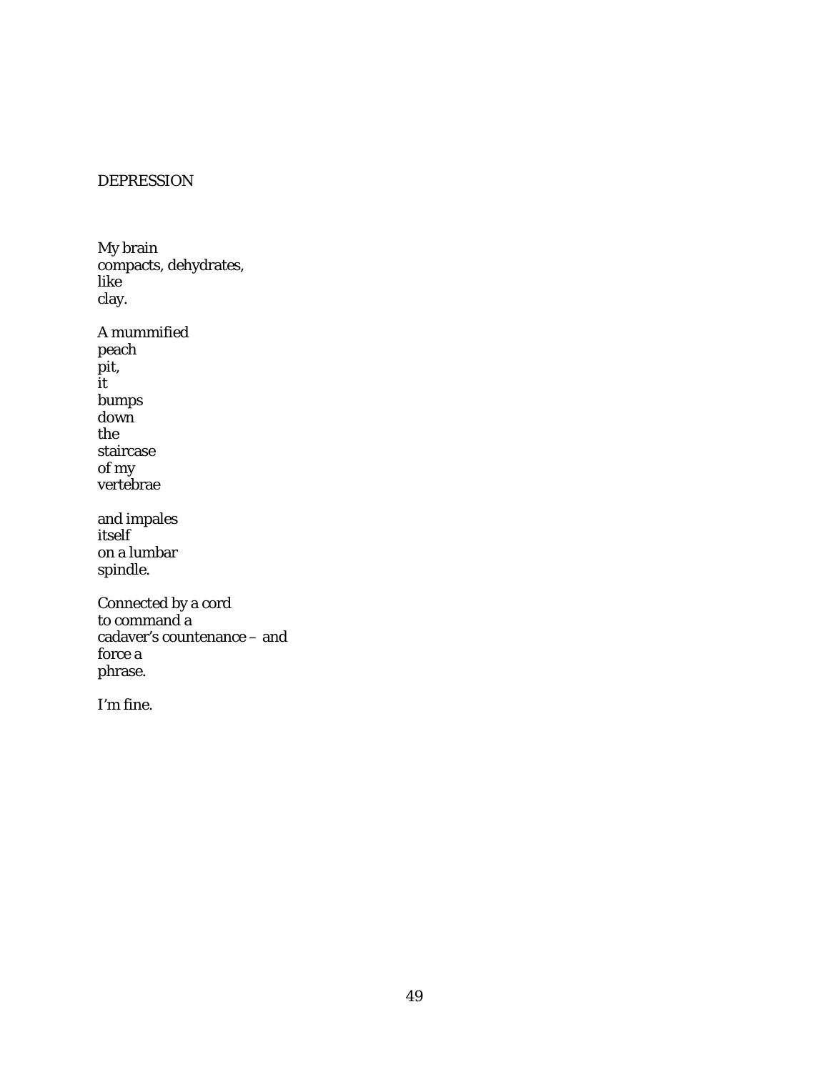## DEPRESSION

My brain  
compacts, dehydrates,  
like  
clay.

A mummified  
peach  
pit,  
it  
bumps  
down  
the  
staircase  
of my  
vertebrae

and impales  
itself  
on a lumbar  
spindle.

Connected by a cord  
to command a  
cadaver's countenance – and  
force a  
phrase.

I'm fine.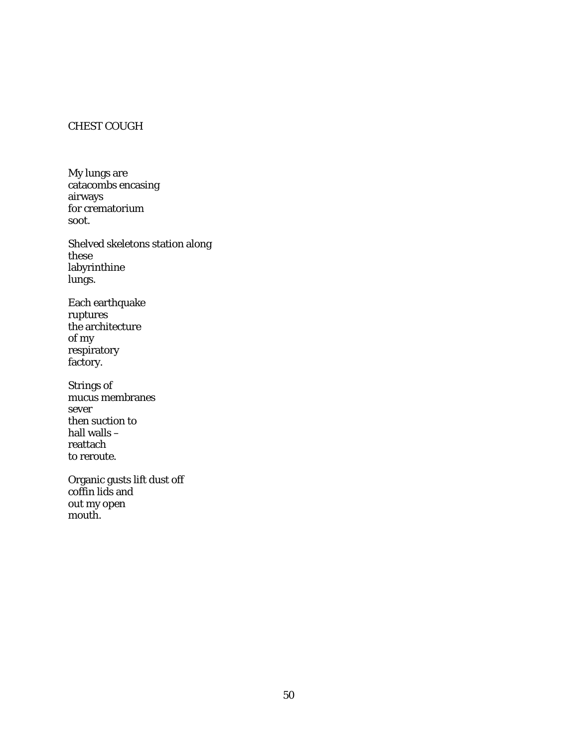## CHEST COUGH

My lungs are  
catacombs encasing  
airways  
for crematorium  
soot.

Shelved skeletons station along  
these  
labyrinthine  
lungs.

Each earthquake  
ruptures  
the architecture  
of my  
respiratory  
factory.

Strings of  
mucus membranes  
sever  
then suction to  
hall walls –  
reattach  
to reroute.

Organic gusts lift dust off  
coffin lids and  
out my open  
mouth.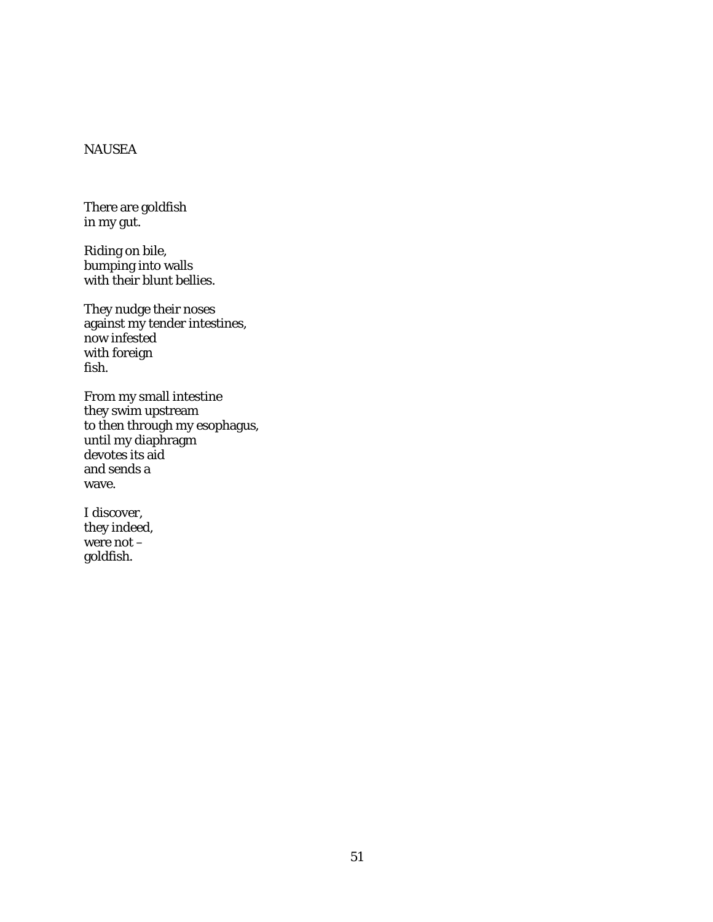## NAUSEA

There are goldfish
in my gut.

Riding on bile,
bumping into walls
with their blunt bellies.

They nudge their noses
against my tender intestines,
now infested
with foreign
fish.

From my small intestine
they swim upstream
to then through my esophagus,
until my diaphragm
devotes its aid
and sends a
wave.

I discover,
they indeed,
were not –
goldfish.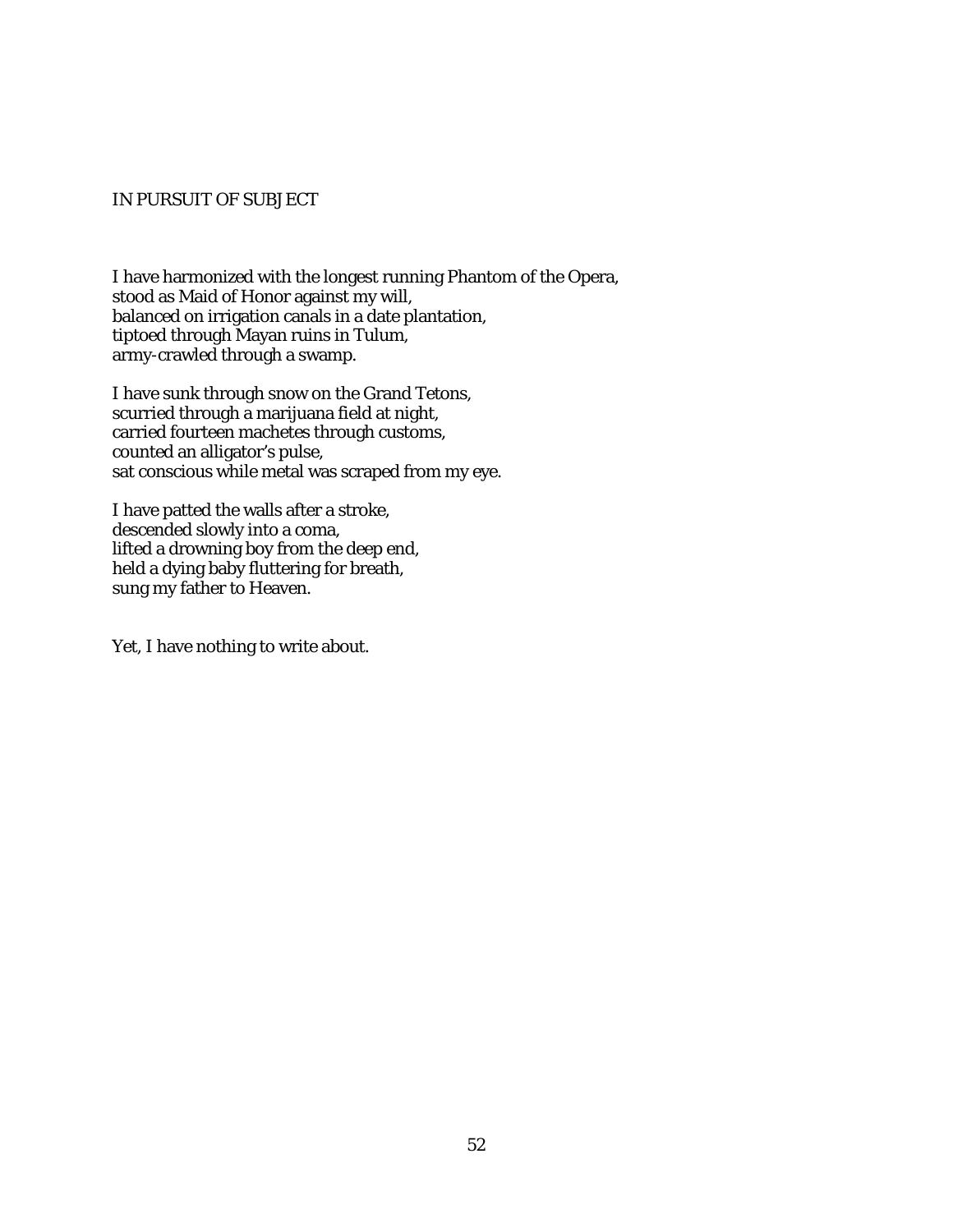## IN PURSUIT OF SUBJECT

I have harmonized with the longest running Phantom of the Opera,  
stood as Maid of Honor against my will,  
balanced on irrigation canals in a date plantation,  
tiptoed through Mayan ruins in Tulum,  
army-crawled through a swamp.

I have sunk through snow on the Grand Tetons,  
scurried through a marijuana field at night,  
carried fourteen machetes through customs,  
counted an alligator's pulse,  
sat conscious while metal was scraped from my eye.

I have patted the walls after a stroke,  
descended slowly into a coma,  
lifted a drowning boy from the deep end,  
held a dying baby fluttering for breath,  
sung my father to Heaven.

Yet, I have nothing to write about.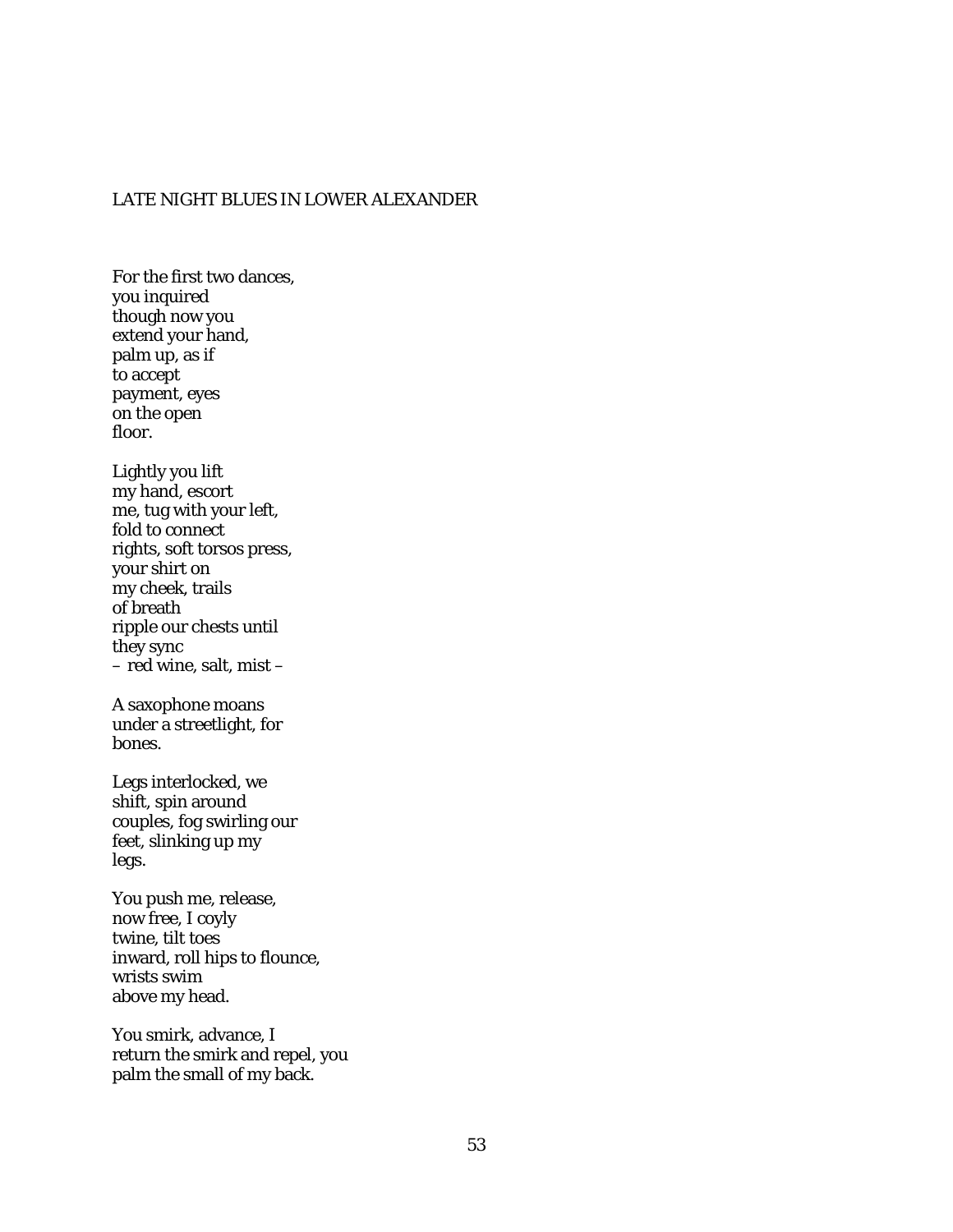## LATE NIGHT BLUES IN LOWER ALEXANDER

For the first two dances,  
you inquired  
though now you  
extend your hand,  
palm up, as if  
to accept  
payment, eyes  
on the open  
floor.

Lightly you lift  
my hand, escort  
me, tug with your left,  
fold to connect  
rights, soft torsos press,  
your shirt on  
my cheek, trails  
of breath  
ripple our chests until  
they sync  
– red wine, salt, mist –

A saxophone moans  
under a streetlight, for  
bones.

Legs interlocked, we  
shift, spin around  
couples, fog swirling our  
feet, slinking up my  
legs.

You push me, release,  
now free, I coyly  
twine, tilt toes  
inward, roll hips to flounce,  
wrists swim  
above my head.

You smirk, advance, I  
return the smirk and repel, you  
palm the small of my back.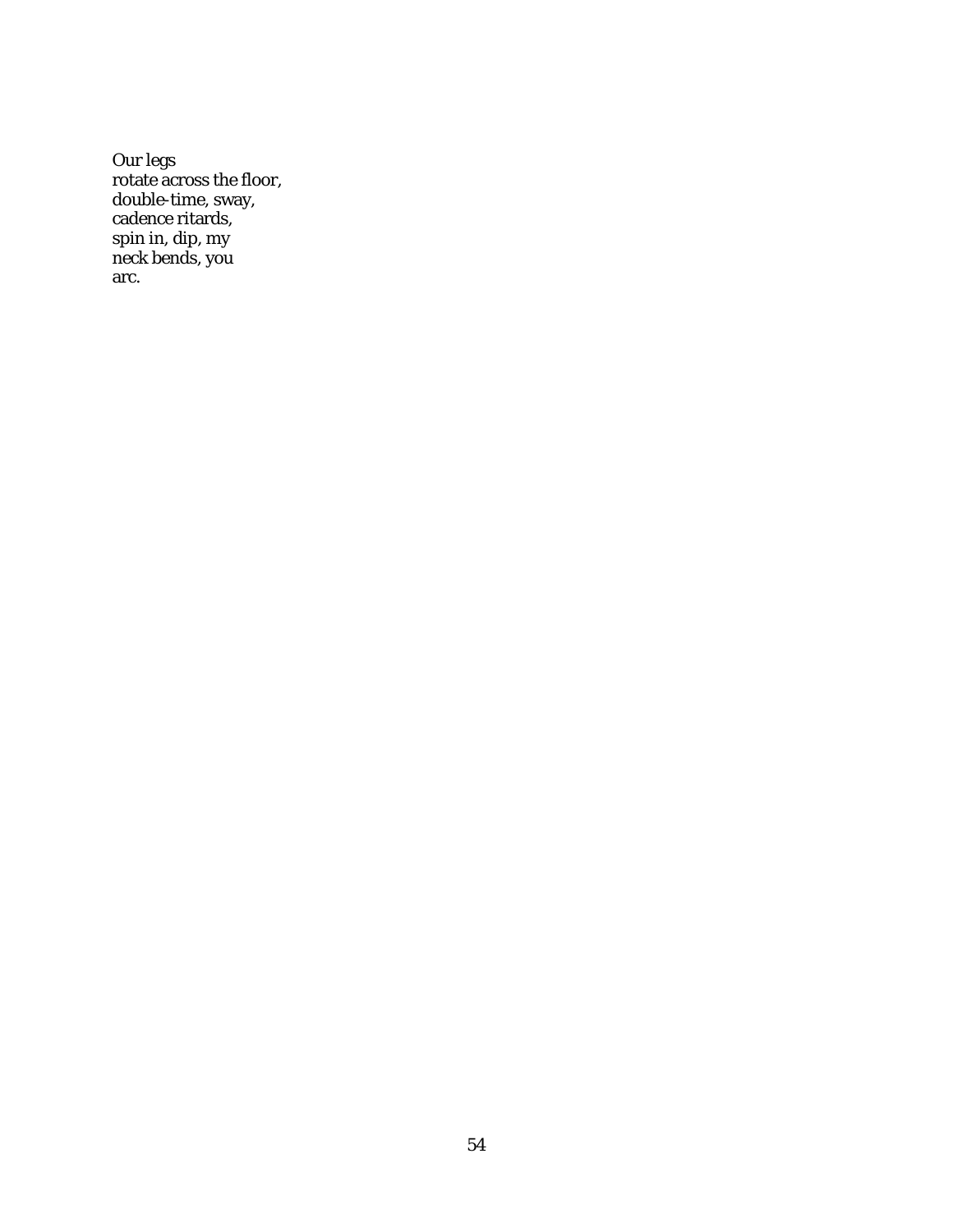Our legs  
rotate across the floor,  
double-time, sway,  
cadence ritards,  
spin in, dip, my  
neck bends, you  
arc.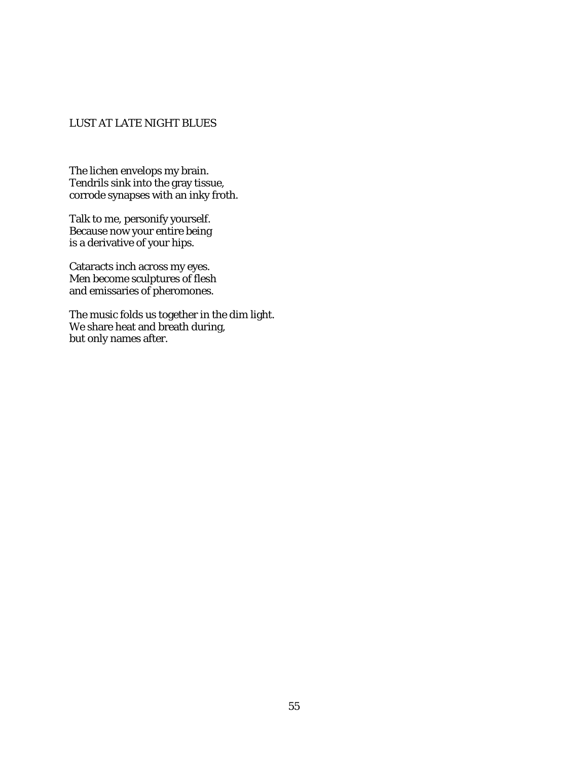## LUST AT LATE NIGHT BLUES

The lichen envelops my brain.
Tendrils sink into the gray tissue,
corrode synapses with an inky froth.

Talk to me, personify yourself.
Because now your entire being
is a derivative of your hips.

Cataracts inch across my eyes.
Men become sculptures of flesh
and emissaries of pheromones.

The music folds us together in the dim light.
We share heat and breath during,
but only names after.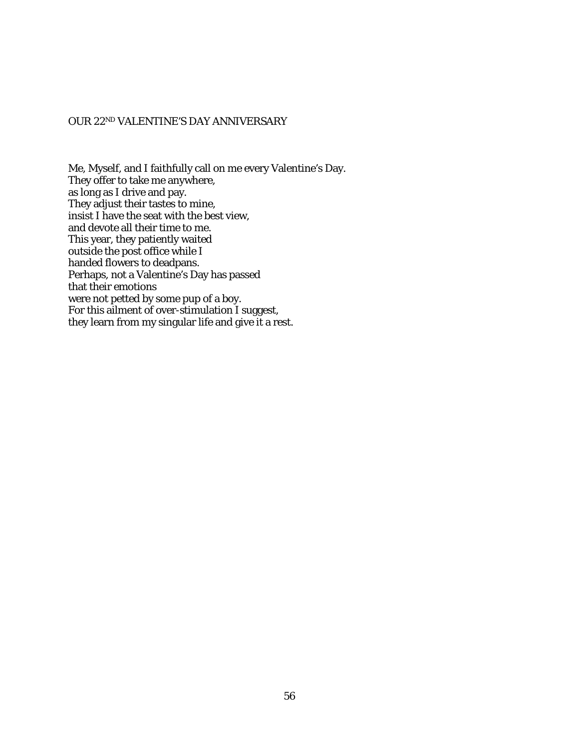## OUR 22ND VALENTINE'S DAY ANNIVERSARY

Me, Myself, and I faithfully call on me every Valentine's Day.  
They offer to take me anywhere,  
as long as I drive and pay.  
They adjust their tastes to mine,  
insist I have the seat with the best view,  
and devote all their time to me.  
This year, they patiently waited  
outside the post office while I  
handed flowers to deadpans.  
Perhaps, not a Valentine's Day has passed  
that their emotions  
were not petted by some pup of a boy.  
For this ailment of over-stimulation I suggest,  
they learn from my singular life and give it a rest.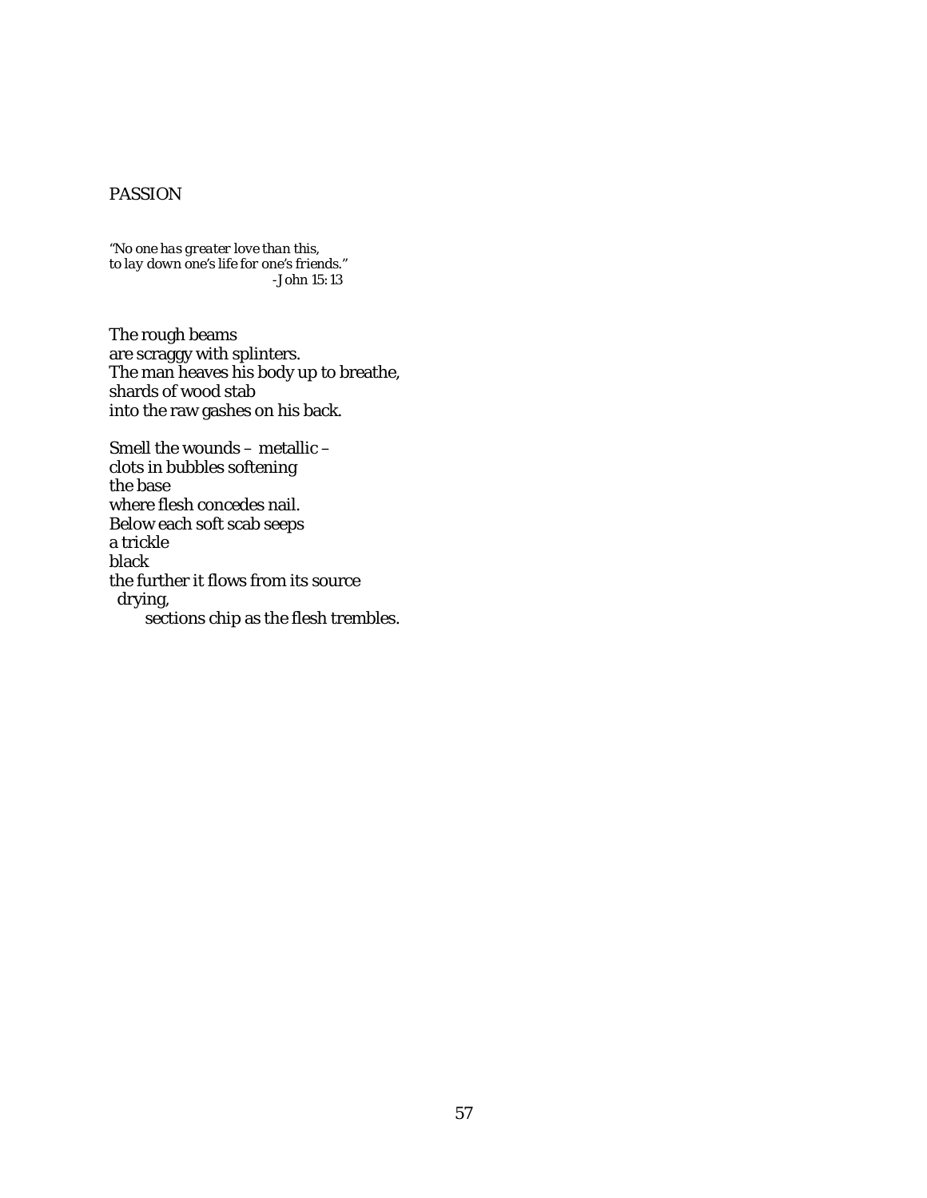## PASSION

*"No one has greater love than this,*
*to lay down one's life for one's friends."*
*-John 15: 13*

The rough beams
are scraggy with splinters.
The man heaves his body up to breathe,
shards of wood stab
into the raw gashes on his back.

Smell the wounds – metallic –
clots in bubbles softening
the base
where flesh concedes nail.
Below each soft scab seeps
a trickle
black
the further it flows from its source
  drying,
    sections chip as the flesh trembles.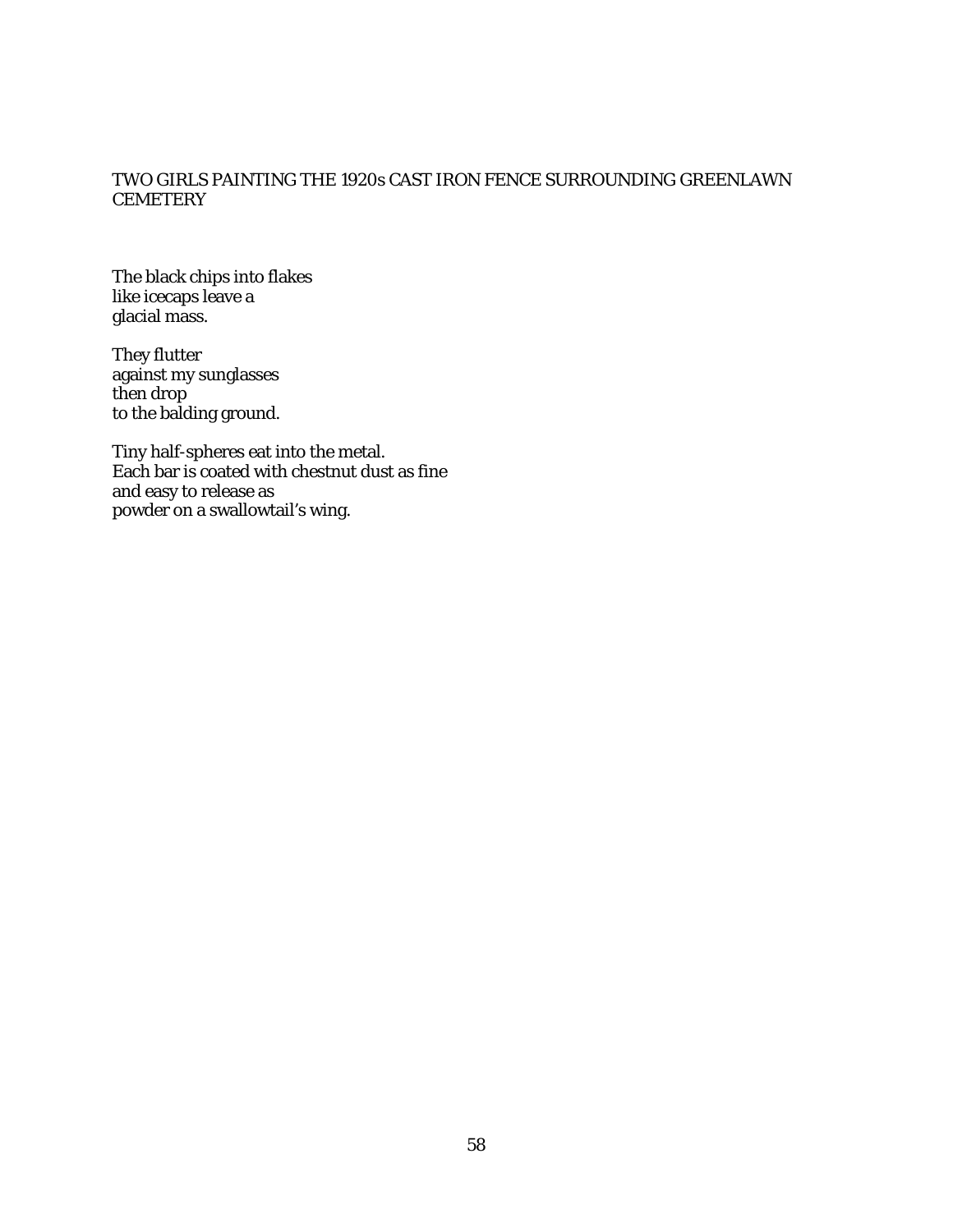## TWO GIRLS PAINTING THE 1920s CAST IRON FENCE SURROUNDING GREENLAWN CEMETERY

The black chips into flakes
like icecaps leave a
glacial mass.

They flutter
against my sunglasses
then drop
to the balding ground.

Tiny half-spheres eat into the metal.
Each bar is coated with chestnut dust as fine
and easy to release as
powder on a swallowtail's wing.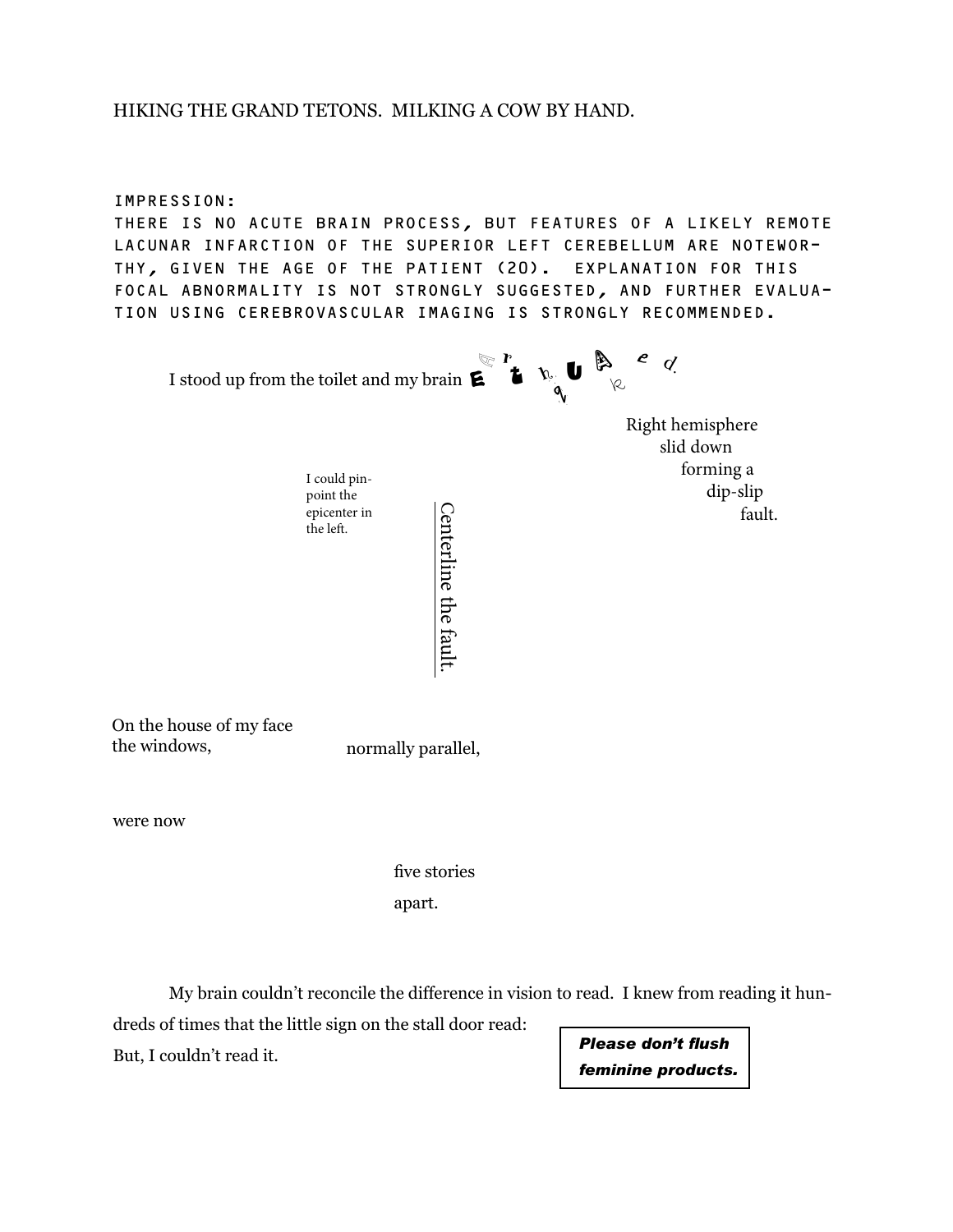HIKING THE GRAND TETONS. MILKING A COW BY HAND.

IMPRESSION:
THERE IS NO ACUTE BRAIN PROCESS, BUT FEATURES OF A LIKELY REMOTE LACUNAR INFARCTION OF THE SUPERIOR LEFT CEREBELLUM ARE NOTEWORTHY, GIVEN THE AGE OF THE PATIENT (20). EXPLANATION FOR THIS FOCAL ABNORMALITY IS NOT STRONGLY SUGGESTED, AND FURTHER EVALUATION USING CEREBROVASCULAR IMAGING IS STRONGLY RECOMMENDED.

I stood up from the toilet and my brain E a r t h q u a k e d.

Right hemisphere
slid down
forming a
dip-slip
fault.

I could pinpoint the epicenter in the left.

Centerline the fault.

On the house of my face
the windows, normally parallel,

were now

five stories
apart.

My brain couldn't reconcile the difference in vision to read. I knew from reading it hundreds of times that the little sign on the stall door read:

***Please don't flush feminine products.***

But, I couldn't read it.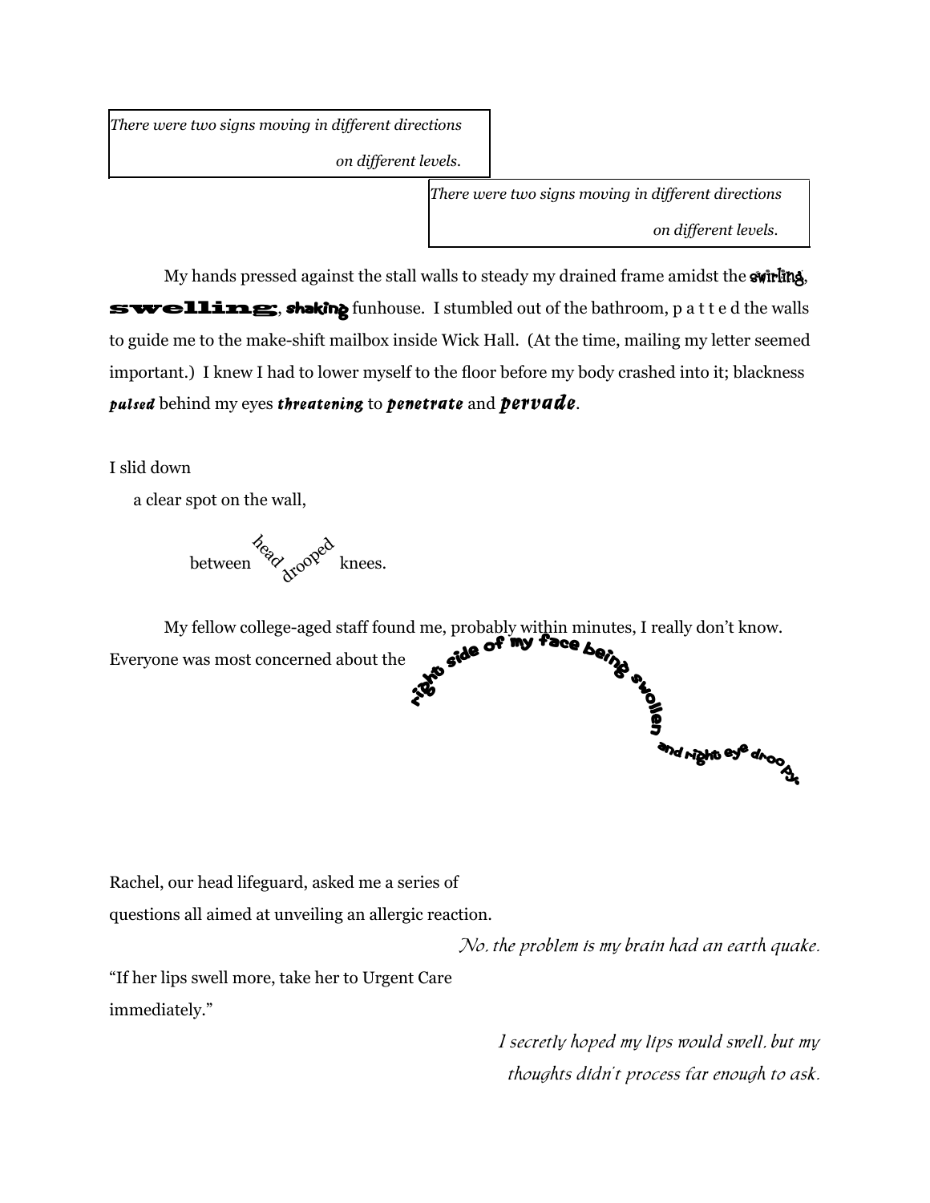*There were two signs moving in different directions*

*on different levels.*

*There were two signs moving in different directions*

*on different levels.*

My hands pressed against the stall walls to steady my drained frame amidst the swirling, **swelling**, shaking funhouse. I stumbled out of the bathroom, p a t t e d the walls to guide me to the make-shift mailbox inside Wick Hall. (At the time, mailing my letter seemed important.) I knew I had to lower myself to the floor before my body crashed into it; blackness ***pulsed*** behind my eyes ***threatening*** to ***penetrate*** and ***pervade***.

I slid down

a clear spot on the wall,

between head drooped knees.

My fellow college-aged staff found me, probably within minutes, I really don't know. Everyone was most concerned about the right side of my face being swollen and right eye droopy.

Rachel, our head lifeguard, asked me a series of questions all aimed at unveiling an allergic reaction.

*No, the problem is my brain had an earth quake.*

"If her lips swell more, take her to Urgent Care immediately."

*I secretly hoped my lips would swell, but my thoughts didn't process far enough to ask.*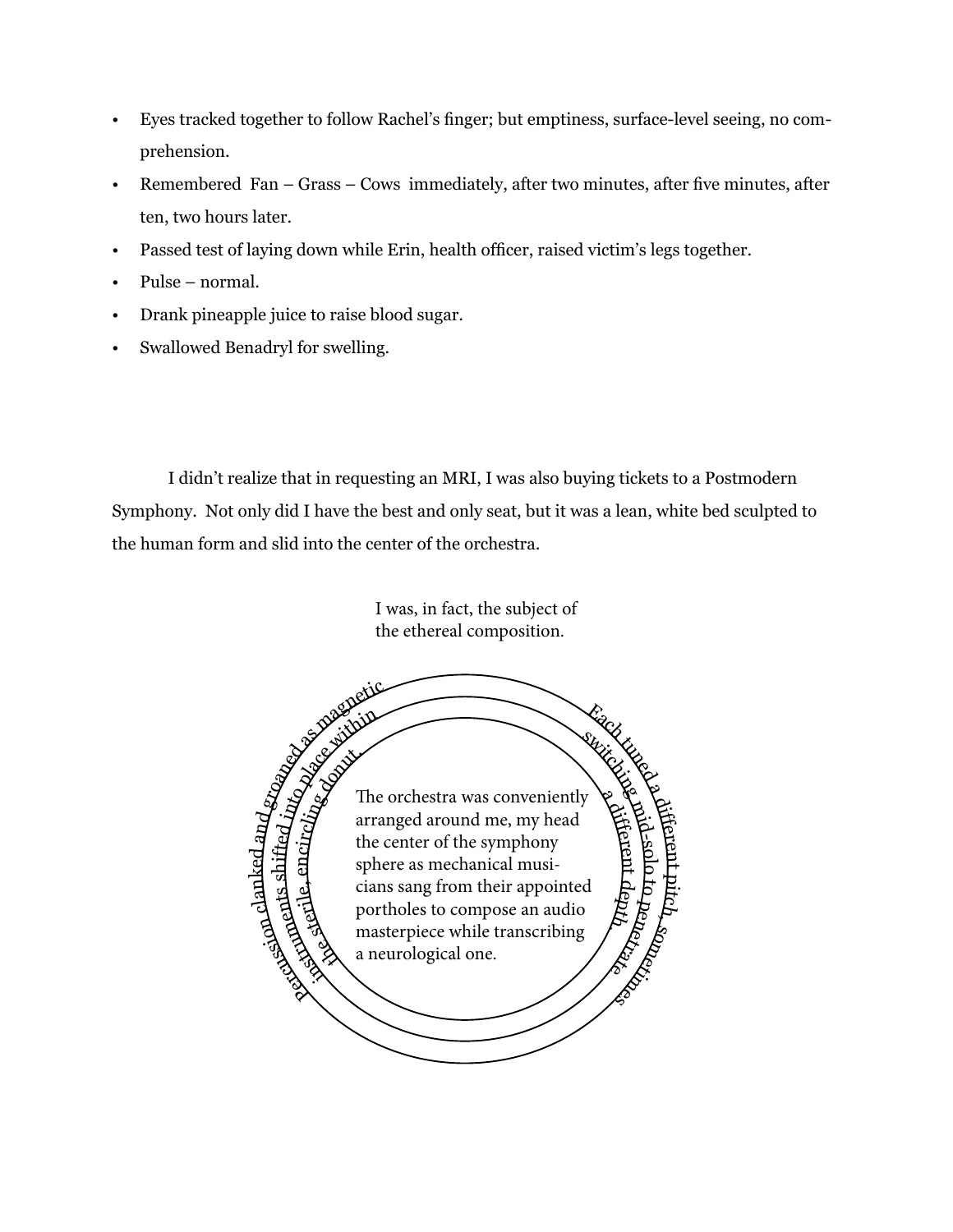- Eyes tracked together to follow Rachel's finger; but emptiness, surface-level seeing, no comprehension.
- Remembered Fan – Grass – Cows immediately, after two minutes, after five minutes, after ten, two hours later.
- Passed test of laying down while Erin, health officer, raised victim's legs together.
- Pulse – normal.
- Drank pineapple juice to raise blood sugar.
- Swallowed Benadryl for swelling.

I didn't realize that in requesting an MRI, I was also buying tickets to a Postmodern Symphony. Not only did I have the best and only seat, but it was a lean, white bed sculpted to the human form and slid into the center of the orchestra.

I was, in fact, the subject of the ethereal composition.

Percussion clanked and groaned as magnetic instruments shifted into place within the sterile, encircling donut.

Each tuned a different pitch, sometimes switching mid-solo to penetrate a different depth.

The orchestra was conveniently arranged around me, my head the center of the symphony sphere as mechanical musicians sang from their appointed portholes to compose an audio masterpiece while transcribing a neurological one.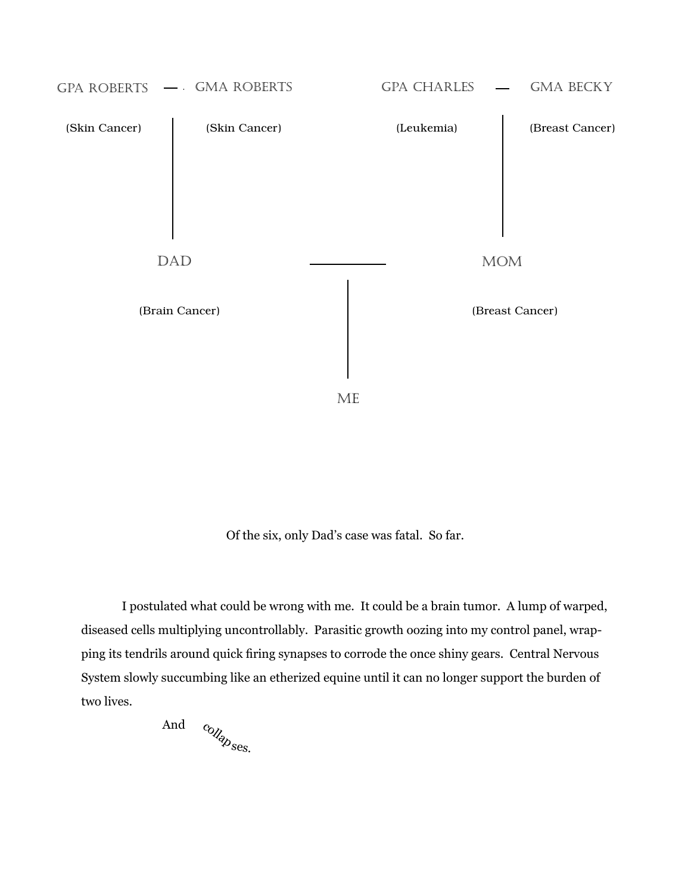GPA ROBERTS — GMA ROBERTS

(Skin Cancer) (Skin Cancer)

GPA CHARLES — GMA BECKY

(Leukemia) (Breast Cancer)

DAD —— MOM

(Brain Cancer) (Breast Cancer)

ME

Of the six, only Dad's case was fatal. So far.

I postulated what could be wrong with me. It could be a brain tumor. A lump of warped, diseased cells multiplying uncontrollably. Parasitic growth oozing into my control panel, wrapping its tendrils around quick firing synapses to corrode the once shiny gears. Central Nervous System slowly succumbing like an etherized equine until it can no longer support the burden of two lives.

And collapses.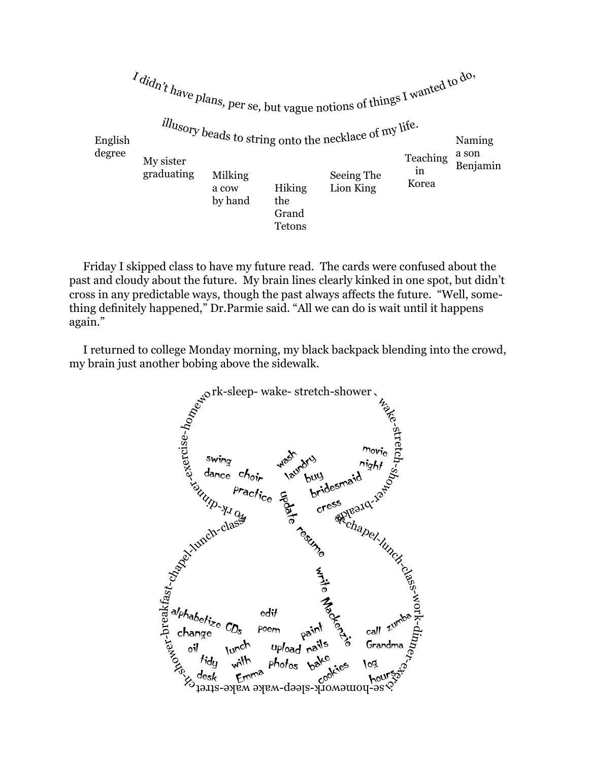I didn't have plans, per se, but vague notions of things I wanted to do,

illusory beads to string onto the necklace of my life.

English degree

My sister graduating

Milking a cow by hand

Hiking the Grand Tetons

Seeing The Lion King

Teaching in Korea

Naming a son Benjamin

Friday I skipped class to have my future read. The cards were confused about the past and cloudy about the future. My brain lines clearly kinked in one spot, but didn't cross in any predictable ways, though the past always affects the future. "Well, something definitely happened," Dr.Parmie said. "All we can do is wait until it happens again."

I returned to college Monday morning, my black backpack blending into the crowd, my brain just another bobing above the sidewalk.

rk-sleep- wake- stretch-shower wake-stretch-shower-breakfast-chapel-lunch-class-work-dinner-exercise-homework-sleep-wake wake-stretch-shower-breakfast-chapel-lunch-class-wo rk-dinner-exercise-homewo

swing dance

choir practice

wash laundry

buy bridesmaid cress

movie night

update resume

write Mackenzie

alphabetize CDs

change oil

tidy desk

lunch with Emma

edit poem

upload photos

paint nails

bake cookies

call Grandma

zumba

log hours